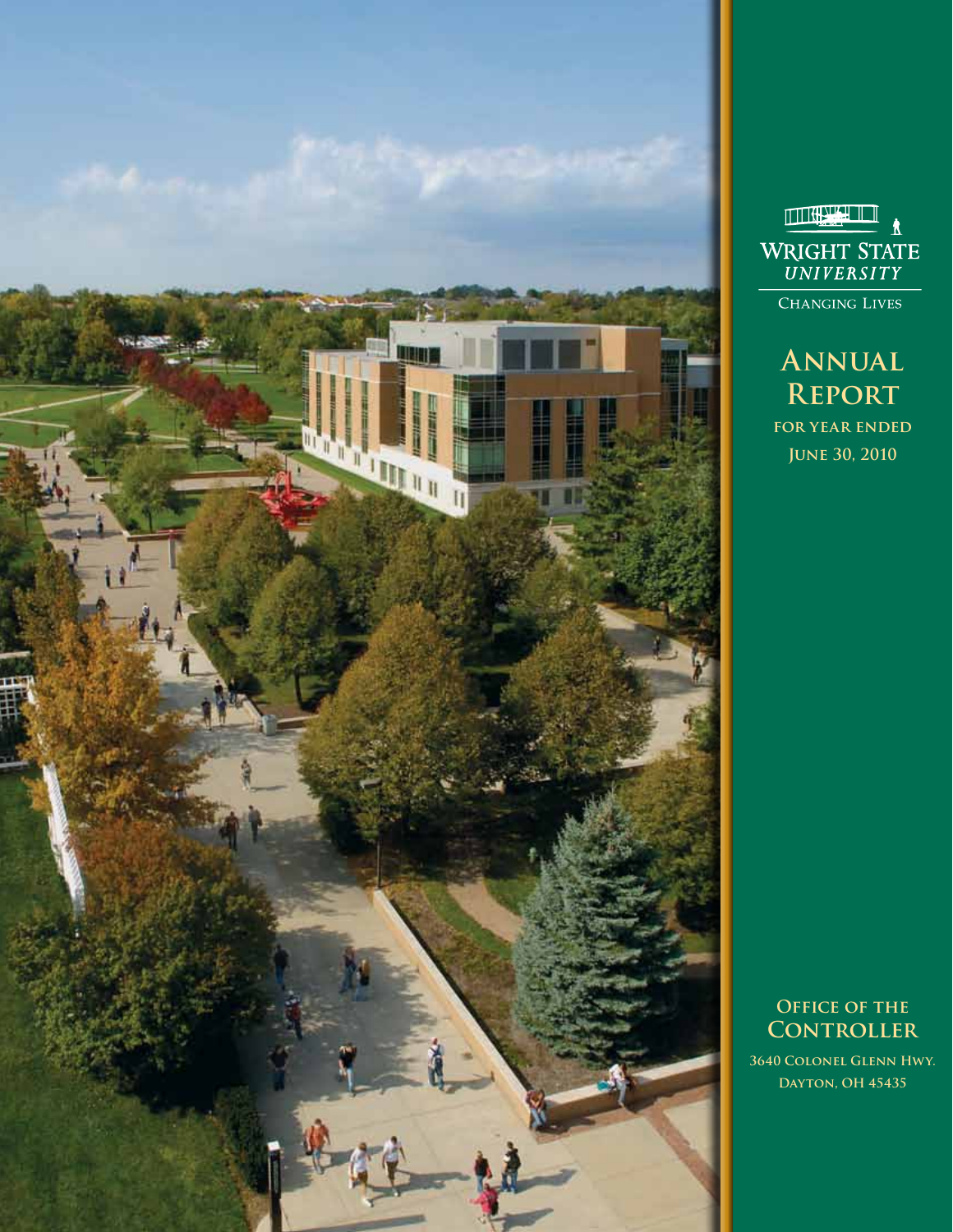# Wright State University

Changing Lives

# Annual Report

for year ended June 30, 2010

## Office of the Controller

3640 Colonel Glenn Hwy.
Dayton, OH 45435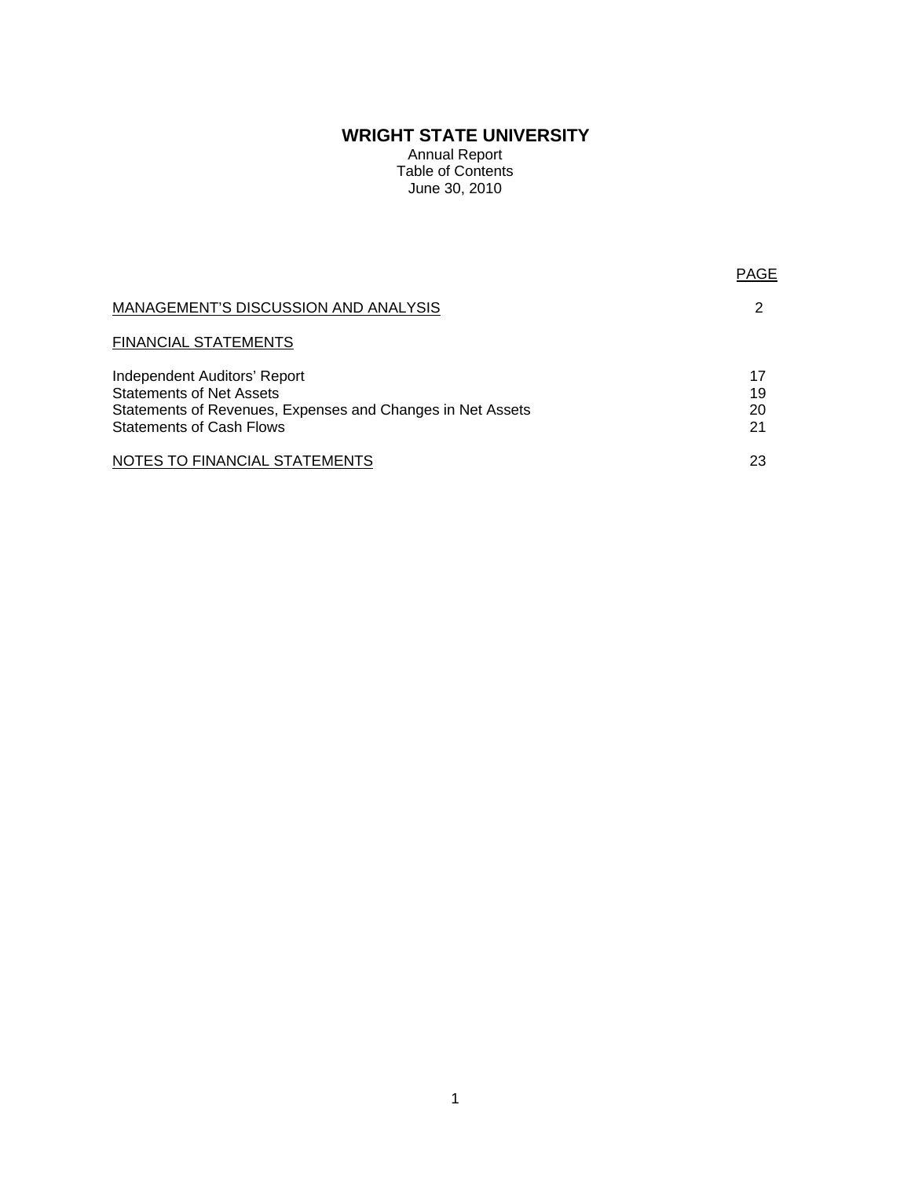# WRIGHT STATE UNIVERSITY

Annual Report
Table of Contents
June 30, 2010

| | PAGE |
|---|---|
| MANAGEMENT'S DISCUSSION AND ANALYSIS | 2 |
| FINANCIAL STATEMENTS | |
| Independent Auditors' Report | 17 |
| Statements of Net Assets | 19 |
| Statements of Revenues, Expenses and Changes in Net Assets | 20 |
| Statements of Cash Flows | 21 |
| NOTES TO FINANCIAL STATEMENTS | 23 |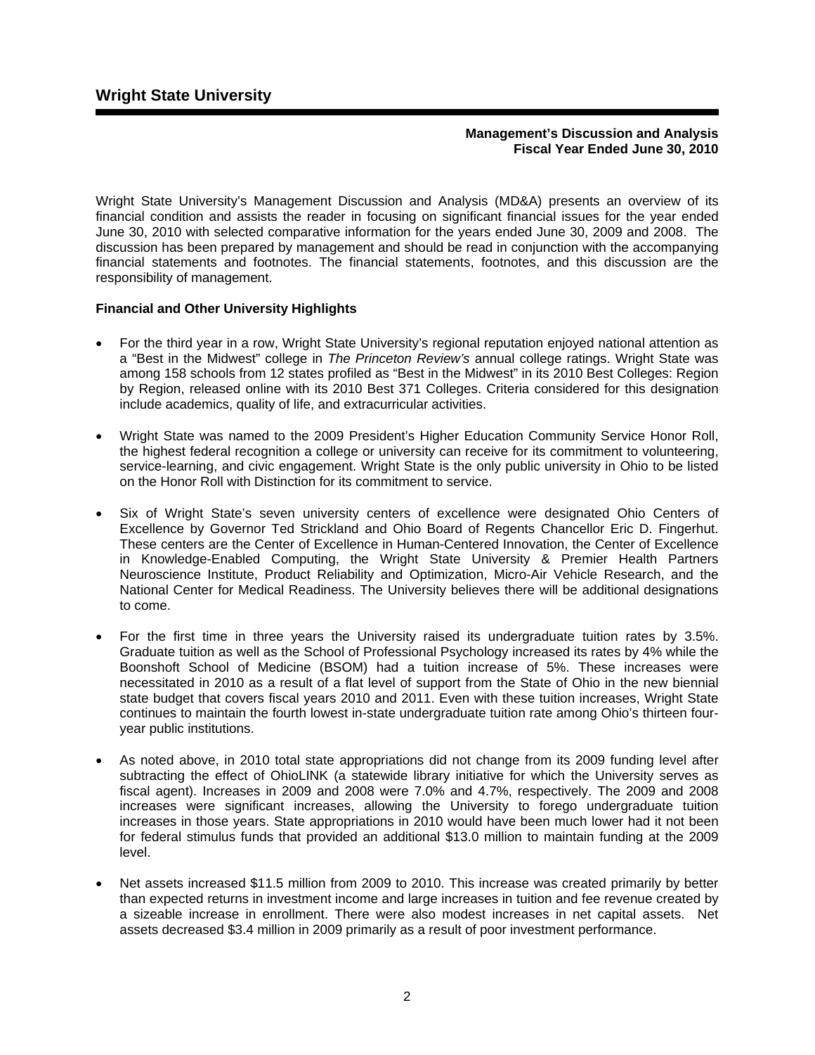# Wright State University

**Management's Discussion and Analysis**
**Fiscal Year Ended June 30, 2010**

Wright State University's Management Discussion and Analysis (MD&A) presents an overview of its financial condition and assists the reader in focusing on significant financial issues for the year ended June 30, 2010 with selected comparative information for the years ended June 30, 2009 and 2008. The discussion has been prepared by management and should be read in conjunction with the accompanying financial statements and footnotes. The financial statements, footnotes, and this discussion are the responsibility of management.

**Financial and Other University Highlights**

- For the third year in a row, Wright State University's regional reputation enjoyed national attention as a "Best in the Midwest" college in *The Princeton Review's* annual college ratings. Wright State was among 158 schools from 12 states profiled as "Best in the Midwest" in its 2010 Best Colleges: Region by Region, released online with its 2010 Best 371 Colleges. Criteria considered for this designation include academics, quality of life, and extracurricular activities.

- Wright State was named to the 2009 President's Higher Education Community Service Honor Roll, the highest federal recognition a college or university can receive for its commitment to volunteering, service-learning, and civic engagement. Wright State is the only public university in Ohio to be listed on the Honor Roll with Distinction for its commitment to service.

- Six of Wright State's seven university centers of excellence were designated Ohio Centers of Excellence by Governor Ted Strickland and Ohio Board of Regents Chancellor Eric D. Fingerhut. These centers are the Center of Excellence in Human-Centered Innovation, the Center of Excellence in Knowledge-Enabled Computing, the Wright State University & Premier Health Partners Neuroscience Institute, Product Reliability and Optimization, Micro-Air Vehicle Research, and the National Center for Medical Readiness. The University believes there will be additional designations to come.

- For the first time in three years the University raised its undergraduate tuition rates by 3.5%. Graduate tuition as well as the School of Professional Psychology increased its rates by 4% while the Boonshoft School of Medicine (BSOM) had a tuition increase of 5%. These increases were necessitated in 2010 as a result of a flat level of support from the State of Ohio in the new biennial state budget that covers fiscal years 2010 and 2011. Even with these tuition increases, Wright State continues to maintain the fourth lowest in-state undergraduate tuition rate among Ohio's thirteen four-year public institutions.

- As noted above, in 2010 total state appropriations did not change from its 2009 funding level after subtracting the effect of OhioLINK (a statewide library initiative for which the University serves as fiscal agent). Increases in 2009 and 2008 were 7.0% and 4.7%, respectively. The 2009 and 2008 increases were significant increases, allowing the University to forego undergraduate tuition increases in those years. State appropriations in 2010 would have been much lower had it not been for federal stimulus funds that provided an additional $13.0 million to maintain funding at the 2009 level.

- Net assets increased $11.5 million from 2009 to 2010. This increase was created primarily by better than expected returns in investment income and large increases in tuition and fee revenue created by a sizeable increase in enrollment. There were also modest increases in net capital assets. Net assets decreased $3.4 million in 2009 primarily as a result of poor investment performance.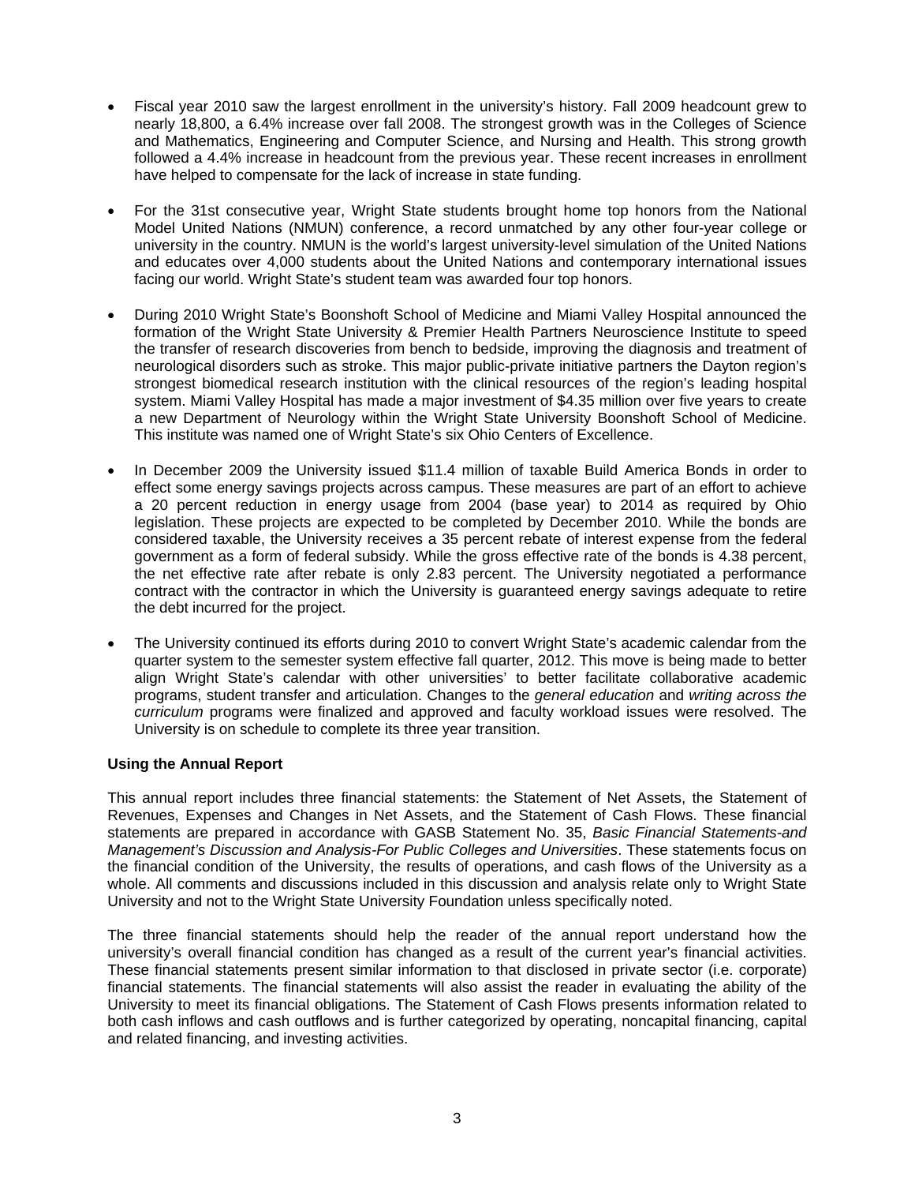- Fiscal year 2010 saw the largest enrollment in the university's history. Fall 2009 headcount grew to nearly 18,800, a 6.4% increase over fall 2008. The strongest growth was in the Colleges of Science and Mathematics, Engineering and Computer Science, and Nursing and Health. This strong growth followed a 4.4% increase in headcount from the previous year. These recent increases in enrollment have helped to compensate for the lack of increase in state funding.

- For the 31st consecutive year, Wright State students brought home top honors from the National Model United Nations (NMUN) conference, a record unmatched by any other four-year college or university in the country. NMUN is the world's largest university-level simulation of the United Nations and educates over 4,000 students about the United Nations and contemporary international issues facing our world. Wright State's student team was awarded four top honors.

- During 2010 Wright State's Boonshoft School of Medicine and Miami Valley Hospital announced the formation of the Wright State University & Premier Health Partners Neuroscience Institute to speed the transfer of research discoveries from bench to bedside, improving the diagnosis and treatment of neurological disorders such as stroke. This major public-private initiative partners the Dayton region's strongest biomedical research institution with the clinical resources of the region's leading hospital system. Miami Valley Hospital has made a major investment of $4.35 million over five years to create a new Department of Neurology within the Wright State University Boonshoft School of Medicine. This institute was named one of Wright State's six Ohio Centers of Excellence.

- In December 2009 the University issued $11.4 million of taxable Build America Bonds in order to effect some energy savings projects across campus. These measures are part of an effort to achieve a 20 percent reduction in energy usage from 2004 (base year) to 2014 as required by Ohio legislation. These projects are expected to be completed by December 2010. While the bonds are considered taxable, the University receives a 35 percent rebate of interest expense from the federal government as a form of federal subsidy. While the gross effective rate of the bonds is 4.38 percent, the net effective rate after rebate is only 2.83 percent. The University negotiated a performance contract with the contractor in which the University is guaranteed energy savings adequate to retire the debt incurred for the project.

- The University continued its efforts during 2010 to convert Wright State's academic calendar from the quarter system to the semester system effective fall quarter, 2012. This move is being made to better align Wright State's calendar with other universities' to better facilitate collaborative academic programs, student transfer and articulation. Changes to the *general education* and *writing across the curriculum* programs were finalized and approved and faculty workload issues were resolved. The University is on schedule to complete its three year transition.

**Using the Annual Report**

This annual report includes three financial statements: the Statement of Net Assets, the Statement of Revenues, Expenses and Changes in Net Assets, and the Statement of Cash Flows. These financial statements are prepared in accordance with GASB Statement No. 35, *Basic Financial Statements-and Management's Discussion and Analysis-For Public Colleges and Universities*. These statements focus on the financial condition of the University, the results of operations, and cash flows of the University as a whole. All comments and discussions included in this discussion and analysis relate only to Wright State University and not to the Wright State University Foundation unless specifically noted.

The three financial statements should help the reader of the annual report understand how the university's overall financial condition has changed as a result of the current year's financial activities. These financial statements present similar information to that disclosed in private sector (i.e. corporate) financial statements. The financial statements will also assist the reader in evaluating the ability of the University to meet its financial obligations. The Statement of Cash Flows presents information related to both cash inflows and cash outflows and is further categorized by operating, noncapital financing, capital and related financing, and investing activities.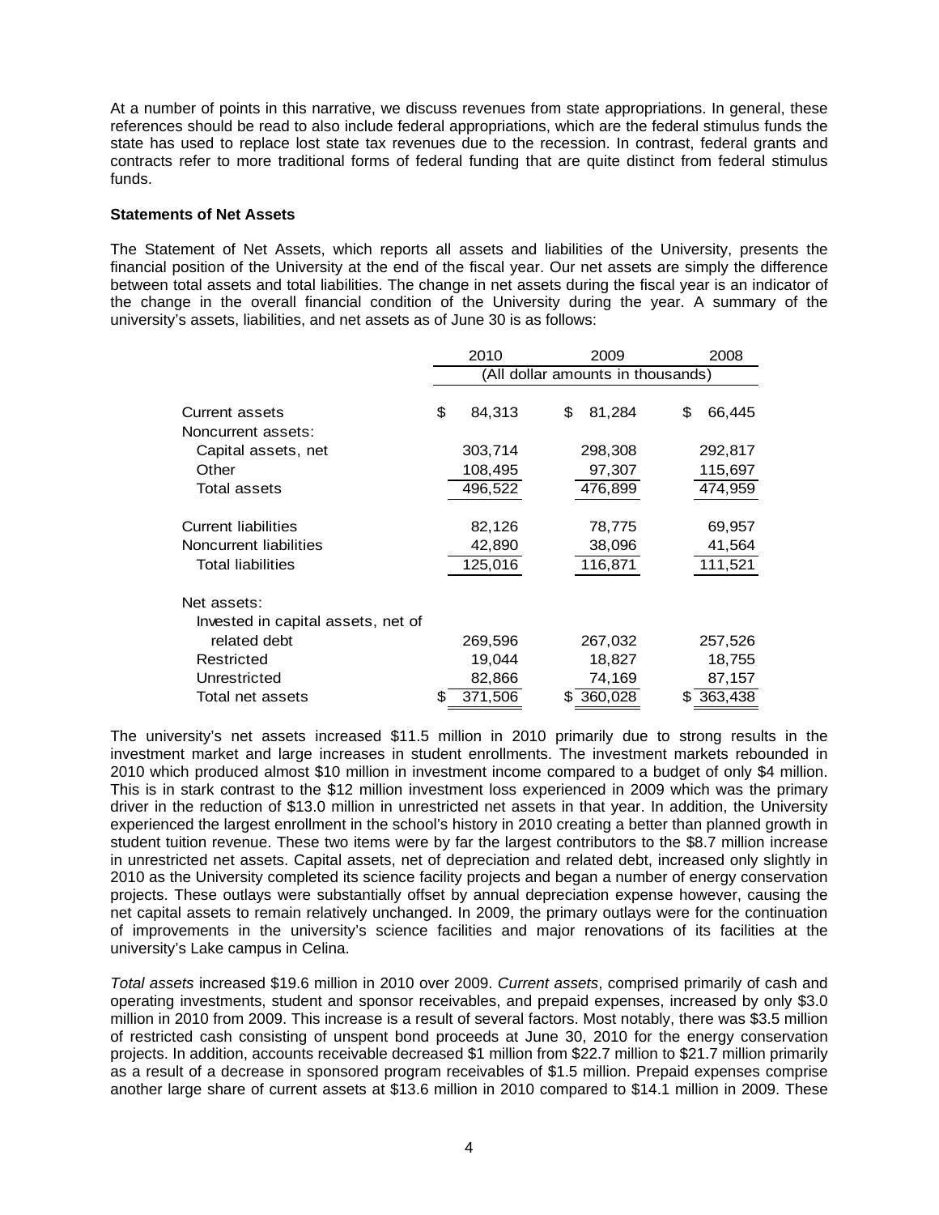At a number of points in this narrative, we discuss revenues from state appropriations. In general, these references should be read to also include federal appropriations, which are the federal stimulus funds the state has used to replace lost state tax revenues due to the recession. In contrast, federal grants and contracts refer to more traditional forms of federal funding that are quite distinct from federal stimulus funds.

**Statements of Net Assets**

The Statement of Net Assets, which reports all assets and liabilities of the University, presents the financial position of the University at the end of the fiscal year. Our net assets are simply the difference between total assets and total liabilities. The change in net assets during the fiscal year is an indicator of the change in the overall financial condition of the University during the year. A summary of the university's assets, liabilities, and net assets as of June 30 is as follows:

| | 2010 | 2009 | 2008 |
|---|---|---|---|
| | (All dollar amounts in thousands) | | |
| Current assets | $ 84,313 | $ 81,284 | $ 66,445 |
| Noncurrent assets: | | | |
| Capital assets, net | 303,714 | 298,308 | 292,817 |
| Other | 108,495 | 97,307 | 115,697 |
| Total assets | 496,522 | 476,899 | 474,959 |
| Current liabilities | 82,126 | 78,775 | 69,957 |
| Noncurrent liabilities | 42,890 | 38,096 | 41,564 |
| Total liabilities | 125,016 | 116,871 | 111,521 |
| Net assets: | | | |
| Invested in capital assets, net of related debt | 269,596 | 267,032 | 257,526 |
| Restricted | 19,044 | 18,827 | 18,755 |
| Unrestricted | 82,866 | 74,169 | 87,157 |
| Total net assets | $ 371,506 | $ 360,028 | $ 363,438 |

The university's net assets increased $11.5 million in 2010 primarily due to strong results in the investment market and large increases in student enrollments. The investment markets rebounded in 2010 which produced almost $10 million in investment income compared to a budget of only $4 million. This is in stark contrast to the $12 million investment loss experienced in 2009 which was the primary driver in the reduction of $13.0 million in unrestricted net assets in that year. In addition, the University experienced the largest enrollment in the school's history in 2010 creating a better than planned growth in student tuition revenue. These two items were by far the largest contributors to the $8.7 million increase in unrestricted net assets. Capital assets, net of depreciation and related debt, increased only slightly in 2010 as the University completed its science facility projects and began a number of energy conservation projects. These outlays were substantially offset by annual depreciation expense however, causing the net capital assets to remain relatively unchanged. In 2009, the primary outlays were for the continuation of improvements in the university's science facilities and major renovations of its facilities at the university's Lake campus in Celina.

*Total assets* increased $19.6 million in 2010 over 2009. *Current assets*, comprised primarily of cash and operating investments, student and sponsor receivables, and prepaid expenses, increased by only $3.0 million in 2010 from 2009. This increase is a result of several factors. Most notably, there was $3.5 million of restricted cash consisting of unspent bond proceeds at June 30, 2010 for the energy conservation projects. In addition, accounts receivable decreased $1 million from $22.7 million to $21.7 million primarily as a result of a decrease in sponsored program receivables of $1.5 million. Prepaid expenses comprise another large share of current assets at $13.6 million in 2010 compared to $14.1 million in 2009. These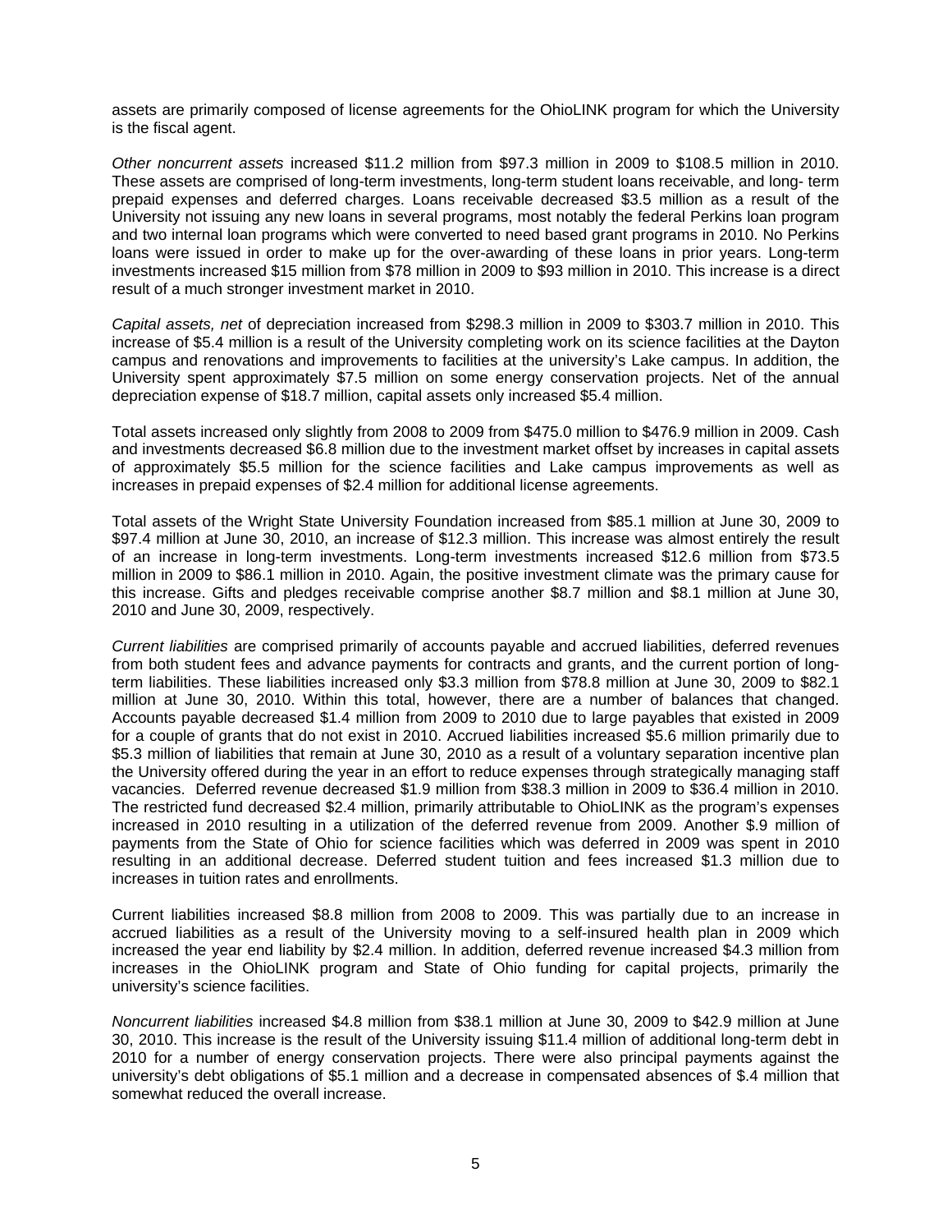assets are primarily composed of license agreements for the OhioLINK program for which the University is the fiscal agent.

*Other noncurrent assets* increased $11.2 million from $97.3 million in 2009 to $108.5 million in 2010. These assets are comprised of long-term investments, long-term student loans receivable, and long- term prepaid expenses and deferred charges. Loans receivable decreased $3.5 million as a result of the University not issuing any new loans in several programs, most notably the federal Perkins loan program and two internal loan programs which were converted to need based grant programs in 2010. No Perkins loans were issued in order to make up for the over-awarding of these loans in prior years. Long-term investments increased $15 million from $78 million in 2009 to $93 million in 2010. This increase is a direct result of a much stronger investment market in 2010.

*Capital assets, net* of depreciation increased from $298.3 million in 2009 to $303.7 million in 2010. This increase of $5.4 million is a result of the University completing work on its science facilities at the Dayton campus and renovations and improvements to facilities at the university's Lake campus. In addition, the University spent approximately $7.5 million on some energy conservation projects. Net of the annual depreciation expense of $18.7 million, capital assets only increased $5.4 million.

Total assets increased only slightly from 2008 to 2009 from $475.0 million to $476.9 million in 2009. Cash and investments decreased $6.8 million due to the investment market offset by increases in capital assets of approximately $5.5 million for the science facilities and Lake campus improvements as well as increases in prepaid expenses of $2.4 million for additional license agreements.

Total assets of the Wright State University Foundation increased from $85.1 million at June 30, 2009 to $97.4 million at June 30, 2010, an increase of $12.3 million. This increase was almost entirely the result of an increase in long-term investments. Long-term investments increased $12.6 million from $73.5 million in 2009 to $86.1 million in 2010. Again, the positive investment climate was the primary cause for this increase. Gifts and pledges receivable comprise another $8.7 million and $8.1 million at June 30, 2010 and June 30, 2009, respectively.

*Current liabilities* are comprised primarily of accounts payable and accrued liabilities, deferred revenues from both student fees and advance payments for contracts and grants, and the current portion of long-term liabilities. These liabilities increased only $3.3 million from $78.8 million at June 30, 2009 to $82.1 million at June 30, 2010. Within this total, however, there are a number of balances that changed. Accounts payable decreased $1.4 million from 2009 to 2010 due to large payables that existed in 2009 for a couple of grants that do not exist in 2010. Accrued liabilities increased $5.6 million primarily due to $5.3 million of liabilities that remain at June 30, 2010 as a result of a voluntary separation incentive plan the University offered during the year in an effort to reduce expenses through strategically managing staff vacancies. Deferred revenue decreased $1.9 million from $38.3 million in 2009 to $36.4 million in 2010. The restricted fund decreased $2.4 million, primarily attributable to OhioLINK as the program's expenses increased in 2010 resulting in a utilization of the deferred revenue from 2009. Another $.9 million of payments from the State of Ohio for science facilities which was deferred in 2009 was spent in 2010 resulting in an additional decrease. Deferred student tuition and fees increased $1.3 million due to increases in tuition rates and enrollments.

Current liabilities increased $8.8 million from 2008 to 2009. This was partially due to an increase in accrued liabilities as a result of the University moving to a self-insured health plan in 2009 which increased the year end liability by $2.4 million. In addition, deferred revenue increased $4.3 million from increases in the OhioLINK program and State of Ohio funding for capital projects, primarily the university's science facilities.

*Noncurrent liabilities* increased $4.8 million from $38.1 million at June 30, 2009 to $42.9 million at June 30, 2010. This increase is the result of the University issuing $11.4 million of additional long-term debt in 2010 for a number of energy conservation projects. There were also principal payments against the university's debt obligations of $5.1 million and a decrease in compensated absences of $.4 million that somewhat reduced the overall increase.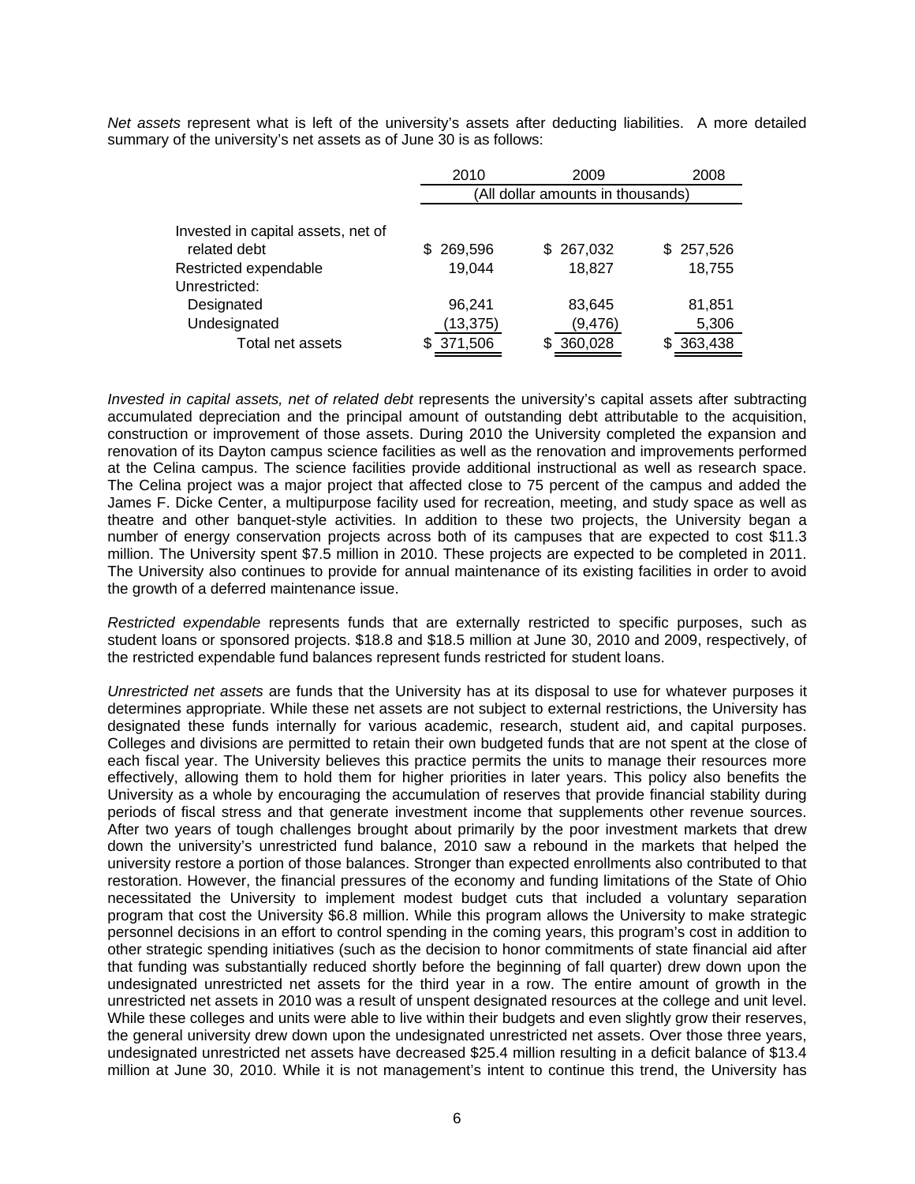*Net assets* represent what is left of the university's assets after deducting liabilities. A more detailed summary of the university's net assets as of June 30 is as follows:

| | 2010 | 2009 | 2008 |
|---|---|---|---|
| | (All dollar amounts in thousands) | | |
| Invested in capital assets, net of related debt | $ 269,596 | $ 267,032 | $ 257,526 |
| Restricted expendable | 19,044 | 18,827 | 18,755 |
| Unrestricted: | | | |
| Designated | 96,241 | 83,645 | 81,851 |
| Undesignated | (13,375) | (9,476) | 5,306 |
| Total net assets | $ 371,506 | $ 360,028 | $ 363,438 |

*Invested in capital assets, net of related debt* represents the university's capital assets after subtracting accumulated depreciation and the principal amount of outstanding debt attributable to the acquisition, construction or improvement of those assets. During 2010 the University completed the expansion and renovation of its Dayton campus science facilities as well as the renovation and improvements performed at the Celina campus. The science facilities provide additional instructional as well as research space. The Celina project was a major project that affected close to 75 percent of the campus and added the James F. Dicke Center, a multipurpose facility used for recreation, meeting, and study space as well as theatre and other banquet-style activities. In addition to these two projects, the University began a number of energy conservation projects across both of its campuses that are expected to cost $11.3 million. The University spent $7.5 million in 2010. These projects are expected to be completed in 2011. The University also continues to provide for annual maintenance of its existing facilities in order to avoid the growth of a deferred maintenance issue.

*Restricted expendable* represents funds that are externally restricted to specific purposes, such as student loans or sponsored projects. $18.8 and $18.5 million at June 30, 2010 and 2009, respectively, of the restricted expendable fund balances represent funds restricted for student loans.

*Unrestricted net assets* are funds that the University has at its disposal to use for whatever purposes it determines appropriate. While these net assets are not subject to external restrictions, the University has designated these funds internally for various academic, research, student aid, and capital purposes. Colleges and divisions are permitted to retain their own budgeted funds that are not spent at the close of each fiscal year. The University believes this practice permits the units to manage their resources more effectively, allowing them to hold them for higher priorities in later years. This policy also benefits the University as a whole by encouraging the accumulation of reserves that provide financial stability during periods of fiscal stress and that generate investment income that supplements other revenue sources. After two years of tough challenges brought about primarily by the poor investment markets that drew down the university's unrestricted fund balance, 2010 saw a rebound in the markets that helped the university restore a portion of those balances. Stronger than expected enrollments also contributed to that restoration. However, the financial pressures of the economy and funding limitations of the State of Ohio necessitated the University to implement modest budget cuts that included a voluntary separation program that cost the University $6.8 million. While this program allows the University to make strategic personnel decisions in an effort to control spending in the coming years, this program's cost in addition to other strategic spending initiatives (such as the decision to honor commitments of state financial aid after that funding was substantially reduced shortly before the beginning of fall quarter) drew down upon the undesignated unrestricted net assets for the third year in a row. The entire amount of growth in the unrestricted net assets in 2010 was a result of unspent designated resources at the college and unit level. While these colleges and units were able to live within their budgets and even slightly grow their reserves, the general university drew down upon the undesignated unrestricted net assets. Over those three years, undesignated unrestricted net assets have decreased $25.4 million resulting in a deficit balance of $13.4 million at June 30, 2010. While it is not management's intent to continue this trend, the University has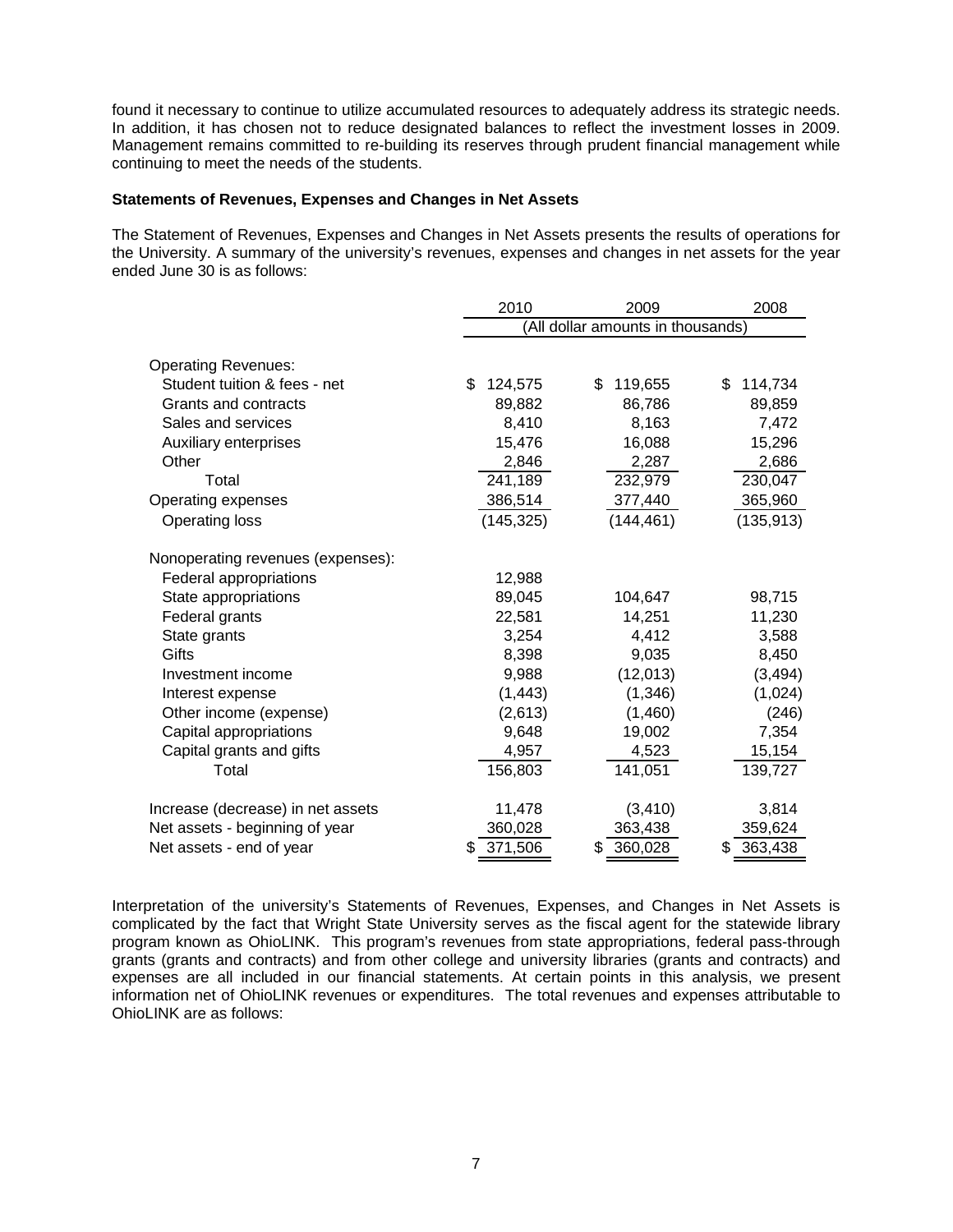found it necessary to continue to utilize accumulated resources to adequately address its strategic needs. In addition, it has chosen not to reduce designated balances to reflect the investment losses in 2009. Management remains committed to re-building its reserves through prudent financial management while continuing to meet the needs of the students.

**Statements of Revenues, Expenses and Changes in Net Assets**

The Statement of Revenues, Expenses and Changes in Net Assets presents the results of operations for the University. A summary of the university's revenues, expenses and changes in net assets for the year ended June 30 is as follows:

| | 2010 | 2009 | 2008 |
|---|---|---|---|
| | (All dollar amounts in thousands) | | |
| Operating Revenues: | | | |
| Student tuition & fees - net | $ 124,575 | $ 119,655 | $ 114,734 |
| Grants and contracts | 89,882 | 86,786 | 89,859 |
| Sales and services | 8,410 | 8,163 | 7,472 |
| Auxiliary enterprises | 15,476 | 16,088 | 15,296 |
| Other | 2,846 | 2,287 | 2,686 |
| Total | 241,189 | 232,979 | 230,047 |
| Operating expenses | 386,514 | 377,440 | 365,960 |
| Operating loss | (145,325) | (144,461) | (135,913) |
| Nonoperating revenues (expenses): | | | |
| Federal appropriations | 12,988 | | |
| State appropriations | 89,045 | 104,647 | 98,715 |
| Federal grants | 22,581 | 14,251 | 11,230 |
| State grants | 3,254 | 4,412 | 3,588 |
| Gifts | 8,398 | 9,035 | 8,450 |
| Investment income | 9,988 | (12,013) | (3,494) |
| Interest expense | (1,443) | (1,346) | (1,024) |
| Other income (expense) | (2,613) | (1,460) | (246) |
| Capital appropriations | 9,648 | 19,002 | 7,354 |
| Capital grants and gifts | 4,957 | 4,523 | 15,154 |
| Total | 156,803 | 141,051 | 139,727 |
| Increase (decrease) in net assets | 11,478 | (3,410) | 3,814 |
| Net assets - beginning of year | 360,028 | 363,438 | 359,624 |
| Net assets - end of year | $ 371,506 | $ 360,028 | $ 363,438 |

Interpretation of the university's Statements of Revenues, Expenses, and Changes in Net Assets is complicated by the fact that Wright State University serves as the fiscal agent for the statewide library program known as OhioLINK. This program's revenues from state appropriations, federal pass-through grants (grants and contracts) and from other college and university libraries (grants and contracts) and expenses are all included in our financial statements. At certain points in this analysis, we present information net of OhioLINK revenues or expenditures. The total revenues and expenses attributable to OhioLINK are as follows: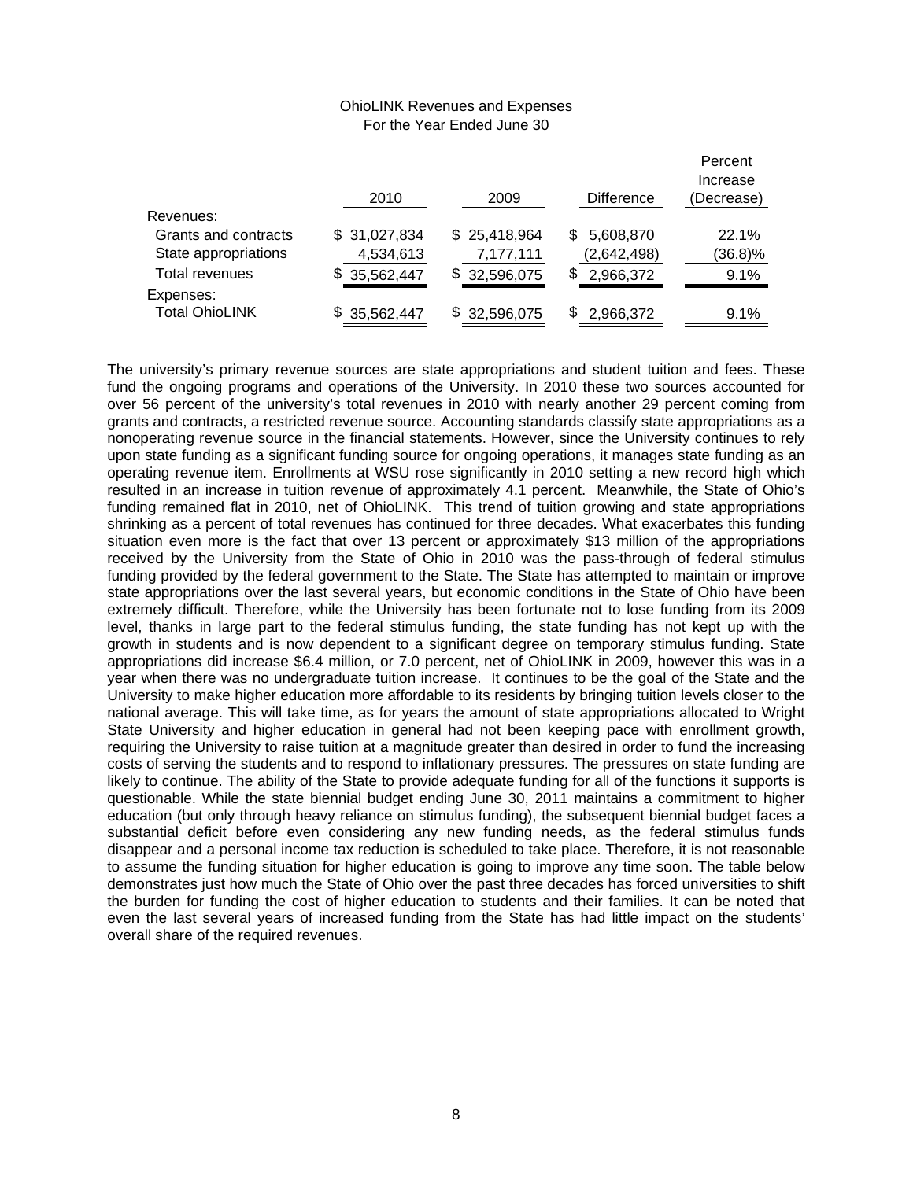OhioLINK Revenues and Expenses
For the Year Ended June 30

| | 2010 | 2009 | Difference | Percent Increase (Decrease) |
|---|---|---|---|---|
| Revenues: | | | | |
| Grants and contracts | $ 31,027,834 | $ 25,418,964 | $ 5,608,870 | 22.1% |
| State appropriations | 4,534,613 | 7,177,111 | (2,642,498) | (36.8)% |
| Total revenues | $ 35,562,447 | $ 32,596,075 | $ 2,966,372 | 9.1% |
| Expenses: | | | | |
| Total OhioLINK | $ 35,562,447 | $ 32,596,075 | $ 2,966,372 | 9.1% |

The university's primary revenue sources are state appropriations and student tuition and fees. These fund the ongoing programs and operations of the University. In 2010 these two sources accounted for over 56 percent of the university's total revenues in 2010 with nearly another 29 percent coming from grants and contracts, a restricted revenue source. Accounting standards classify state appropriations as a nonoperating revenue source in the financial statements. However, since the University continues to rely upon state funding as a significant funding source for ongoing operations, it manages state funding as an operating revenue item. Enrollments at WSU rose significantly in 2010 setting a new record high which resulted in an increase in tuition revenue of approximately 4.1 percent. Meanwhile, the State of Ohio's funding remained flat in 2010, net of OhioLINK. This trend of tuition growing and state appropriations shrinking as a percent of total revenues has continued for three decades. What exacerbates this funding situation even more is the fact that over 13 percent or approximately $13 million of the appropriations received by the University from the State of Ohio in 2010 was the pass-through of federal stimulus funding provided by the federal government to the State. The State has attempted to maintain or improve state appropriations over the last several years, but economic conditions in the State of Ohio have been extremely difficult. Therefore, while the University has been fortunate not to lose funding from its 2009 level, thanks in large part to the federal stimulus funding, the state funding has not kept up with the growth in students and is now dependent to a significant degree on temporary stimulus funding. State appropriations did increase $6.4 million, or 7.0 percent, net of OhioLINK in 2009, however this was in a year when there was no undergraduate tuition increase. It continues to be the goal of the State and the University to make higher education more affordable to its residents by bringing tuition levels closer to the national average. This will take time, as for years the amount of state appropriations allocated to Wright State University and higher education in general had not been keeping pace with enrollment growth, requiring the University to raise tuition at a magnitude greater than desired in order to fund the increasing costs of serving the students and to respond to inflationary pressures. The pressures on state funding are likely to continue. The ability of the State to provide adequate funding for all of the functions it supports is questionable. While the state biennial budget ending June 30, 2011 maintains a commitment to higher education (but only through heavy reliance on stimulus funding), the subsequent biennial budget faces a substantial deficit before even considering any new funding needs, as the federal stimulus funds disappear and a personal income tax reduction is scheduled to take place. Therefore, it is not reasonable to assume the funding situation for higher education is going to improve any time soon. The table below demonstrates just how much the State of Ohio over the past three decades has forced universities to shift the burden for funding the cost of higher education to students and their families. It can be noted that even the last several years of increased funding from the State has had little impact on the students' overall share of the required revenues.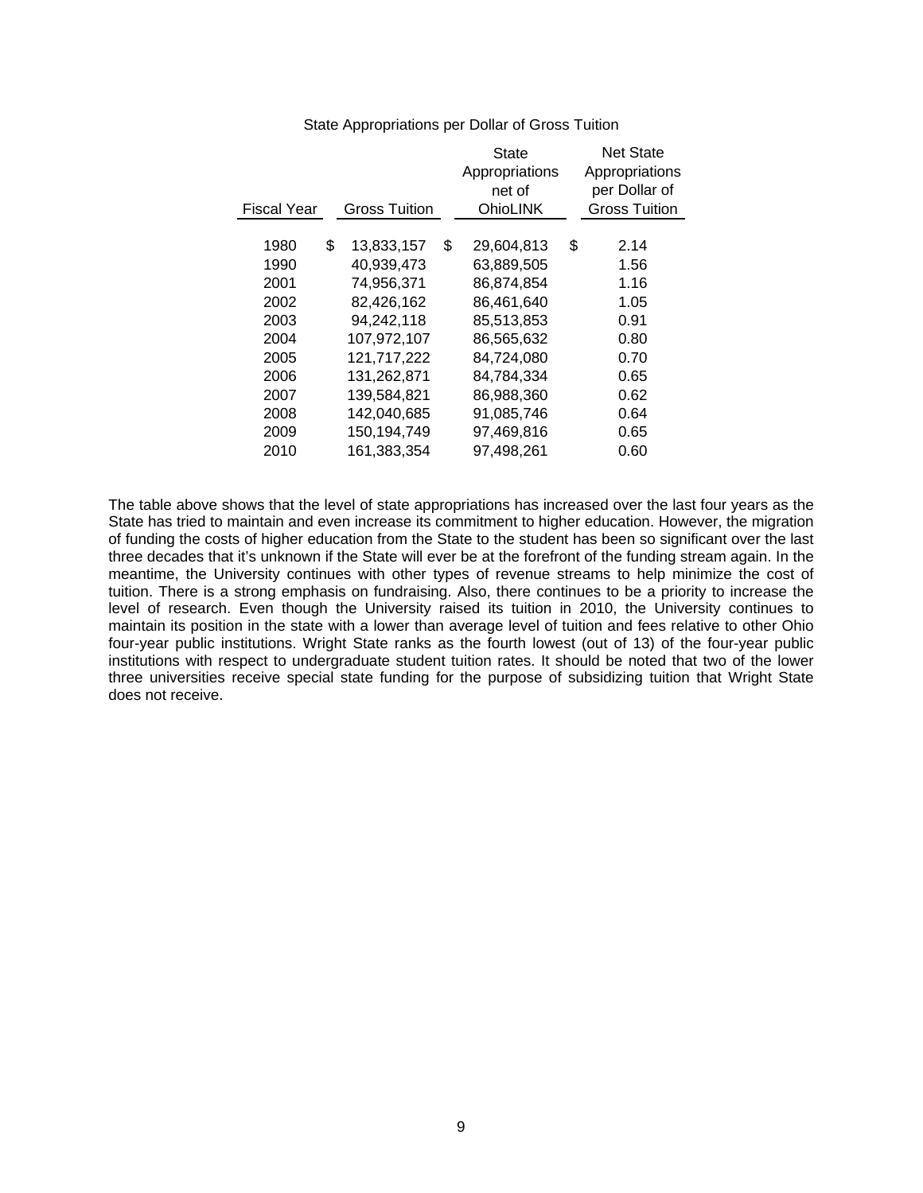State Appropriations per Dollar of Gross Tuition

| Fiscal Year | Gross Tuition | State Appropriations net of OhioLINK | Net State Appropriations per Dollar of Gross Tuition |
|---|---|---|---|
| 1980 | $ 13,833,157 | $ 29,604,813 | $ 2.14 |
| 1990 | 40,939,473 | 63,889,505 | 1.56 |
| 2001 | 74,956,371 | 86,874,854 | 1.16 |
| 2002 | 82,426,162 | 86,461,640 | 1.05 |
| 2003 | 94,242,118 | 85,513,853 | 0.91 |
| 2004 | 107,972,107 | 86,565,632 | 0.80 |
| 2005 | 121,717,222 | 84,724,080 | 0.70 |
| 2006 | 131,262,871 | 84,784,334 | 0.65 |
| 2007 | 139,584,821 | 86,988,360 | 0.62 |
| 2008 | 142,040,685 | 91,085,746 | 0.64 |
| 2009 | 150,194,749 | 97,469,816 | 0.65 |
| 2010 | 161,383,354 | 97,498,261 | 0.60 |

The table above shows that the level of state appropriations has increased over the last four years as the State has tried to maintain and even increase its commitment to higher education. However, the migration of funding the costs of higher education from the State to the student has been so significant over the last three decades that it's unknown if the State will ever be at the forefront of the funding stream again. In the meantime, the University continues with other types of revenue streams to help minimize the cost of tuition. There is a strong emphasis on fundraising. Also, there continues to be a priority to increase the level of research. Even though the University raised its tuition in 2010, the University continues to maintain its position in the state with a lower than average level of tuition and fees relative to other Ohio four-year public institutions. Wright State ranks as the fourth lowest (out of 13) of the four-year public institutions with respect to undergraduate student tuition rates. It should be noted that two of the lower three universities receive special state funding for the purpose of subsidizing tuition that Wright State does not receive.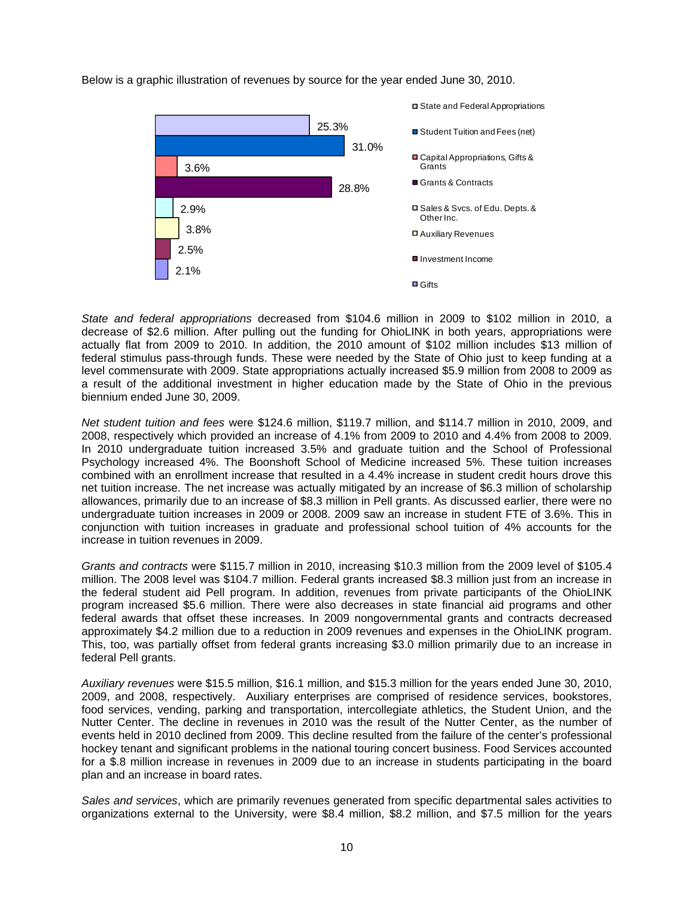Below is a graphic illustration of revenues by source for the year ended June 30, 2010.

| Revenue Source | Percentage |
|---|---|
| State and Federal Appropriations | 25.3% |
| Student Tuition and Fees (net) | 31.0% |
| Capital Appropriations, Gifts & Grants | 3.6% |
| Grants & Contracts | 28.8% |
| Sales & Svcs. of Edu. Depts. & Other Inc. | 2.9% |
| Auxiliary Revenues | 3.8% |
| Investment Income | 2.5% |
| Gifts | 2.1% |

*State and federal appropriations* decreased from $104.6 million in 2009 to $102 million in 2010, a decrease of $2.6 million. After pulling out the funding for OhioLINK in both years, appropriations were actually flat from 2009 to 2010. In addition, the 2010 amount of $102 million includes $13 million of federal stimulus pass-through funds. These were needed by the State of Ohio just to keep funding at a level commensurate with 2009. State appropriations actually increased $5.9 million from 2008 to 2009 as a result of the additional investment in higher education made by the State of Ohio in the previous biennium ended June 30, 2009.

*Net student tuition and fees* were $124.6 million, $119.7 million, and $114.7 million in 2010, 2009, and 2008, respectively which provided an increase of 4.1% from 2009 to 2010 and 4.4% from 2008 to 2009. In 2010 undergraduate tuition increased 3.5% and graduate tuition and the School of Professional Psychology increased 4%. The Boonshoft School of Medicine increased 5%. These tuition increases combined with an enrollment increase that resulted in a 4.4% increase in student credit hours drove this net tuition increase. The net increase was actually mitigated by an increase of $6.3 million of scholarship allowances, primarily due to an increase of $8.3 million in Pell grants. As discussed earlier, there were no undergraduate tuition increases in 2009 or 2008. 2009 saw an increase in student FTE of 3.6%. This in conjunction with tuition increases in graduate and professional school tuition of 4% accounts for the increase in tuition revenues in 2009.

*Grants and contracts* were $115.7 million in 2010, increasing $10.3 million from the 2009 level of $105.4 million. The 2008 level was $104.7 million. Federal grants increased $8.3 million just from an increase in the federal student aid Pell program. In addition, revenues from private participants of the OhioLINK program increased $5.6 million. There were also decreases in state financial aid programs and other federal awards that offset these increases. In 2009 nongovernmental grants and contracts decreased approximately $4.2 million due to a reduction in 2009 revenues and expenses in the OhioLINK program. This, too, was partially offset from federal grants increasing $3.0 million primarily due to an increase in federal Pell grants.

*Auxiliary revenues* were $15.5 million, $16.1 million, and $15.3 million for the years ended June 30, 2010, 2009, and 2008, respectively. Auxiliary enterprises are comprised of residence services, bookstores, food services, vending, parking and transportation, intercollegiate athletics, the Student Union, and the Nutter Center. The decline in revenues in 2010 was the result of the Nutter Center, as the number of events held in 2010 declined from 2009. This decline resulted from the failure of the center's professional hockey tenant and significant problems in the national touring concert business. Food Services accounted for a $.8 million increase in revenues in 2009 due to an increase in students participating in the board plan and an increase in board rates.

*Sales and services*, which are primarily revenues generated from specific departmental sales activities to organizations external to the University, were $8.4 million, $8.2 million, and $7.5 million for the years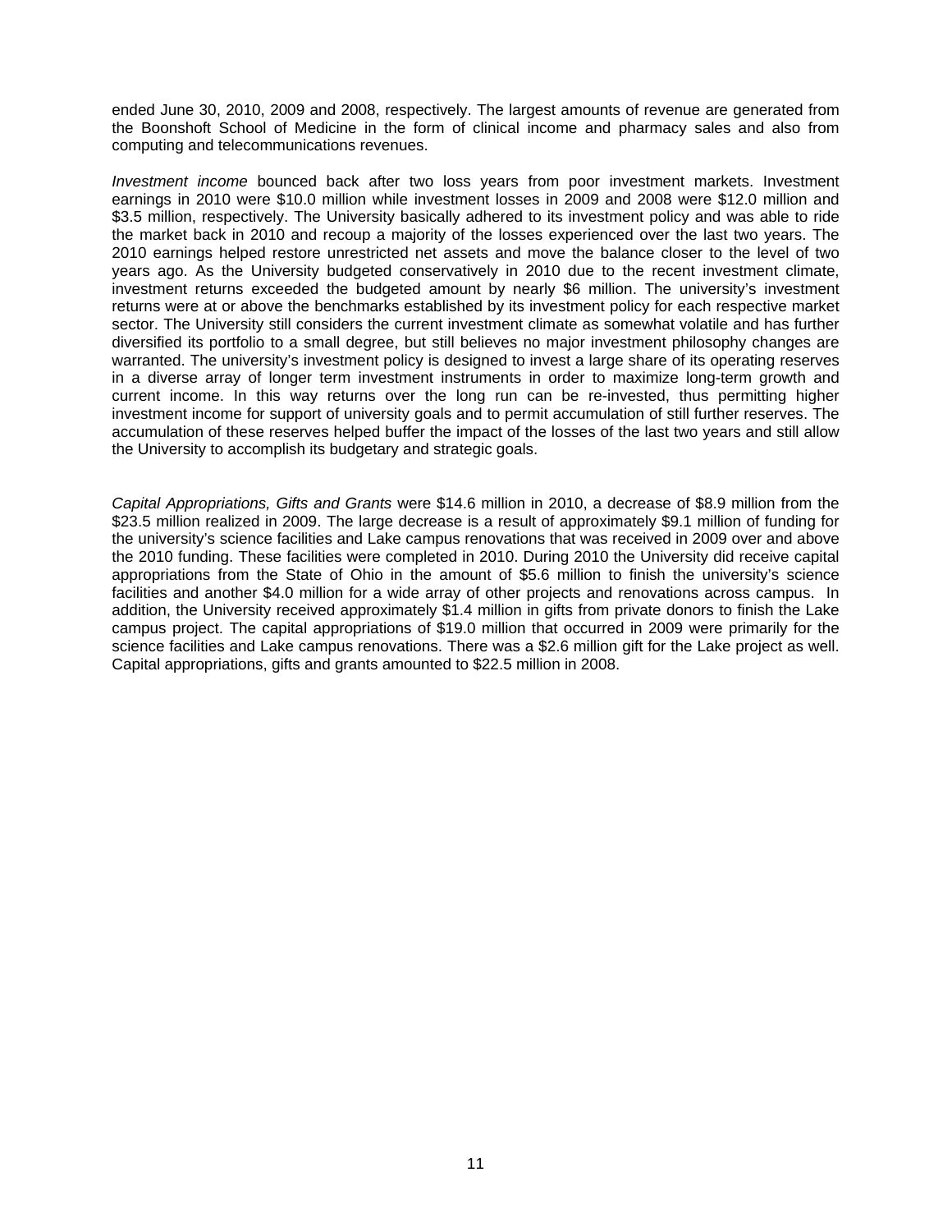ended June 30, 2010, 2009 and 2008, respectively. The largest amounts of revenue are generated from the Boonshoft School of Medicine in the form of clinical income and pharmacy sales and also from computing and telecommunications revenues.

*Investment income* bounced back after two loss years from poor investment markets. Investment earnings in 2010 were $10.0 million while investment losses in 2009 and 2008 were $12.0 million and $3.5 million, respectively. The University basically adhered to its investment policy and was able to ride the market back in 2010 and recoup a majority of the losses experienced over the last two years. The 2010 earnings helped restore unrestricted net assets and move the balance closer to the level of two years ago. As the University budgeted conservatively in 2010 due to the recent investment climate, investment returns exceeded the budgeted amount by nearly $6 million. The university's investment returns were at or above the benchmarks established by its investment policy for each respective market sector. The University still considers the current investment climate as somewhat volatile and has further diversified its portfolio to a small degree, but still believes no major investment philosophy changes are warranted. The university's investment policy is designed to invest a large share of its operating reserves in a diverse array of longer term investment instruments in order to maximize long-term growth and current income. In this way returns over the long run can be re-invested, thus permitting higher investment income for support of university goals and to permit accumulation of still further reserves. The accumulation of these reserves helped buffer the impact of the losses of the last two years and still allow the University to accomplish its budgetary and strategic goals.

*Capital Appropriations, Gifts and Grants* were $14.6 million in 2010, a decrease of $8.9 million from the $23.5 million realized in 2009. The large decrease is a result of approximately $9.1 million of funding for the university's science facilities and Lake campus renovations that was received in 2009 over and above the 2010 funding. These facilities were completed in 2010. During 2010 the University did receive capital appropriations from the State of Ohio in the amount of $5.6 million to finish the university's science facilities and another $4.0 million for a wide array of other projects and renovations across campus. In addition, the University received approximately $1.4 million in gifts from private donors to finish the Lake campus project. The capital appropriations of $19.0 million that occurred in 2009 were primarily for the science facilities and Lake campus renovations. There was a $2.6 million gift for the Lake project as well. Capital appropriations, gifts and grants amounted to $22.5 million in 2008.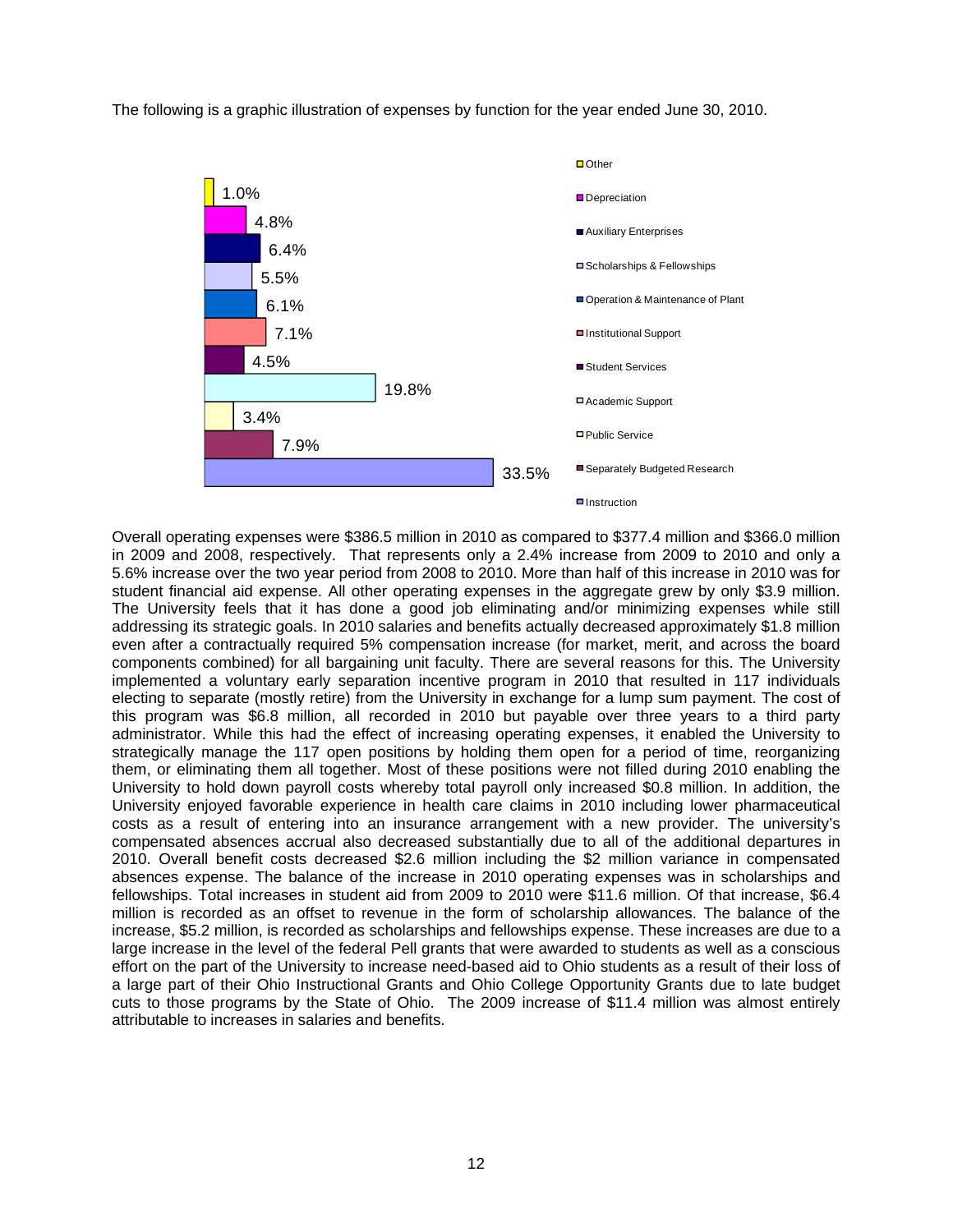The following is a graphic illustration of expenses by function for the year ended June 30, 2010.

| Function | Percentage |
| --- | --- |
| Other | 1.0% |
| Depreciation | 4.8% |
| Auxiliary Enterprises | 6.4% |
| Scholarships & Fellowships | 5.5% |
| Operation & Maintenance of Plant | 6.1% |
| Institutional Support | 7.1% |
| Student Services | 4.5% |
| Academic Support | 19.8% |
| Public Service | 3.4% |
| Separately Budgeted Research | 7.9% |
| Instruction | 33.5% |

Overall operating expenses were $386.5 million in 2010 as compared to $377.4 million and $366.0 million in 2009 and 2008, respectively. That represents only a 2.4% increase from 2009 to 2010 and only a 5.6% increase over the two year period from 2008 to 2010. More than half of this increase in 2010 was for student financial aid expense. All other operating expenses in the aggregate grew by only $3.9 million. The University feels that it has done a good job eliminating and/or minimizing expenses while still addressing its strategic goals. In 2010 salaries and benefits actually decreased approximately $1.8 million even after a contractually required 5% compensation increase (for market, merit, and across the board components combined) for all bargaining unit faculty. There are several reasons for this. The University implemented a voluntary early separation incentive program in 2010 that resulted in 117 individuals electing to separate (mostly retire) from the University in exchange for a lump sum payment. The cost of this program was $6.8 million, all recorded in 2010 but payable over three years to a third party administrator. While this had the effect of increasing operating expenses, it enabled the University to strategically manage the 117 open positions by holding them open for a period of time, reorganizing them, or eliminating them all together. Most of these positions were not filled during 2010 enabling the University to hold down payroll costs whereby total payroll only increased $0.8 million. In addition, the University enjoyed favorable experience in health care claims in 2010 including lower pharmaceutical costs as a result of entering into an insurance arrangement with a new provider. The university's compensated absences accrual also decreased substantially due to all of the additional departures in 2010. Overall benefit costs decreased $2.6 million including the $2 million variance in compensated absences expense. The balance of the increase in 2010 operating expenses was in scholarships and fellowships. Total increases in student aid from 2009 to 2010 were $11.6 million. Of that increase, $6.4 million is recorded as an offset to revenue in the form of scholarship allowances. The balance of the increase, $5.2 million, is recorded as scholarships and fellowships expense. These increases are due to a large increase in the level of the federal Pell grants that were awarded to students as well as a conscious effort on the part of the University to increase need-based aid to Ohio students as a result of their loss of a large part of their Ohio Instructional Grants and Ohio College Opportunity Grants due to late budget cuts to those programs by the State of Ohio. The 2009 increase of $11.4 million was almost entirely attributable to increases in salaries and benefits.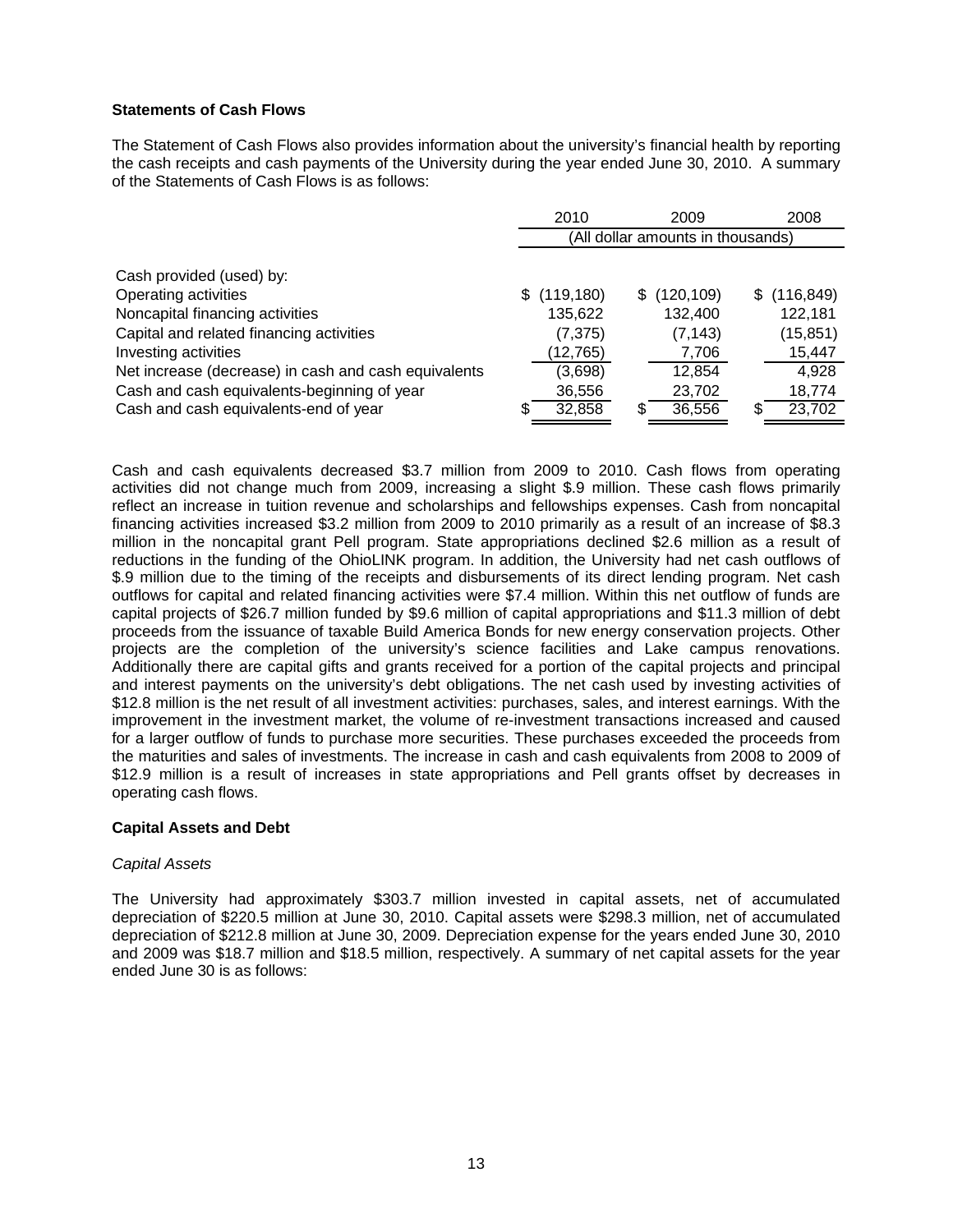**Statements of Cash Flows**

The Statement of Cash Flows also provides information about the university's financial health by reporting the cash receipts and cash payments of the University during the year ended June 30, 2010. A summary of the Statements of Cash Flows is as follows:

| | 2010 | 2009 | 2008 |
|---|---|---|---|
| | (All dollar amounts in thousands) | | |
| Cash provided (used) by: | | | |
| Operating activities | $ (119,180) | $ (120,109) | $ (116,849) |
| Noncapital financing activities | 135,622 | 132,400 | 122,181 |
| Capital and related financing activities | (7,375) | (7,143) | (15,851) |
| Investing activities | (12,765) | 7,706 | 15,447 |
| Net increase (decrease) in cash and cash equivalents | (3,698) | 12,854 | 4,928 |
| Cash and cash equivalents-beginning of year | 36,556 | 23,702 | 18,774 |
| Cash and cash equivalents-end of year | $ 32,858 | $ 36,556 | $ 23,702 |

Cash and cash equivalents decreased $3.7 million from 2009 to 2010. Cash flows from operating activities did not change much from 2009, increasing a slight $.9 million. These cash flows primarily reflect an increase in tuition revenue and scholarships and fellowships expenses. Cash from noncapital financing activities increased $3.2 million from 2009 to 2010 primarily as a result of an increase of $8.3 million in the noncapital grant Pell program. State appropriations declined $2.6 million as a result of reductions in the funding of the OhioLINK program. In addition, the University had net cash outflows of $.9 million due to the timing of the receipts and disbursements of its direct lending program. Net cash outflows for capital and related financing activities were $7.4 million. Within this net outflow of funds are capital projects of $26.7 million funded by $9.6 million of capital appropriations and $11.3 million of debt proceeds from the issuance of taxable Build America Bonds for new energy conservation projects. Other projects are the completion of the university's science facilities and Lake campus renovations. Additionally there are capital gifts and grants received for a portion of the capital projects and principal and interest payments on the university's debt obligations. The net cash used by investing activities of $12.8 million is the net result of all investment activities: purchases, sales, and interest earnings. With the improvement in the investment market, the volume of re-investment transactions increased and caused for a larger outflow of funds to purchase more securities. These purchases exceeded the proceeds from the maturities and sales of investments. The increase in cash and cash equivalents from 2008 to 2009 of $12.9 million is a result of increases in state appropriations and Pell grants offset by decreases in operating cash flows.

**Capital Assets and Debt**

*Capital Assets*

The University had approximately $303.7 million invested in capital assets, net of accumulated depreciation of $220.5 million at June 30, 2010. Capital assets were $298.3 million, net of accumulated depreciation of $212.8 million at June 30, 2009. Depreciation expense for the years ended June 30, 2010 and 2009 was $18.7 million and $18.5 million, respectively. A summary of net capital assets for the year ended June 30 is as follows: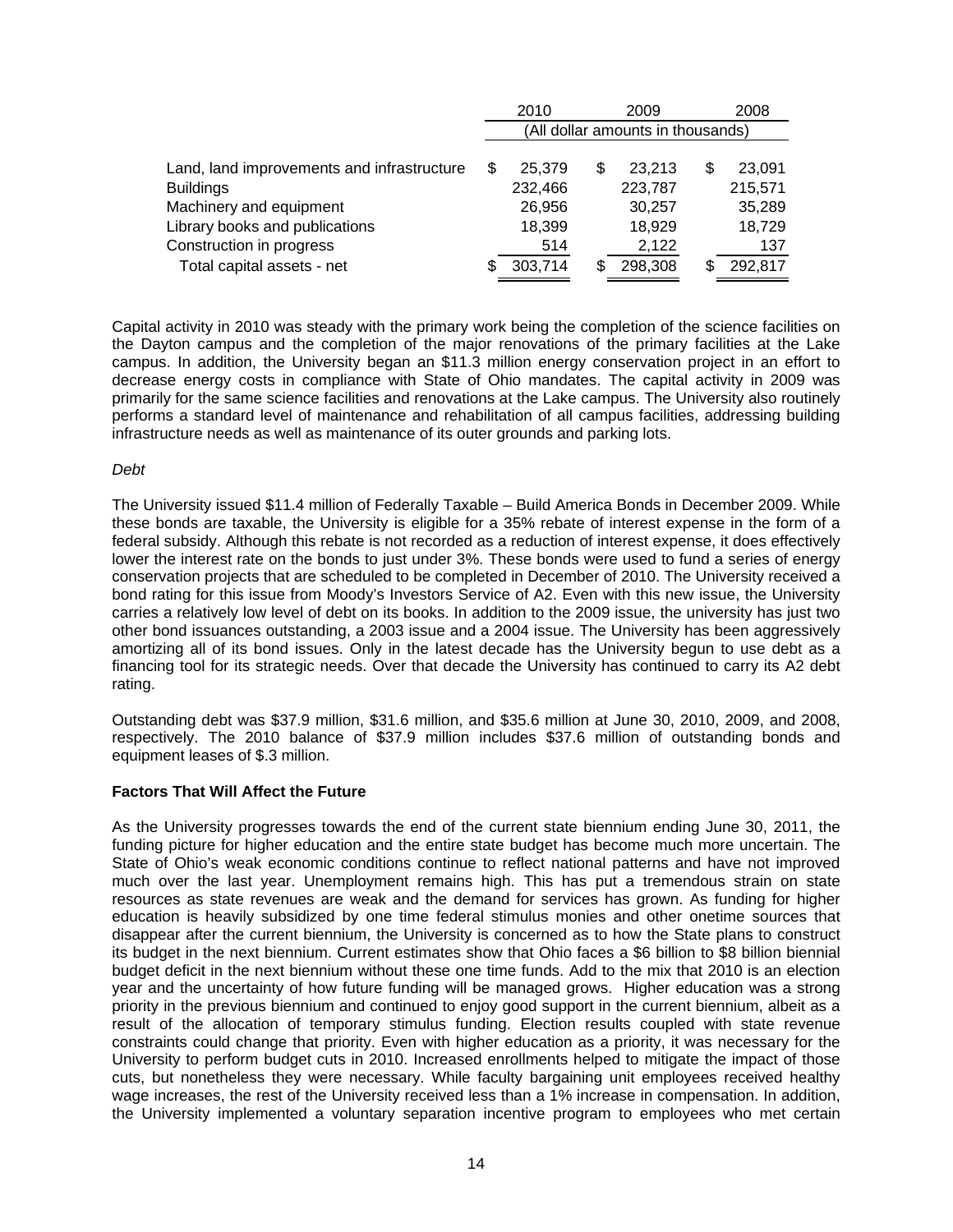| | 2010 | 2009 | 2008 |
|---|---|---|---|
| | (All dollar amounts in thousands) | | |
| Land, land improvements and infrastructure | $ 25,379 | $ 23,213 | $ 23,091 |
| Buildings | 232,466 | 223,787 | 215,571 |
| Machinery and equipment | 26,956 | 30,257 | 35,289 |
| Library books and publications | 18,399 | 18,929 | 18,729 |
| Construction in progress | 514 | 2,122 | 137 |
| Total capital assets - net | $ 303,714 | $ 298,308 | $ 292,817 |

Capital activity in 2010 was steady with the primary work being the completion of the science facilities on the Dayton campus and the completion of the major renovations of the primary facilities at the Lake campus. In addition, the University began an $11.3 million energy conservation project in an effort to decrease energy costs in compliance with State of Ohio mandates. The capital activity in 2009 was primarily for the same science facilities and renovations at the Lake campus. The University also routinely performs a standard level of maintenance and rehabilitation of all campus facilities, addressing building infrastructure needs as well as maintenance of its outer grounds and parking lots.

*Debt*

The University issued $11.4 million of Federally Taxable – Build America Bonds in December 2009. While these bonds are taxable, the University is eligible for a 35% rebate of interest expense in the form of a federal subsidy. Although this rebate is not recorded as a reduction of interest expense, it does effectively lower the interest rate on the bonds to just under 3%. These bonds were used to fund a series of energy conservation projects that are scheduled to be completed in December of 2010. The University received a bond rating for this issue from Moody's Investors Service of A2. Even with this new issue, the University carries a relatively low level of debt on its books. In addition to the 2009 issue, the university has just two other bond issuances outstanding, a 2003 issue and a 2004 issue. The University has been aggressively amortizing all of its bond issues. Only in the latest decade has the University begun to use debt as a financing tool for its strategic needs. Over that decade the University has continued to carry its A2 debt rating.

Outstanding debt was $37.9 million, $31.6 million, and $35.6 million at June 30, 2010, 2009, and 2008, respectively. The 2010 balance of $37.9 million includes $37.6 million of outstanding bonds and equipment leases of $.3 million.

**Factors That Will Affect the Future**

As the University progresses towards the end of the current state biennium ending June 30, 2011, the funding picture for higher education and the entire state budget has become much more uncertain. The State of Ohio's weak economic conditions continue to reflect national patterns and have not improved much over the last year. Unemployment remains high. This has put a tremendous strain on state resources as state revenues are weak and the demand for services has grown. As funding for higher education is heavily subsidized by one time federal stimulus monies and other onetime sources that disappear after the current biennium, the University is concerned as to how the State plans to construct its budget in the next biennium. Current estimates show that Ohio faces a $6 billion to $8 billion biennial budget deficit in the next biennium without these one time funds. Add to the mix that 2010 is an election year and the uncertainty of how future funding will be managed grows. Higher education was a strong priority in the previous biennium and continued to enjoy good support in the current biennium, albeit as a result of the allocation of temporary stimulus funding. Election results coupled with state revenue constraints could change that priority. Even with higher education as a priority, it was necessary for the University to perform budget cuts in 2010. Increased enrollments helped to mitigate the impact of those cuts, but nonetheless they were necessary. While faculty bargaining unit employees received healthy wage increases, the rest of the University received less than a 1% increase in compensation. In addition, the University implemented a voluntary separation incentive program to employees who met certain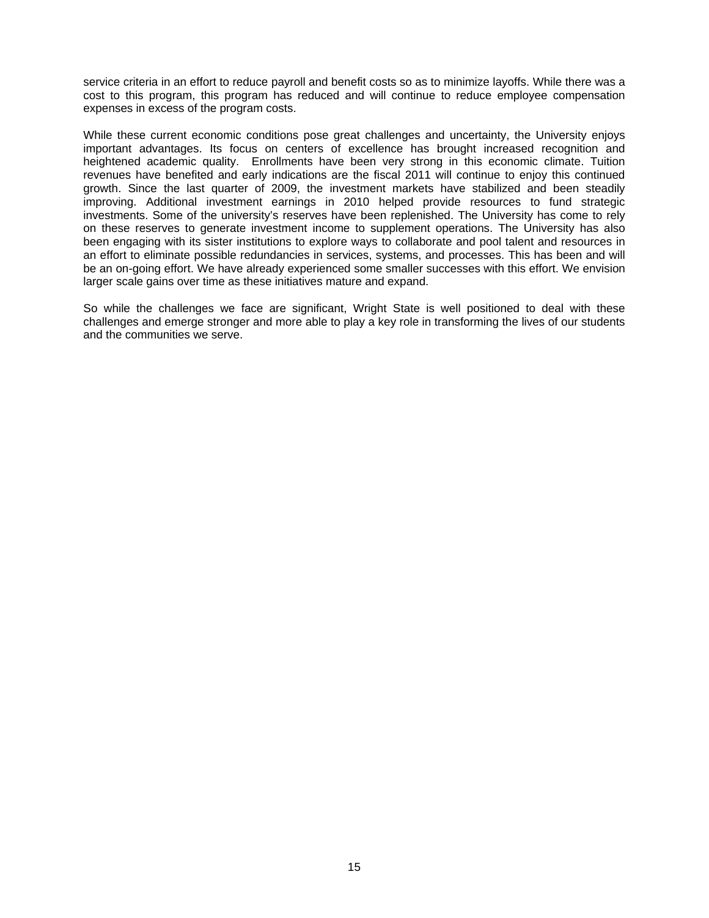service criteria in an effort to reduce payroll and benefit costs so as to minimize layoffs. While there was a cost to this program, this program has reduced and will continue to reduce employee compensation expenses in excess of the program costs.

While these current economic conditions pose great challenges and uncertainty, the University enjoys important advantages. Its focus on centers of excellence has brought increased recognition and heightened academic quality. Enrollments have been very strong in this economic climate. Tuition revenues have benefited and early indications are the fiscal 2011 will continue to enjoy this continued growth. Since the last quarter of 2009, the investment markets have stabilized and been steadily improving. Additional investment earnings in 2010 helped provide resources to fund strategic investments. Some of the university's reserves have been replenished. The University has come to rely on these reserves to generate investment income to supplement operations. The University has also been engaging with its sister institutions to explore ways to collaborate and pool talent and resources in an effort to eliminate possible redundancies in services, systems, and processes. This has been and will be an on-going effort. We have already experienced some smaller successes with this effort. We envision larger scale gains over time as these initiatives mature and expand.

So while the challenges we face are significant, Wright State is well positioned to deal with these challenges and emerge stronger and more able to play a key role in transforming the lives of our students and the communities we serve.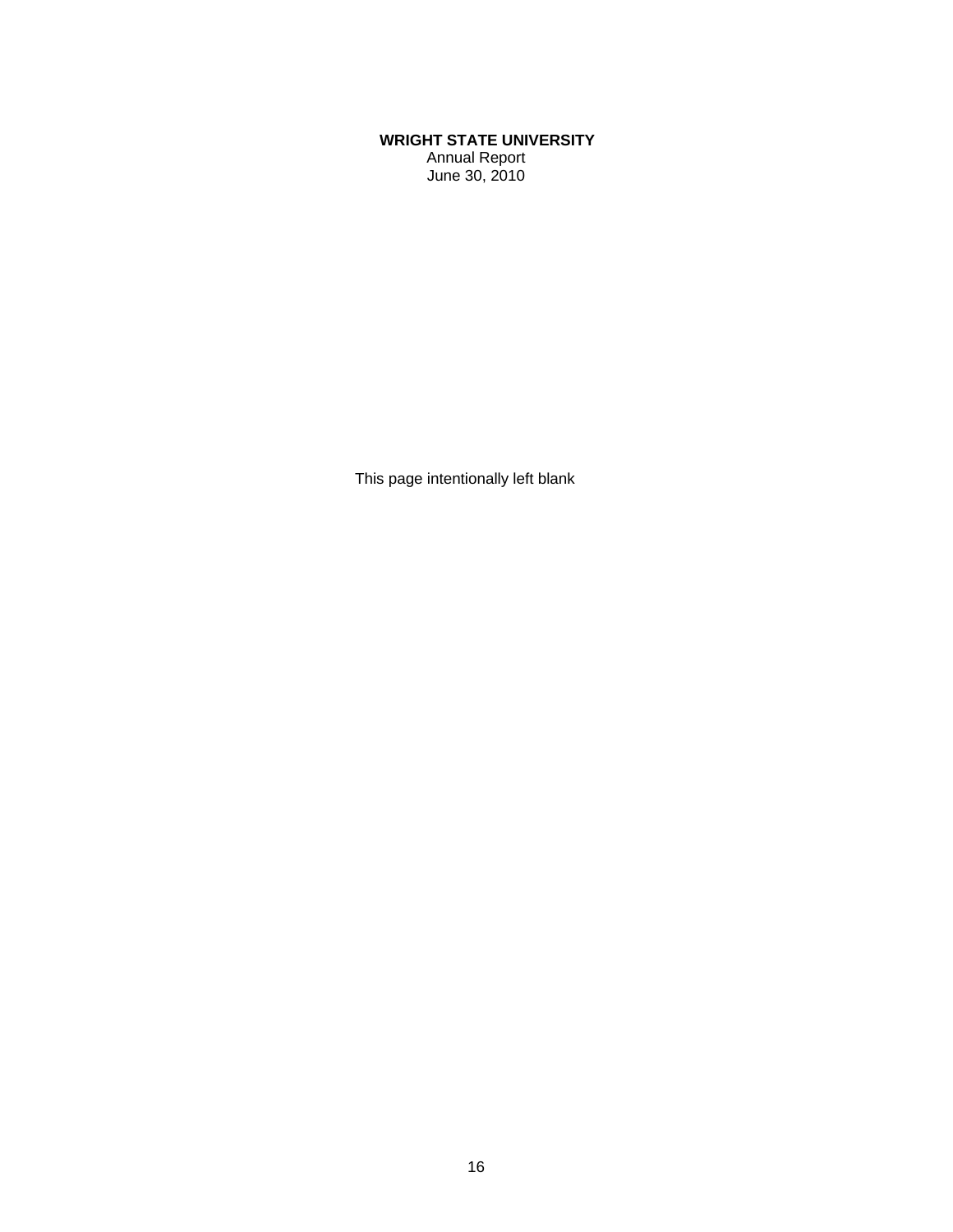**WRIGHT STATE UNIVERSITY**
Annual Report
June 30, 2010

This page intentionally left blank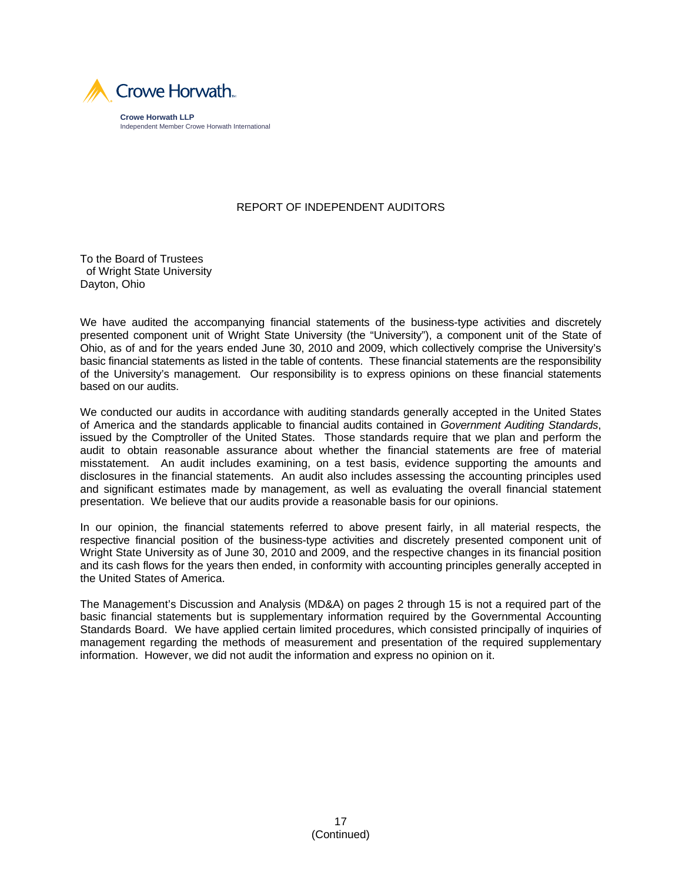Crowe Horwath.

**Crowe Horwath LLP**
Independent Member Crowe Horwath International

# REPORT OF INDEPENDENT AUDITORS

To the Board of Trustees
of Wright State University
Dayton, Ohio

We have audited the accompanying financial statements of the business-type activities and discretely presented component unit of Wright State University (the "University"), a component unit of the State of Ohio, as of and for the years ended June 30, 2010 and 2009, which collectively comprise the University's basic financial statements as listed in the table of contents. These financial statements are the responsibility of the University's management. Our responsibility is to express opinions on these financial statements based on our audits.

We conducted our audits in accordance with auditing standards generally accepted in the United States of America and the standards applicable to financial audits contained in *Government Auditing Standards*, issued by the Comptroller of the United States. Those standards require that we plan and perform the audit to obtain reasonable assurance about whether the financial statements are free of material misstatement. An audit includes examining, on a test basis, evidence supporting the amounts and disclosures in the financial statements. An audit also includes assessing the accounting principles used and significant estimates made by management, as well as evaluating the overall financial statement presentation. We believe that our audits provide a reasonable basis for our opinions.

In our opinion, the financial statements referred to above present fairly, in all material respects, the respective financial position of the business-type activities and discretely presented component unit of Wright State University as of June 30, 2010 and 2009, and the respective changes in its financial position and its cash flows for the years then ended, in conformity with accounting principles generally accepted in the United States of America.

The Management's Discussion and Analysis (MD&A) on pages 2 through 15 is not a required part of the basic financial statements but is supplementary information required by the Governmental Accounting Standards Board. We have applied certain limited procedures, which consisted principally of inquiries of management regarding the methods of measurement and presentation of the required supplementary information. However, we did not audit the information and express no opinion on it.

(Continued)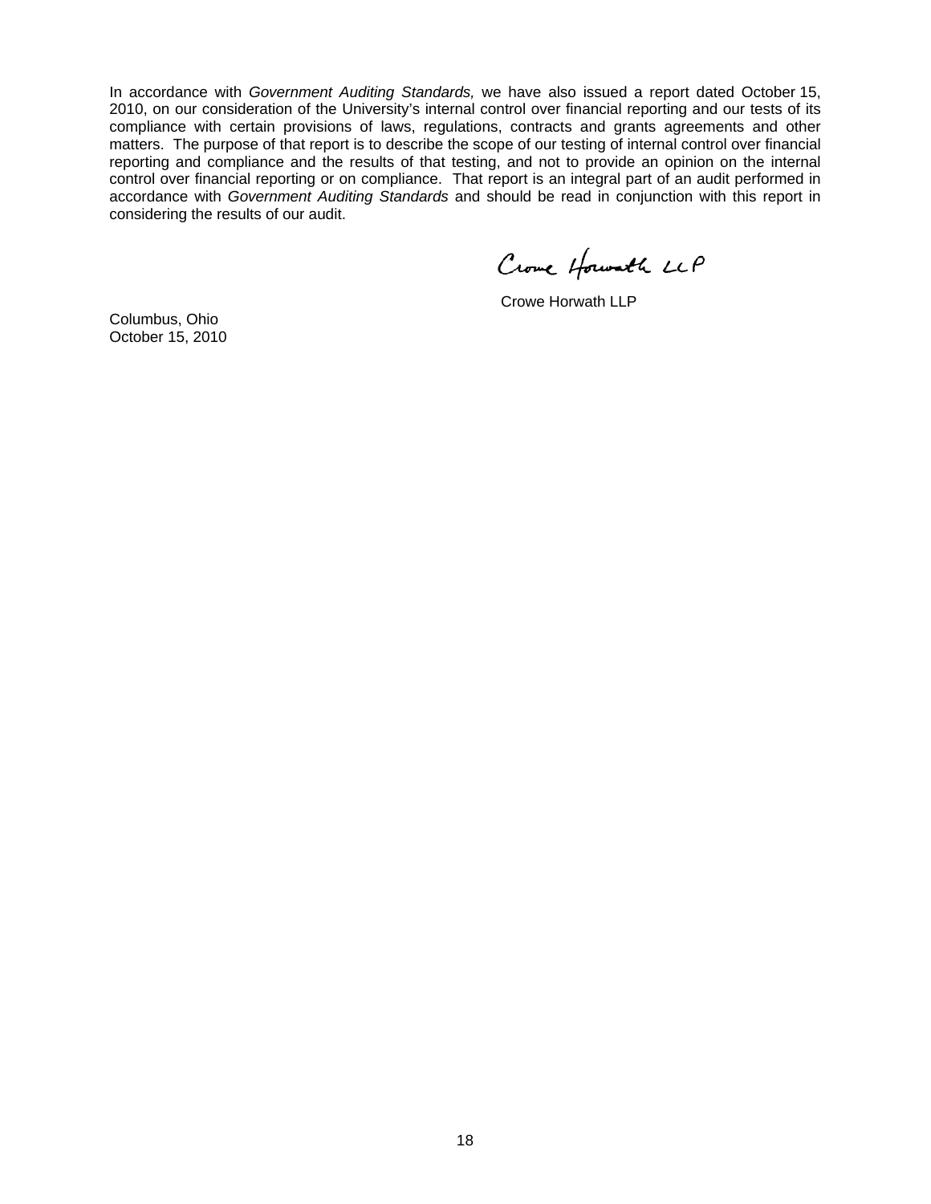In accordance with *Government Auditing Standards,* we have also issued a report dated October 15, 2010, on our consideration of the University's internal control over financial reporting and our tests of its compliance with certain provisions of laws, regulations, contracts and grants agreements and other matters. The purpose of that report is to describe the scope of our testing of internal control over financial reporting and compliance and the results of that testing, and not to provide an opinion on the internal control over financial reporting or on compliance. That report is an integral part of an audit performed in accordance with *Government Auditing Standards* and should be read in conjunction with this report in considering the results of our audit.

Crowe Horwath LLP

Crowe Horwath LLP

Columbus, Ohio
October 15, 2010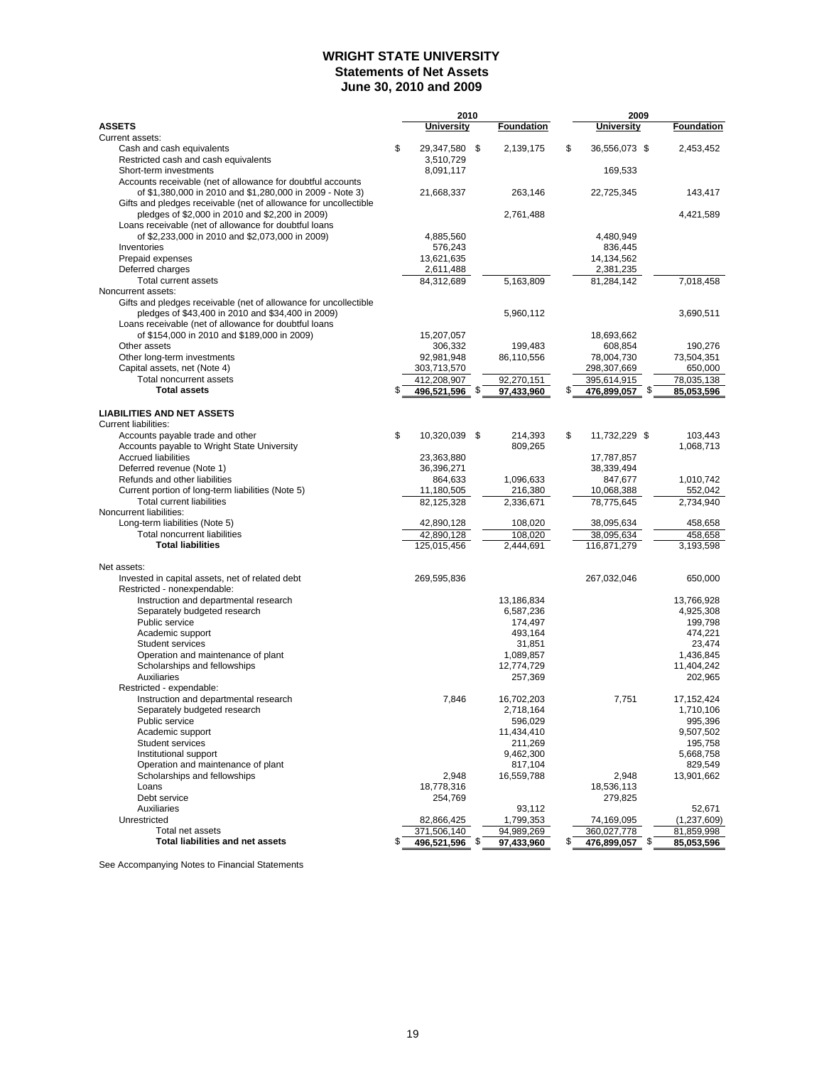# WRIGHT STATE UNIVERSITY
## Statements of Net Assets
## June 30, 2010 and 2009

| | 2010 | | 2009 | |
|---|---|---|---|---|
| **ASSETS** | **University** | **Foundation** | **University** | **Foundation** |
| Current assets: | | | | |
| Cash and cash equivalents | $ 29,347,580 | $ 2,139,175 | $ 36,556,073 | $ 2,453,452 |
| Restricted cash and cash equivalents | 3,510,729 | | | |
| Short-term investments | 8,091,117 | | 169,533 | |
| Accounts receivable (net of allowance for doubtful accounts of $1,380,000 in 2010 and $1,280,000 in 2009 - Note 3) | 21,668,337 | 263,146 | 22,725,345 | 143,417 |
| Gifts and pledges receivable (net of allowance for uncollectible pledges of $2,000 in 2010 and $2,200 in 2009) | | 2,761,488 | | 4,421,589 |
| Loans receivable (net of allowance for doubtful loans of $2,233,000 in 2010 and $2,073,000 in 2009) | 4,885,560 | | 4,480,949 | |
| Inventories | 576,243 | | 836,445 | |
| Prepaid expenses | 13,621,635 | | 14,134,562 | |
| Deferred charges | 2,611,488 | | 2,381,235 | |
| Total current assets | 84,312,689 | 5,163,809 | 81,284,142 | 7,018,458 |
| Noncurrent assets: | | | | |
| Gifts and pledges receivable (net of allowance for uncollectible pledges of $43,400 in 2010 and $34,400 in 2009) | | 5,960,112 | | 3,690,511 |
| Loans receivable (net of allowance for doubtful loans of $154,000 in 2010 and $189,000 in 2009) | 15,207,057 | | 18,693,662 | |
| Other assets | 306,332 | 199,483 | 608,854 | 190,276 |
| Other long-term investments | 92,981,948 | 86,110,556 | 78,004,730 | 73,504,351 |
| Capital assets, net (Note 4) | 303,713,570 | | 298,307,669 | 650,000 |
| Total noncurrent assets | 412,208,907 | 92,270,151 | 395,614,915 | 78,035,138 |
| **Total assets** | **$ 496,521,596** | **$ 97,433,960** | **$ 476,899,057** | **$ 85,053,596** |
| | | | | |
| **LIABILITIES AND NET ASSETS** | | | | |
| Current liabilities: | | | | |
| Accounts payable trade and other | $ 10,320,039 | $ 214,393 | $ 11,732,229 | $ 103,443 |
| Accounts payable to Wright State University | | 809,265 | | 1,068,713 |
| Accrued liabilities | 23,363,880 | | 17,787,857 | |
| Deferred revenue (Note 1) | 36,396,271 | | 38,339,494 | |
| Refunds and other liabilities | 864,633 | 1,096,633 | 847,677 | 1,010,742 |
| Current portion of long-term liabilities (Note 5) | 11,180,505 | 216,380 | 10,068,388 | 552,042 |
| Total current liabilities | 82,125,328 | 2,336,671 | 78,775,645 | 2,734,940 |
| Noncurrent liabilities: | | | | |
| Long-term liabilities (Note 5) | 42,890,128 | 108,020 | 38,095,634 | 458,658 |
| Total noncurrent liabilities | 42,890,128 | 108,020 | 38,095,634 | 458,658 |
| **Total liabilities** | 125,015,456 | 2,444,691 | 116,871,279 | 3,193,598 |
| | | | | |
| Net assets: | | | | |
| Invested in capital assets, net of related debt | 269,595,836 | | 267,032,046 | 650,000 |
| Restricted - nonexpendable: | | | | |
| Instruction and departmental research | | 13,186,834 | | 13,766,928 |
| Separately budgeted research | | 6,587,236 | | 4,925,308 |
| Public service | | 174,497 | | 199,798 |
| Academic support | | 493,164 | | 474,221 |
| Student services | | 31,851 | | 23,474 |
| Operation and maintenance of plant | | 1,089,857 | | 1,436,845 |
| Scholarships and fellowships | | 12,774,729 | | 11,404,242 |
| Auxiliaries | | 257,369 | | 202,965 |
| Restricted - expendable: | | | | |
| Instruction and departmental research | 7,846 | 16,702,203 | 7,751 | 17,152,424 |
| Separately budgeted research | | 2,718,164 | | 1,710,106 |
| Public service | | 596,029 | | 995,396 |
| Academic support | | 11,434,410 | | 9,507,502 |
| Student services | | 211,269 | | 195,758 |
| Institutional support | | 9,462,300 | | 5,668,758 |
| Operation and maintenance of plant | | 817,104 | | 829,549 |
| Scholarships and fellowships | 2,948 | 16,559,788 | 2,948 | 13,901,662 |
| Loans | 18,778,316 | | 18,536,113 | |
| Debt service | 254,769 | | 279,825 | |
| Auxiliaries | | 93,112 | | 52,671 |
| Unrestricted | 82,866,425 | 1,799,353 | 74,169,095 | (1,237,609) |
| Total net assets | 371,506,140 | 94,989,269 | 360,027,778 | 81,859,998 |
| **Total liabilities and net assets** | **$ 496,521,596** | **$ 97,433,960** | **$ 476,899,057** | **$ 85,053,596** |

See Accompanying Notes to Financial Statements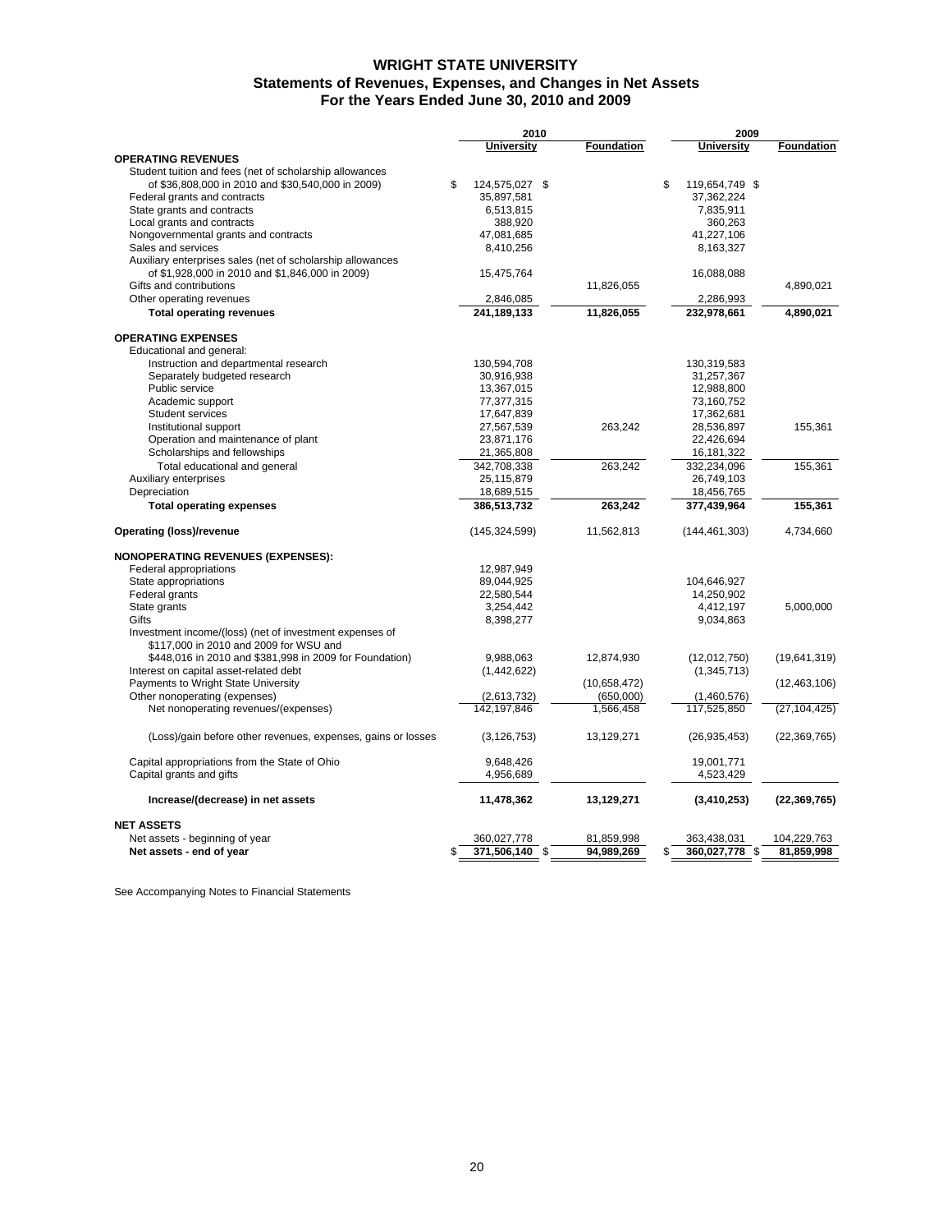# WRIGHT STATE UNIVERSITY
## Statements of Revenues, Expenses, and Changes in Net Assets
## For the Years Ended June 30, 2010 and 2009

| | 2010 | | 2009 | |
|---|---|---|---|---|
| | **University** | **Foundation** | **University** | **Foundation** |
| **OPERATING REVENUES** | | | | |
| Student tuition and fees (net of scholarship allowances of $36,808,000 in 2010 and $30,540,000 in 2009) | $ 124,575,027 | $ | $ 119,654,749 | $ |
| Federal grants and contracts | 35,897,581 | | 37,362,224 | |
| State grants and contracts | 6,513,815 | | 7,835,911 | |
| Local grants and contracts | 388,920 | | 360,263 | |
| Nongovernmental grants and contracts | 47,081,685 | | 41,227,106 | |
| Sales and services | 8,410,256 | | 8,163,327 | |
| Auxiliary enterprises sales (net of scholarship allowances of $1,928,000 in 2010 and $1,846,000 in 2009) | 15,475,764 | | 16,088,088 | |
| Gifts and contributions | | 11,826,055 | | 4,890,021 |
| Other operating revenues | 2,846,085 | | 2,286,993 | |
| **Total operating revenues** | **241,189,133** | **11,826,055** | **232,978,661** | **4,890,021** |
| **OPERATING EXPENSES** | | | | |
| Educational and general: | | | | |
| Instruction and departmental research | 130,594,708 | | 130,319,583 | |
| Separately budgeted research | 30,916,938 | | 31,257,367 | |
| Public service | 13,367,015 | | 12,988,800 | |
| Academic support | 77,377,315 | | 73,160,752 | |
| Student services | 17,647,839 | | 17,362,681 | |
| Institutional support | 27,567,539 | 263,242 | 28,536,897 | 155,361 |
| Operation and maintenance of plant | 23,871,176 | | 22,426,694 | |
| Scholarships and fellowships | 21,365,808 | | 16,181,322 | |
| Total educational and general | 342,708,338 | 263,242 | 332,234,096 | 155,361 |
| Auxiliary enterprises | 25,115,879 | | 26,749,103 | |
| Depreciation | 18,689,515 | | 18,456,765 | |
| **Total operating expenses** | **386,513,732** | **263,242** | **377,439,964** | **155,361** |
| **Operating (loss)/revenue** | (145,324,599) | 11,562,813 | (144,461,303) | 4,734,660 |
| **NONOPERATING REVENUES (EXPENSES):** | | | | |
| Federal appropriations | 12,987,949 | | | |
| State appropriations | 89,044,925 | | 104,646,927 | |
| Federal grants | 22,580,544 | | 14,250,902 | |
| State grants | 3,254,442 | | 4,412,197 | 5,000,000 |
| Gifts | 8,398,277 | | 9,034,863 | |
| Investment income/(loss) (net of investment expenses of $117,000 in 2010 and 2009 for WSU and $448,016 in 2010 and $381,998 in 2009 for Foundation) | 9,988,063 | 12,874,930 | (12,012,750) | (19,641,319) |
| Interest on capital asset-related debt | (1,442,622) | | (1,345,713) | |
| Payments to Wright State University | | (10,658,472) | | (12,463,106) |
| Other nonoperating (expenses) | (2,613,732) | (650,000) | (1,460,576) | |
| Net nonoperating revenues/(expenses) | 142,197,846 | 1,566,458 | 117,525,850 | (27,104,425) |
| (Loss)/gain before other revenues, expenses, gains or losses | (3,126,753) | 13,129,271 | (26,935,453) | (22,369,765) |
| Capital appropriations from the State of Ohio | 9,648,426 | | 19,001,771 | |
| Capital grants and gifts | 4,956,689 | | 4,523,429 | |
| **Increase/(decrease) in net assets** | **11,478,362** | **13,129,271** | **(3,410,253)** | **(22,369,765)** |
| **NET ASSETS** | | | | |
| Net assets - beginning of year | 360,027,778 | 81,859,998 | 363,438,031 | 104,229,763 |
| **Net assets - end of year** | **$ 371,506,140** | **$ 94,989,269** | **$ 360,027,778** | **$ 81,859,998** |

See Accompanying Notes to Financial Statements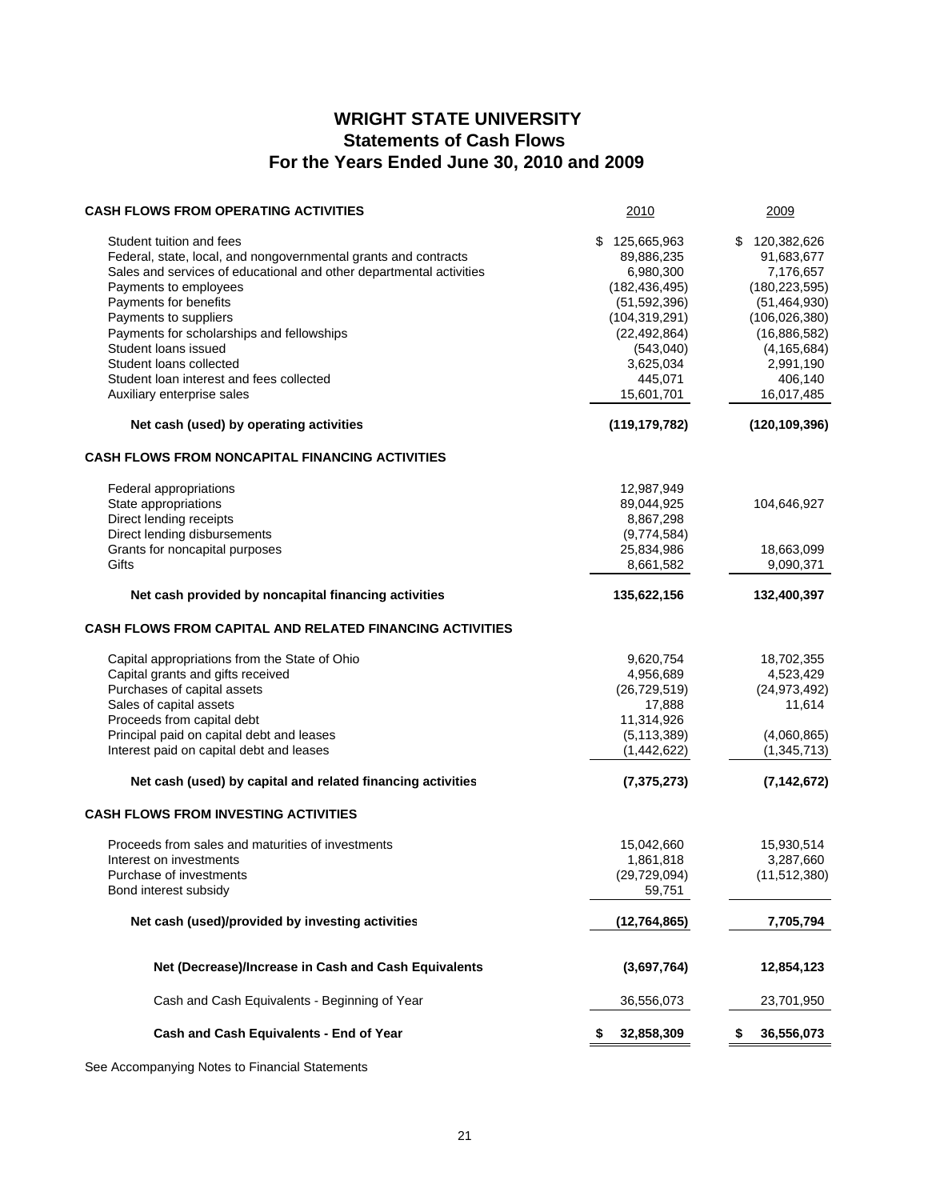# WRIGHT STATE UNIVERSITY
## Statements of Cash Flows
## For the Years Ended June 30, 2010 and 2009

| | 2010 | 2009 |
|---|---|---|
| **CASH FLOWS FROM OPERATING ACTIVITIES** | | |
| Student tuition and fees | $ 125,665,963 | $ 120,382,626 |
| Federal, state, local, and nongovernmental grants and contracts | 89,886,235 | 91,683,677 |
| Sales and services of educational and other departmental activities | 6,980,300 | 7,176,657 |
| Payments to employees | (182,436,495) | (180,223,595) |
| Payments for benefits | (51,592,396) | (51,464,930) |
| Payments to suppliers | (104,319,291) | (106,026,380) |
| Payments for scholarships and fellowships | (22,492,864) | (16,886,582) |
| Student loans issued | (543,040) | (4,165,684) |
| Student loans collected | 3,625,034 | 2,991,190 |
| Student loan interest and fees collected | 445,071 | 406,140 |
| Auxiliary enterprise sales | 15,601,701 | 16,017,485 |
| **Net cash (used) by operating activities** | **(119,179,782)** | **(120,109,396)** |
| **CASH FLOWS FROM NONCAPITAL FINANCING ACTIVITIES** | | |
| Federal appropriations | 12,987,949 | |
| State appropriations | 89,044,925 | 104,646,927 |
| Direct lending receipts | 8,867,298 | |
| Direct lending disbursements | (9,774,584) | |
| Grants for noncapital purposes | 25,834,986 | 18,663,099 |
| Gifts | 8,661,582 | 9,090,371 |
| **Net cash provided by noncapital financing activities** | **135,622,156** | **132,400,397** |
| **CASH FLOWS FROM CAPITAL AND RELATED FINANCING ACTIVITIES** | | |
| Capital appropriations from the State of Ohio | 9,620,754 | 18,702,355 |
| Capital grants and gifts received | 4,956,689 | 4,523,429 |
| Purchases of capital assets | (26,729,519) | (24,973,492) |
| Sales of capital assets | 17,888 | 11,614 |
| Proceeds from capital debt | 11,314,926 | |
| Principal paid on capital debt and leases | (5,113,389) | (4,060,865) |
| Interest paid on capital debt and leases | (1,442,622) | (1,345,713) |
| **Net cash (used) by capital and related financing activities** | **(7,375,273)** | **(7,142,672)** |
| **CASH FLOWS FROM INVESTING ACTIVITIES** | | |
| Proceeds from sales and maturities of investments | 15,042,660 | 15,930,514 |
| Interest on investments | 1,861,818 | 3,287,660 |
| Purchase of investments | (29,729,094) | (11,512,380) |
| Bond interest subsidy | 59,751 | |
| **Net cash (used)/provided by investing activities** | **(12,764,865)** | **7,705,794** |
| **Net (Decrease)/Increase in Cash and Cash Equivalents** | **(3,697,764)** | **12,854,123** |
| Cash and Cash Equivalents - Beginning of Year | 36,556,073 | 23,701,950 |
| **Cash and Cash Equivalents - End of Year** | **$ 32,858,309** | **$ 36,556,073** |

See Accompanying Notes to Financial Statements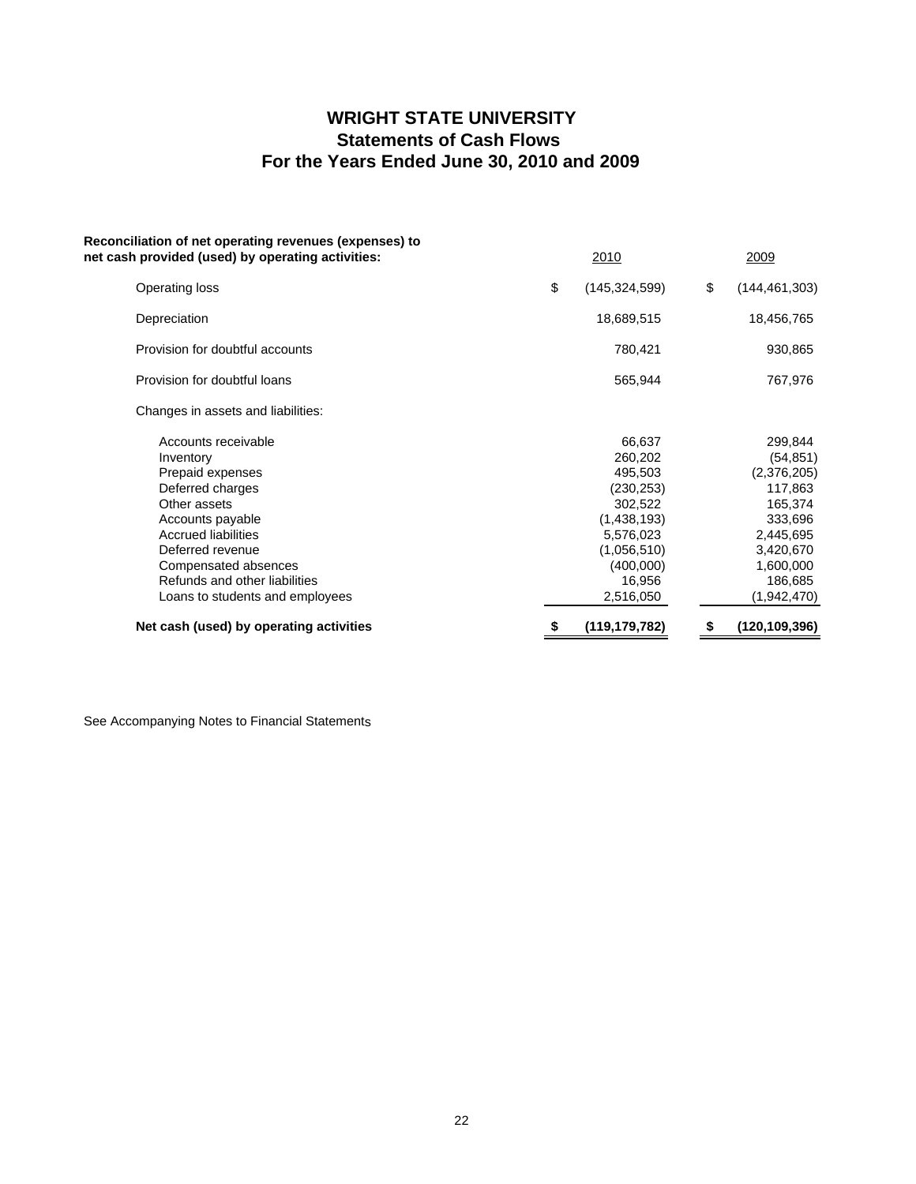# WRIGHT STATE UNIVERSITY
## Statements of Cash Flows
## For the Years Ended June 30, 2010 and 2009

| **Reconciliation of net operating revenues (expenses) to net cash provided (used) by operating activities:** | 2010 | 2009 |
|---|---|---|
| Operating loss | $ (145,324,599) | $ (144,461,303) |
| Depreciation | 18,689,515 | 18,456,765 |
| Provision for doubtful accounts | 780,421 | 930,865 |
| Provision for doubtful loans | 565,944 | 767,976 |
| Changes in assets and liabilities: | | |
| Accounts receivable | 66,637 | 299,844 |
| Inventory | 260,202 | (54,851) |
| Prepaid expenses | 495,503 | (2,376,205) |
| Deferred charges | (230,253) | 117,863 |
| Other assets | 302,522 | 165,374 |
| Accounts payable | (1,438,193) | 333,696 |
| Accrued liabilities | 5,576,023 | 2,445,695 |
| Deferred revenue | (1,056,510) | 3,420,670 |
| Compensated absences | (400,000) | 1,600,000 |
| Refunds and other liabilities | 16,956 | 186,685 |
| Loans to students and employees | 2,516,050 | (1,942,470) |
| **Net cash (used) by operating activities** | **$ (119,179,782)** | **$ (120,109,396)** |

See Accompanying Notes to Financial Statements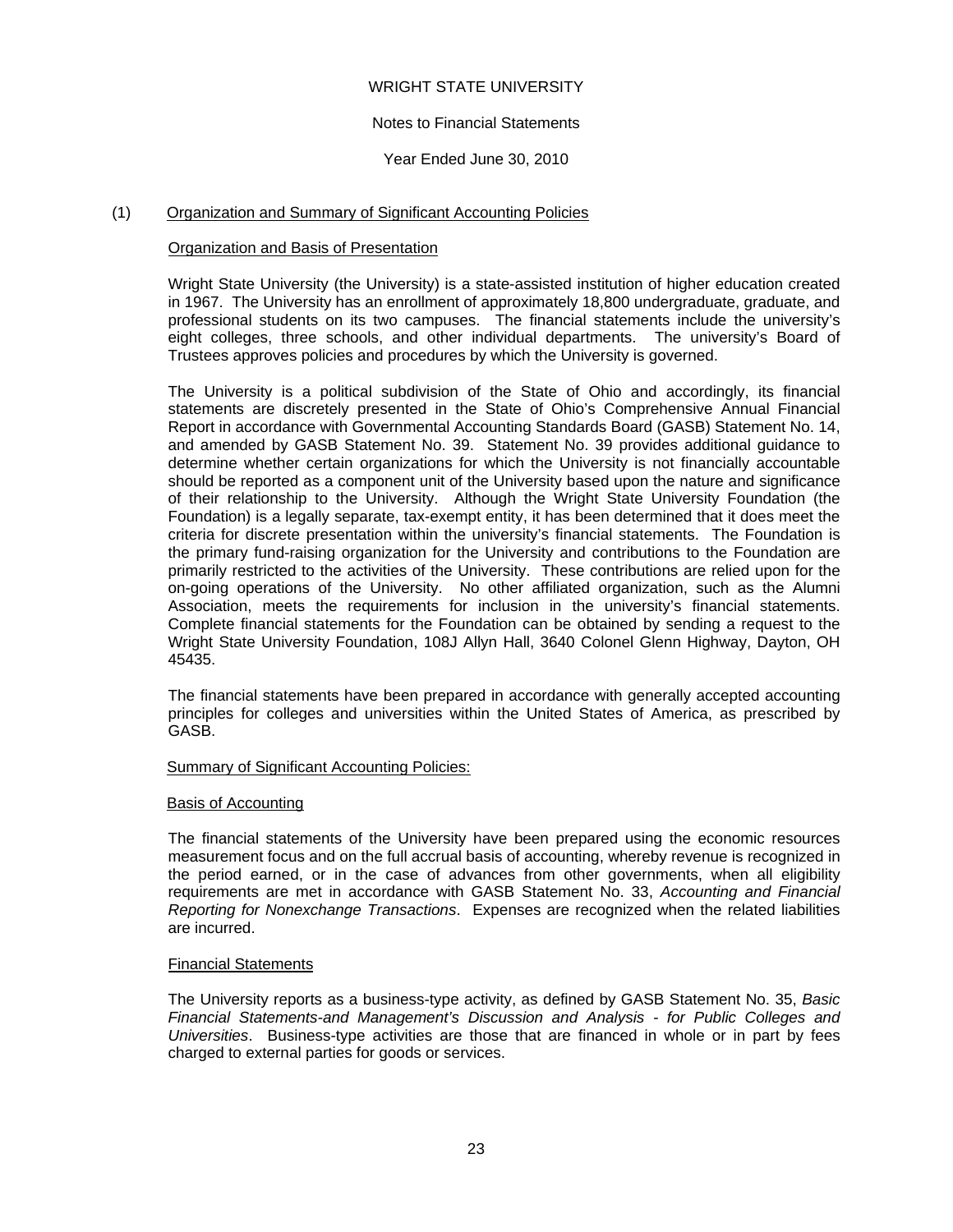WRIGHT STATE UNIVERSITY

Notes to Financial Statements

Year Ended June 30, 2010

## (1) Organization and Summary of Significant Accounting Policies

### Organization and Basis of Presentation

Wright State University (the University) is a state-assisted institution of higher education created in 1967. The University has an enrollment of approximately 18,800 undergraduate, graduate, and professional students on its two campuses. The financial statements include the university's eight colleges, three schools, and other individual departments. The university's Board of Trustees approves policies and procedures by which the University is governed.

The University is a political subdivision of the State of Ohio and accordingly, its financial statements are discretely presented in the State of Ohio's Comprehensive Annual Financial Report in accordance with Governmental Accounting Standards Board (GASB) Statement No. 14, and amended by GASB Statement No. 39. Statement No. 39 provides additional guidance to determine whether certain organizations for which the University is not financially accountable should be reported as a component unit of the University based upon the nature and significance of their relationship to the University. Although the Wright State University Foundation (the Foundation) is a legally separate, tax-exempt entity, it has been determined that it does meet the criteria for discrete presentation within the university's financial statements. The Foundation is the primary fund-raising organization for the University and contributions to the Foundation are primarily restricted to the activities of the University. These contributions are relied upon for the on-going operations of the University. No other affiliated organization, such as the Alumni Association, meets the requirements for inclusion in the university's financial statements. Complete financial statements for the Foundation can be obtained by sending a request to the Wright State University Foundation, 108J Allyn Hall, 3640 Colonel Glenn Highway, Dayton, OH 45435.

The financial statements have been prepared in accordance with generally accepted accounting principles for colleges and universities within the United States of America, as prescribed by GASB.

### Summary of Significant Accounting Policies:

#### Basis of Accounting

The financial statements of the University have been prepared using the economic resources measurement focus and on the full accrual basis of accounting, whereby revenue is recognized in the period earned, or in the case of advances from other governments, when all eligibility requirements are met in accordance with GASB Statement No. 33, *Accounting and Financial Reporting for Nonexchange Transactions*. Expenses are recognized when the related liabilities are incurred.

#### Financial Statements

The University reports as a business-type activity, as defined by GASB Statement No. 35, *Basic Financial Statements-and Management's Discussion and Analysis - for Public Colleges and Universities*. Business-type activities are those that are financed in whole or in part by fees charged to external parties for goods or services.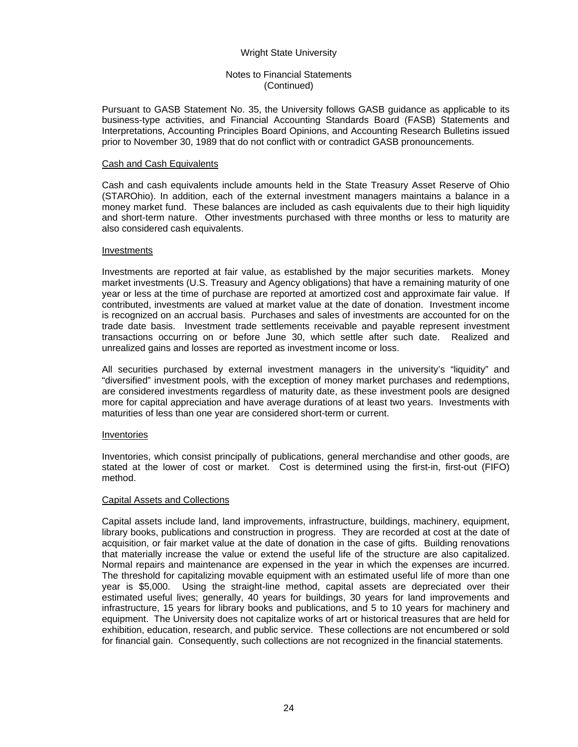Pursuant to GASB Statement No. 35, the University follows GASB guidance as applicable to its business-type activities, and Financial Accounting Standards Board (FASB) Statements and Interpretations, Accounting Principles Board Opinions, and Accounting Research Bulletins issued prior to November 30, 1989 that do not conflict with or contradict GASB pronouncements.

## Cash and Cash Equivalents

Cash and cash equivalents include amounts held in the State Treasury Asset Reserve of Ohio (STAROhio). In addition, each of the external investment managers maintains a balance in a money market fund. These balances are included as cash equivalents due to their high liquidity and short-term nature. Other investments purchased with three months or less to maturity are also considered cash equivalents.

## Investments

Investments are reported at fair value, as established by the major securities markets. Money market investments (U.S. Treasury and Agency obligations) that have a remaining maturity of one year or less at the time of purchase are reported at amortized cost and approximate fair value. If contributed, investments are valued at market value at the date of donation. Investment income is recognized on an accrual basis. Purchases and sales of investments are accounted for on the trade date basis. Investment trade settlements receivable and payable represent investment transactions occurring on or before June 30, which settle after such date. Realized and unrealized gains and losses are reported as investment income or loss.

All securities purchased by external investment managers in the university's "liquidity" and "diversified" investment pools, with the exception of money market purchases and redemptions, are considered investments regardless of maturity date, as these investment pools are designed more for capital appreciation and have average durations of at least two years. Investments with maturities of less than one year are considered short-term or current.

## Inventories

Inventories, which consist principally of publications, general merchandise and other goods, are stated at the lower of cost or market. Cost is determined using the first-in, first-out (FIFO) method.

## Capital Assets and Collections

Capital assets include land, land improvements, infrastructure, buildings, machinery, equipment, library books, publications and construction in progress. They are recorded at cost at the date of acquisition, or fair market value at the date of donation in the case of gifts. Building renovations that materially increase the value or extend the useful life of the structure are also capitalized. Normal repairs and maintenance are expensed in the year in which the expenses are incurred. The threshold for capitalizing movable equipment with an estimated useful life of more than one year is $5,000. Using the straight-line method, capital assets are depreciated over their estimated useful lives; generally, 40 years for buildings, 30 years for land improvements and infrastructure, 15 years for library books and publications, and 5 to 10 years for machinery and equipment. The University does not capitalize works of art or historical treasures that are held for exhibition, education, research, and public service. These collections are not encumbered or sold for financial gain. Consequently, such collections are not recognized in the financial statements.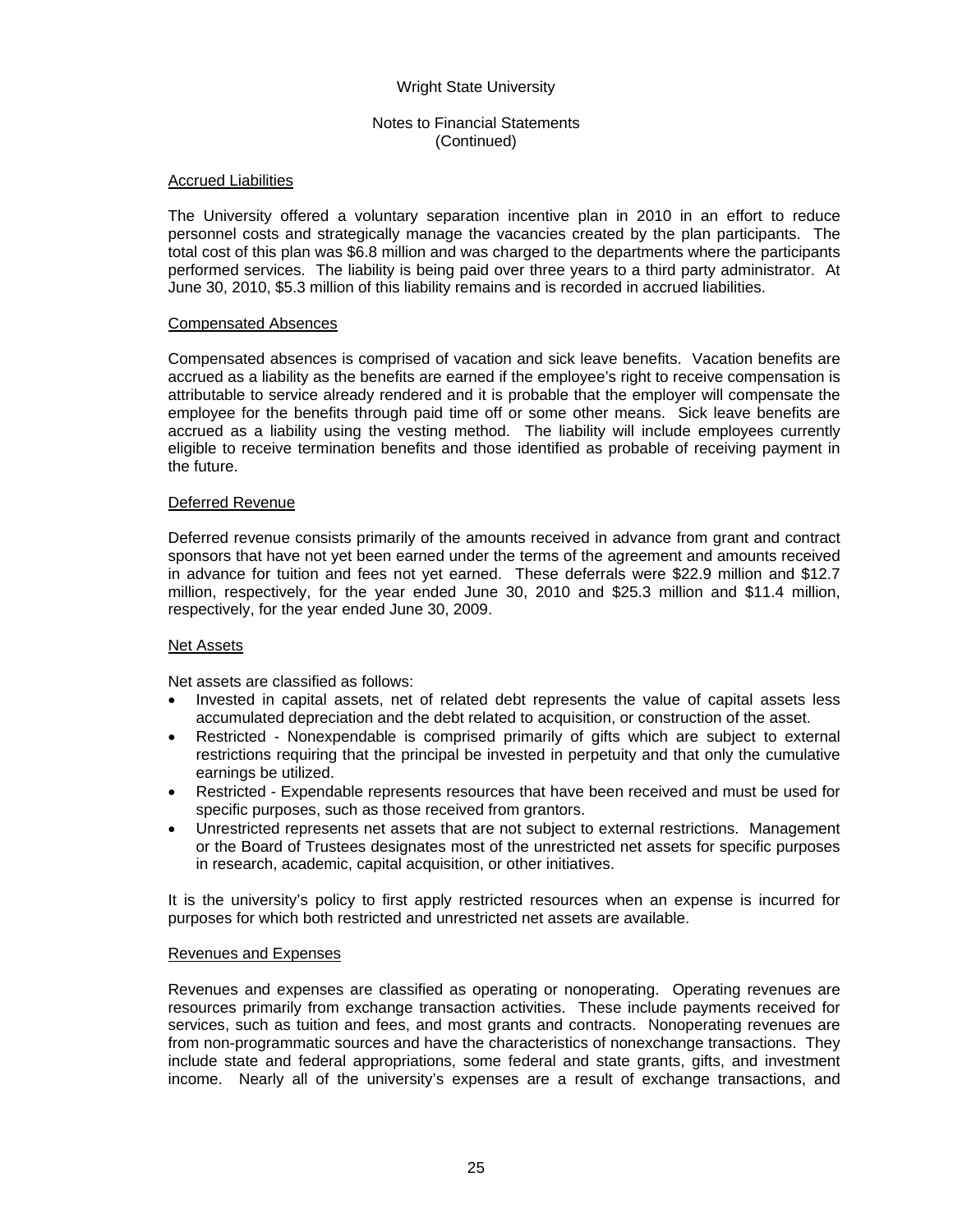Wright State University

Notes to Financial Statements
(Continued)

### Accrued Liabilities

The University offered a voluntary separation incentive plan in 2010 in an effort to reduce personnel costs and strategically manage the vacancies created by the plan participants. The total cost of this plan was $6.8 million and was charged to the departments where the participants performed services. The liability is being paid over three years to a third party administrator. At June 30, 2010, $5.3 million of this liability remains and is recorded in accrued liabilities.

### Compensated Absences

Compensated absences is comprised of vacation and sick leave benefits. Vacation benefits are accrued as a liability as the benefits are earned if the employee's right to receive compensation is attributable to service already rendered and it is probable that the employer will compensate the employee for the benefits through paid time off or some other means. Sick leave benefits are accrued as a liability using the vesting method. The liability will include employees currently eligible to receive termination benefits and those identified as probable of receiving payment in the future.

### Deferred Revenue

Deferred revenue consists primarily of the amounts received in advance from grant and contract sponsors that have not yet been earned under the terms of the agreement and amounts received in advance for tuition and fees not yet earned. These deferrals were $22.9 million and $12.7 million, respectively, for the year ended June 30, 2010 and $25.3 million and $11.4 million, respectively, for the year ended June 30, 2009.

### Net Assets

Net assets are classified as follows:

- Invested in capital assets, net of related debt represents the value of capital assets less accumulated depreciation and the debt related to acquisition, or construction of the asset.
- Restricted - Nonexpendable is comprised primarily of gifts which are subject to external restrictions requiring that the principal be invested in perpetuity and that only the cumulative earnings be utilized.
- Restricted - Expendable represents resources that have been received and must be used for specific purposes, such as those received from grantors.
- Unrestricted represents net assets that are not subject to external restrictions. Management or the Board of Trustees designates most of the unrestricted net assets for specific purposes in research, academic, capital acquisition, or other initiatives.

It is the university's policy to first apply restricted resources when an expense is incurred for purposes for which both restricted and unrestricted net assets are available.

### Revenues and Expenses

Revenues and expenses are classified as operating or nonoperating. Operating revenues are resources primarily from exchange transaction activities. These include payments received for services, such as tuition and fees, and most grants and contracts. Nonoperating revenues are from non-programmatic sources and have the characteristics of nonexchange transactions. They include state and federal appropriations, some federal and state grants, gifts, and investment income. Nearly all of the university's expenses are a result of exchange transactions, and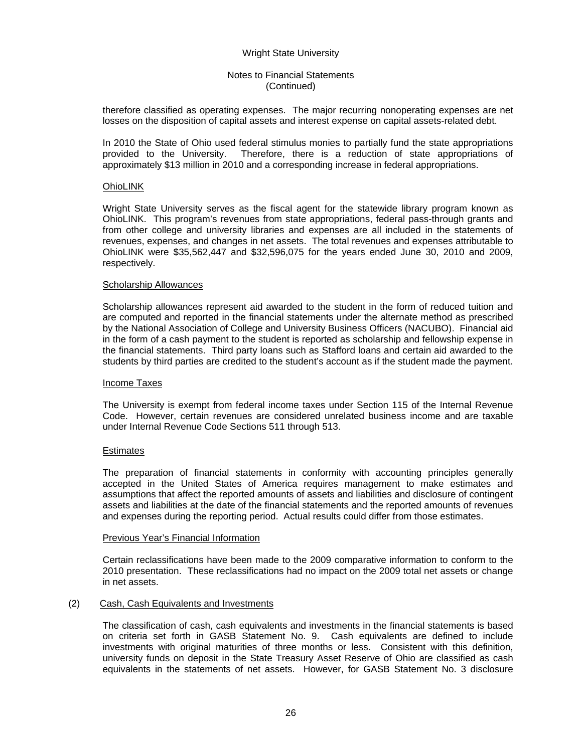therefore classified as operating expenses. The major recurring nonoperating expenses are net losses on the disposition of capital assets and interest expense on capital assets-related debt.

In 2010 the State of Ohio used federal stimulus monies to partially fund the state appropriations provided to the University. Therefore, there is a reduction of state appropriations of approximately \$13 million in 2010 and a corresponding increase in federal appropriations.

OhioLINK

Wright State University serves as the fiscal agent for the statewide library program known as OhioLINK. This program's revenues from state appropriations, federal pass-through grants and from other college and university libraries and expenses are all included in the statements of revenues, expenses, and changes in net assets. The total revenues and expenses attributable to OhioLINK were \$35,562,447 and \$32,596,075 for the years ended June 30, 2010 and 2009, respectively.

Scholarship Allowances

Scholarship allowances represent aid awarded to the student in the form of reduced tuition and are computed and reported in the financial statements under the alternate method as prescribed by the National Association of College and University Business Officers (NACUBO). Financial aid in the form of a cash payment to the student is reported as scholarship and fellowship expense in the financial statements. Third party loans such as Stafford loans and certain aid awarded to the students by third parties are credited to the student's account as if the student made the payment.

Income Taxes

The University is exempt from federal income taxes under Section 115 of the Internal Revenue Code. However, certain revenues are considered unrelated business income and are taxable under Internal Revenue Code Sections 511 through 513.

Estimates

The preparation of financial statements in conformity with accounting principles generally accepted in the United States of America requires management to make estimates and assumptions that affect the reported amounts of assets and liabilities and disclosure of contingent assets and liabilities at the date of the financial statements and the reported amounts of revenues and expenses during the reporting period. Actual results could differ from those estimates.

Previous Year's Financial Information

Certain reclassifications have been made to the 2009 comparative information to conform to the 2010 presentation. These reclassifications had no impact on the 2009 total net assets or change in net assets.

(2) Cash, Cash Equivalents and Investments

The classification of cash, cash equivalents and investments in the financial statements is based on criteria set forth in GASB Statement No. 9. Cash equivalents are defined to include investments with original maturities of three months or less. Consistent with this definition, university funds on deposit in the State Treasury Asset Reserve of Ohio are classified as cash equivalents in the statements of net assets. However, for GASB Statement No. 3 disclosure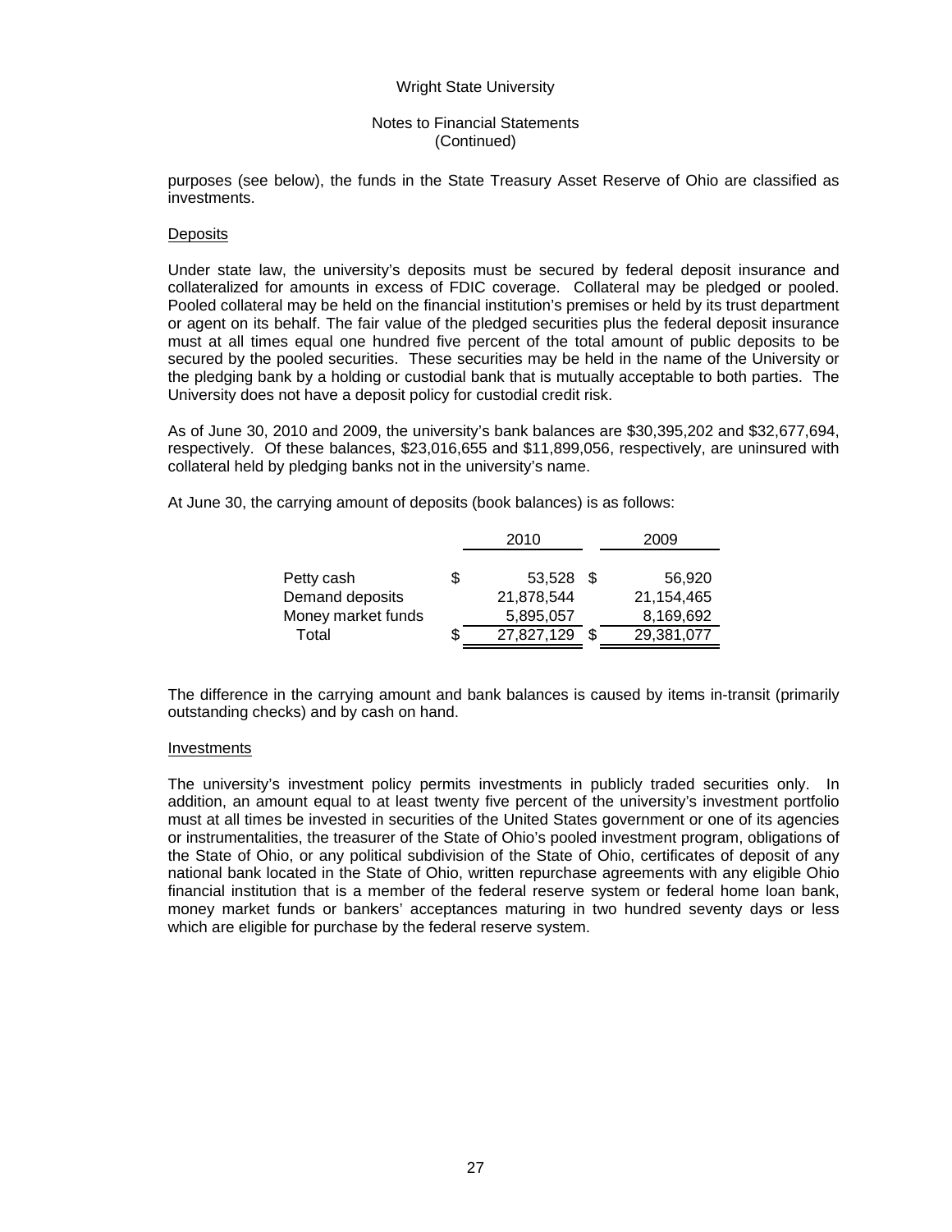purposes (see below), the funds in the State Treasury Asset Reserve of Ohio are classified as investments.

Deposits

Under state law, the university's deposits must be secured by federal deposit insurance and collateralized for amounts in excess of FDIC coverage. Collateral may be pledged or pooled. Pooled collateral may be held on the financial institution's premises or held by its trust department or agent on its behalf. The fair value of the pledged securities plus the federal deposit insurance must at all times equal one hundred five percent of the total amount of public deposits to be secured by the pooled securities. These securities may be held in the name of the University or the pledging bank by a holding or custodial bank that is mutually acceptable to both parties. The University does not have a deposit policy for custodial credit risk.

As of June 30, 2010 and 2009, the university's bank balances are $30,395,202 and $32,677,694, respectively. Of these balances, $23,016,655 and $11,899,056, respectively, are uninsured with collateral held by pledging banks not in the university's name.

At June 30, the carrying amount of deposits (book balances) is as follows:

| | 2010 | 2009 |
|---|---|---|
| Petty cash | $ 53,528 | $ 56,920 |
| Demand deposits | 21,878,544 | 21,154,465 |
| Money market funds | 5,895,057 | 8,169,692 |
| Total | $ 27,827,129 | $ 29,381,077 |

The difference in the carrying amount and bank balances is caused by items in-transit (primarily outstanding checks) and by cash on hand.

Investments

The university's investment policy permits investments in publicly traded securities only. In addition, an amount equal to at least twenty five percent of the university's investment portfolio must at all times be invested in securities of the United States government or one of its agencies or instrumentalities, the treasurer of the State of Ohio's pooled investment program, obligations of the State of Ohio, or any political subdivision of the State of Ohio, certificates of deposit of any national bank located in the State of Ohio, written repurchase agreements with any eligible Ohio financial institution that is a member of the federal reserve system or federal home loan bank, money market funds or bankers' acceptances maturing in two hundred seventy days or less which are eligible for purchase by the federal reserve system.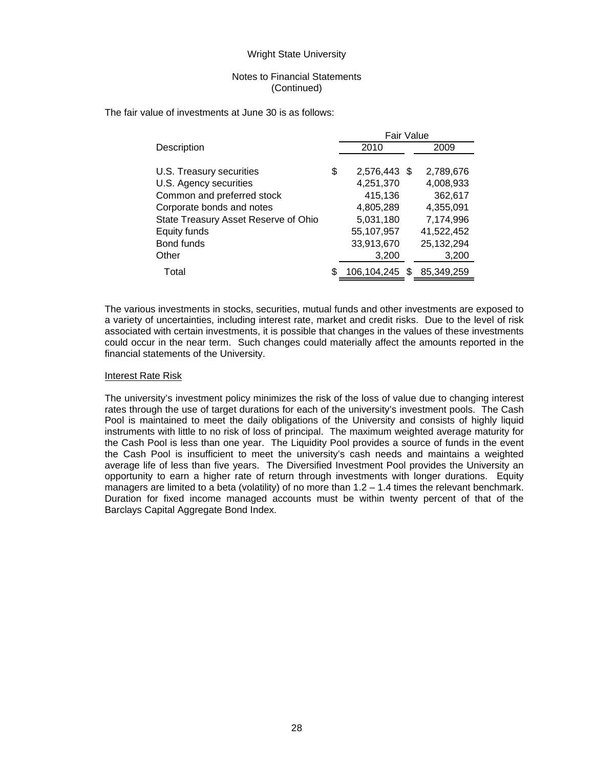The fair value of investments at June 30 is as follows:

| Description | Fair Value 2010 | Fair Value 2009 |
|---|---|---|
| U.S. Treasury securities | $ 2,576,443 | $ 2,789,676 |
| U.S. Agency securities | 4,251,370 | 4,008,933 |
| Common and preferred stock | 415,136 | 362,617 |
| Corporate bonds and notes | 4,805,289 | 4,355,091 |
| State Treasury Asset Reserve of Ohio | 5,031,180 | 7,174,996 |
| Equity funds | 55,107,957 | 41,522,452 |
| Bond funds | 33,913,670 | 25,132,294 |
| Other | 3,200 | 3,200 |
| Total | $ 106,104,245 | $ 85,349,259 |

The various investments in stocks, securities, mutual funds and other investments are exposed to a variety of uncertainties, including interest rate, market and credit risks. Due to the level of risk associated with certain investments, it is possible that changes in the values of these investments could occur in the near term. Such changes could materially affect the amounts reported in the financial statements of the University.

Interest Rate Risk

The university's investment policy minimizes the risk of the loss of value due to changing interest rates through the use of target durations for each of the university's investment pools. The Cash Pool is maintained to meet the daily obligations of the University and consists of highly liquid instruments with little to no risk of loss of principal. The maximum weighted average maturity for the Cash Pool is less than one year. The Liquidity Pool provides a source of funds in the event the Cash Pool is insufficient to meet the university's cash needs and maintains a weighted average life of less than five years. The Diversified Investment Pool provides the University an opportunity to earn a higher rate of return through investments with longer durations. Equity managers are limited to a beta (volatility) of no more than 1.2 – 1.4 times the relevant benchmark. Duration for fixed income managed accounts must be within twenty percent of that of the Barclays Capital Aggregate Bond Index.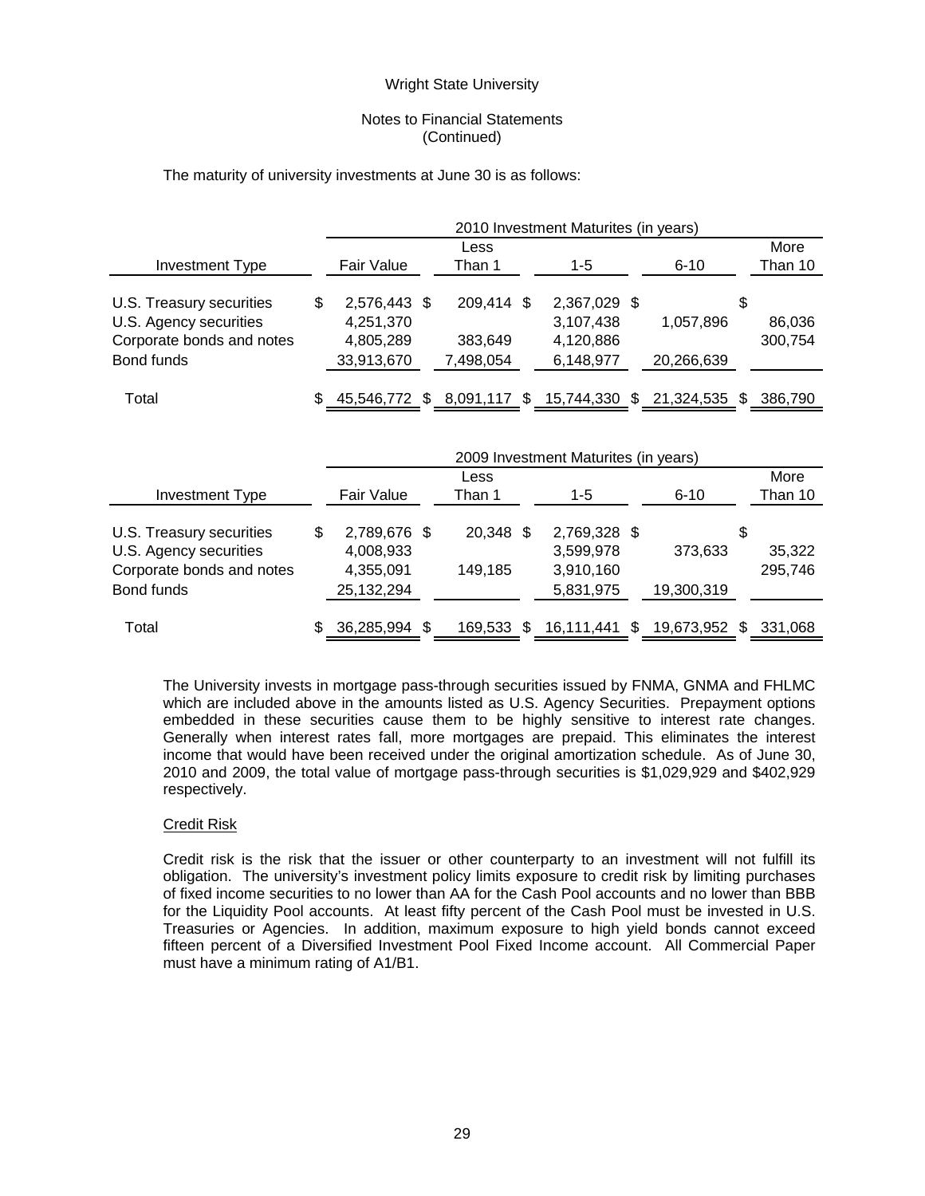Wright State University

Notes to Financial Statements
(Continued)

The maturity of university investments at June 30 is as follows:

| | 2010 Investment Maturites (in years) | | | | |
|---|---|---|---|---|---|
| Investment Type | Fair Value | Less Than 1 | 1-5 | 6-10 | More Than 10 |
| U.S. Treasury securities | $ 2,576,443 | $ 209,414 | $ 2,367,029 | $ | $ |
| U.S. Agency securities | 4,251,370 | | 3,107,438 | 1,057,896 | 86,036 |
| Corporate bonds and notes | 4,805,289 | 383,649 | 4,120,886 | | 300,754 |
| Bond funds | 33,913,670 | 7,498,054 | 6,148,977 | 20,266,639 | |
| Total | $ 45,546,772 | $ 8,091,117 | $ 15,744,330 | $ 21,324,535 | $ 386,790 |

| | 2009 Investment Maturites (in years) | | | | |
|---|---|---|---|---|---|
| Investment Type | Fair Value | Less Than 1 | 1-5 | 6-10 | More Than 10 |
| U.S. Treasury securities | $ 2,789,676 | $ 20,348 | $ 2,769,328 | $ | $ |
| U.S. Agency securities | 4,008,933 | | 3,599,978 | 373,633 | 35,322 |
| Corporate bonds and notes | 4,355,091 | 149,185 | 3,910,160 | | 295,746 |
| Bond funds | 25,132,294 | | 5,831,975 | 19,300,319 | |
| Total | $ 36,285,994 | $ 169,533 | $ 16,111,441 | $ 19,673,952 | $ 331,068 |

The University invests in mortgage pass-through securities issued by FNMA, GNMA and FHLMC which are included above in the amounts listed as U.S. Agency Securities. Prepayment options embedded in these securities cause them to be highly sensitive to interest rate changes. Generally when interest rates fall, more mortgages are prepaid. This eliminates the interest income that would have been received under the original amortization schedule. As of June 30, 2010 and 2009, the total value of mortgage pass-through securities is $1,029,929 and $402,929 respectively.

Credit Risk

Credit risk is the risk that the issuer or other counterparty to an investment will not fulfill its obligation. The university's investment policy limits exposure to credit risk by limiting purchases of fixed income securities to no lower than AA for the Cash Pool accounts and no lower than BBB for the Liquidity Pool accounts. At least fifty percent of the Cash Pool must be invested in U.S. Treasuries or Agencies. In addition, maximum exposure to high yield bonds cannot exceed fifteen percent of a Diversified Investment Pool Fixed Income account. All Commercial Paper must have a minimum rating of A1/B1.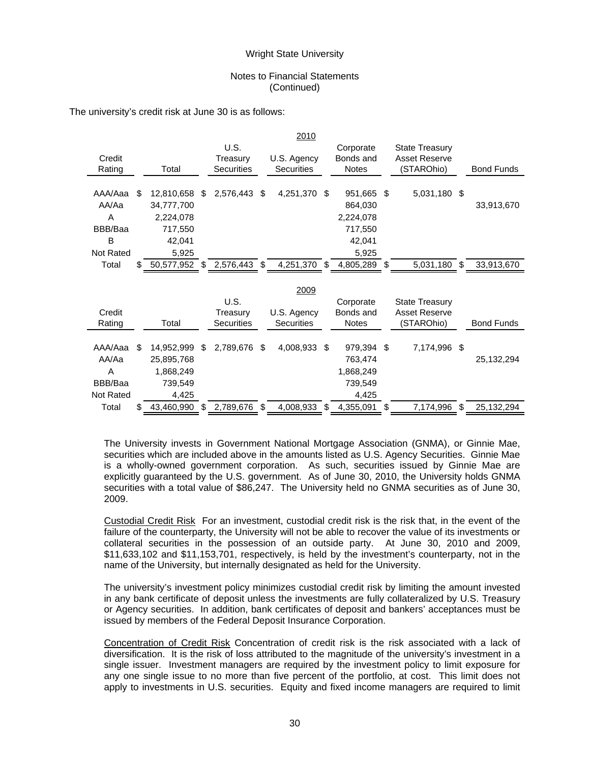The university's credit risk at June 30 is as follows:

**2010**

| Credit Rating | Total | U.S. Treasury Securities | U.S. Agency Securities | Corporate Bonds and Notes | State Treasury Asset Reserve (STAROhio) | Bond Funds |
|---|---|---|---|---|---|---|
| AAA/Aaa | $ 12,810,658 | $ 2,576,443 | $ 4,251,370 | $ 951,665 | $ 5,031,180 | $ |
| AA/Aa | 34,777,700 | | | 864,030 | | 33,913,670 |
| A | 2,224,078 | | | 2,224,078 | | |
| BBB/Baa | 717,550 | | | 717,550 | | |
| B | 42,041 | | | 42,041 | | |
| Not Rated | 5,925 | | | 5,925 | | |
| Total | $ 50,577,952 | $ 2,576,443 | $ 4,251,370 | $ 4,805,289 | $ 5,031,180 | $ 33,913,670 |

**2009**

| Credit Rating | Total | U.S. Treasury Securities | U.S. Agency Securities | Corporate Bonds and Notes | State Treasury Asset Reserve (STAROhio) | Bond Funds |
|---|---|---|---|---|---|---|
| AAA/Aaa | $ 14,952,999 | $ 2,789,676 | $ 4,008,933 | $ 979,394 | $ 7,174,996 | $ |
| AA/Aa | 25,895,768 | | | 763,474 | | 25,132,294 |
| A | 1,868,249 | | | 1,868,249 | | |
| BBB/Baa | 739,549 | | | 739,549 | | |
| Not Rated | 4,425 | | | 4,425 | | |
| Total | $ 43,460,990 | $ 2,789,676 | $ 4,008,933 | $ 4,355,091 | $ 7,174,996 | $ 25,132,294 |

The University invests in Government National Mortgage Association (GNMA), or Ginnie Mae, securities which are included above in the amounts listed as U.S. Agency Securities. Ginnie Mae is a wholly-owned government corporation. As such, securities issued by Ginnie Mae are explicitly guaranteed by the U.S. government. As of June 30, 2010, the University holds GNMA securities with a total value of $86,247. The University held no GNMA securities as of June 30, 2009.

Custodial Credit Risk For an investment, custodial credit risk is the risk that, in the event of the failure of the counterparty, the University will not be able to recover the value of its investments or collateral securities in the possession of an outside party. At June 30, 2010 and 2009, $11,633,102 and $11,153,701, respectively, is held by the investment's counterparty, not in the name of the University, but internally designated as held for the University.

The university's investment policy minimizes custodial credit risk by limiting the amount invested in any bank certificate of deposit unless the investments are fully collateralized by U.S. Treasury or Agency securities. In addition, bank certificates of deposit and bankers' acceptances must be issued by members of the Federal Deposit Insurance Corporation.

Concentration of Credit Risk Concentration of credit risk is the risk associated with a lack of diversification. It is the risk of loss attributed to the magnitude of the university's investment in a single issuer. Investment managers are required by the investment policy to limit exposure for any one single issue to no more than five percent of the portfolio, at cost. This limit does not apply to investments in U.S. securities. Equity and fixed income managers are required to limit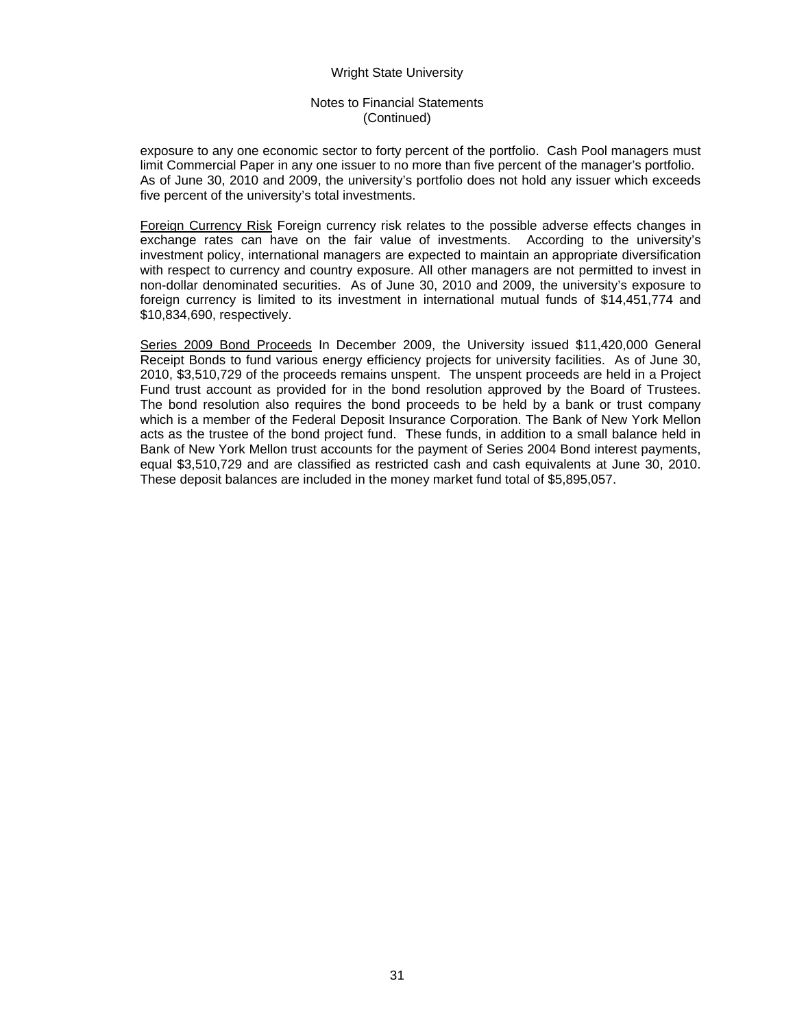exposure to any one economic sector to forty percent of the portfolio. Cash Pool managers must limit Commercial Paper in any one issuer to no more than five percent of the manager's portfolio. As of June 30, 2010 and 2009, the university's portfolio does not hold any issuer which exceeds five percent of the university's total investments.

Foreign Currency Risk Foreign currency risk relates to the possible adverse effects changes in exchange rates can have on the fair value of investments. According to the university's investment policy, international managers are expected to maintain an appropriate diversification with respect to currency and country exposure. All other managers are not permitted to invest in non-dollar denominated securities. As of June 30, 2010 and 2009, the university's exposure to foreign currency is limited to its investment in international mutual funds of $14,451,774 and $10,834,690, respectively.

Series 2009 Bond Proceeds In December 2009, the University issued $11,420,000 General Receipt Bonds to fund various energy efficiency projects for university facilities. As of June 30, 2010, $3,510,729 of the proceeds remains unspent. The unspent proceeds are held in a Project Fund trust account as provided for in the bond resolution approved by the Board of Trustees. The bond resolution also requires the bond proceeds to be held by a bank or trust company which is a member of the Federal Deposit Insurance Corporation. The Bank of New York Mellon acts as the trustee of the bond project fund. These funds, in addition to a small balance held in Bank of New York Mellon trust accounts for the payment of Series 2004 Bond interest payments, equal $3,510,729 and are classified as restricted cash and cash equivalents at June 30, 2010. These deposit balances are included in the money market fund total of $5,895,057.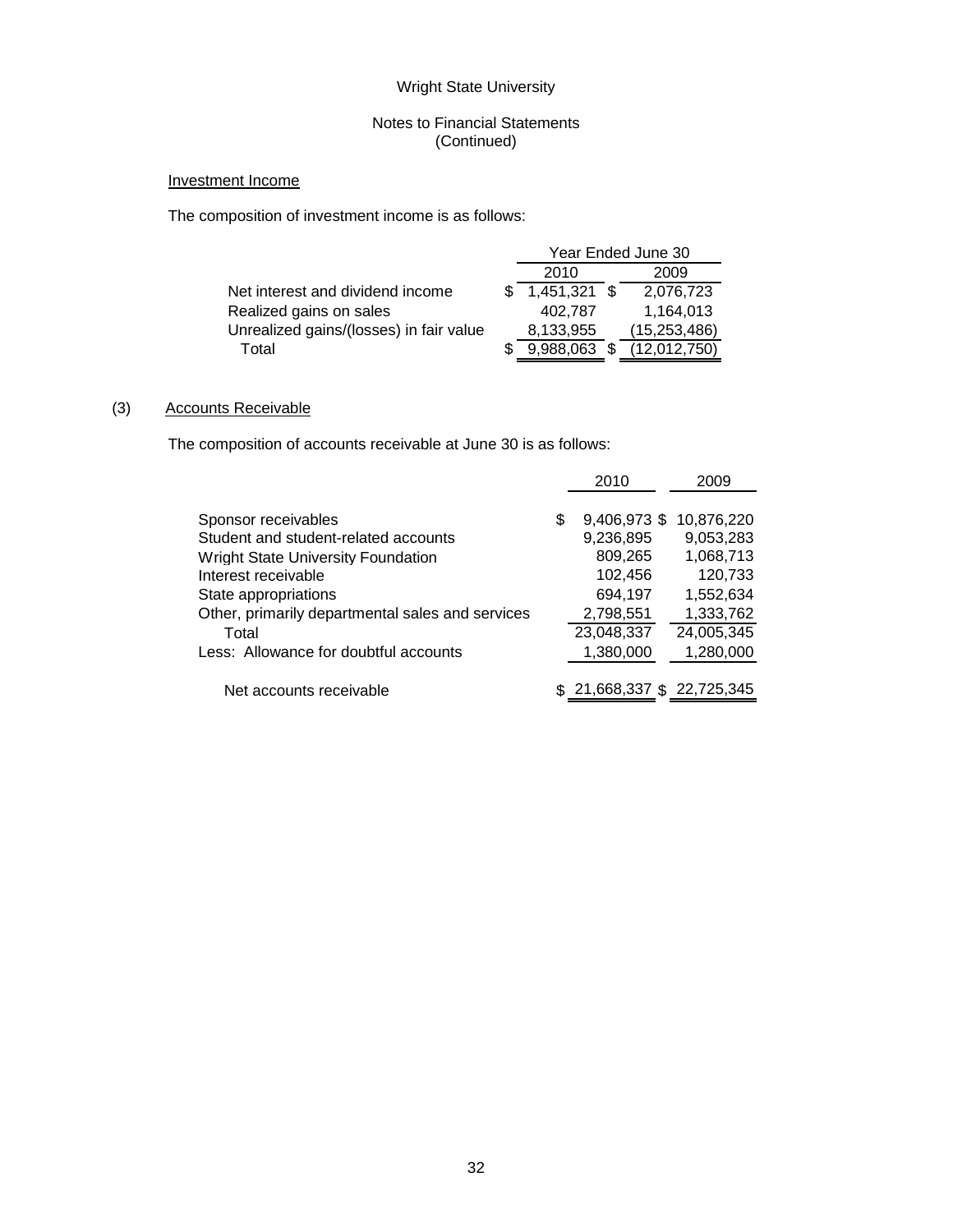Wright State University

Notes to Financial Statements
(Continued)

Investment Income

The composition of investment income is as follows:

| | Year Ended June 30 | |
|---|---|---|
| | 2010 | 2009 |
| Net interest and dividend income | $ 1,451,321 | $ 2,076,723 |
| Realized gains on sales | 402,787 | 1,164,013 |
| Unrealized gains/(losses) in fair value | 8,133,955 | (15,253,486) |
| Total | $ 9,988,063 | $ (12,012,750) |

(3) Accounts Receivable

The composition of accounts receivable at June 30 is as follows:

| | 2010 | 2009 |
|---|---|---|
| Sponsor receivables | $ 9,406,973 | $ 10,876,220 |
| Student and student-related accounts | 9,236,895 | 9,053,283 |
| Wright State University Foundation | 809,265 | 1,068,713 |
| Interest receivable | 102,456 | 120,733 |
| State appropriations | 694,197 | 1,552,634 |
| Other, primarily departmental sales and services | 2,798,551 | 1,333,762 |
| Total | 23,048,337 | 24,005,345 |
| Less: Allowance for doubtful accounts | 1,380,000 | 1,280,000 |
| Net accounts receivable | $ 21,668,337 | $ 22,725,345 |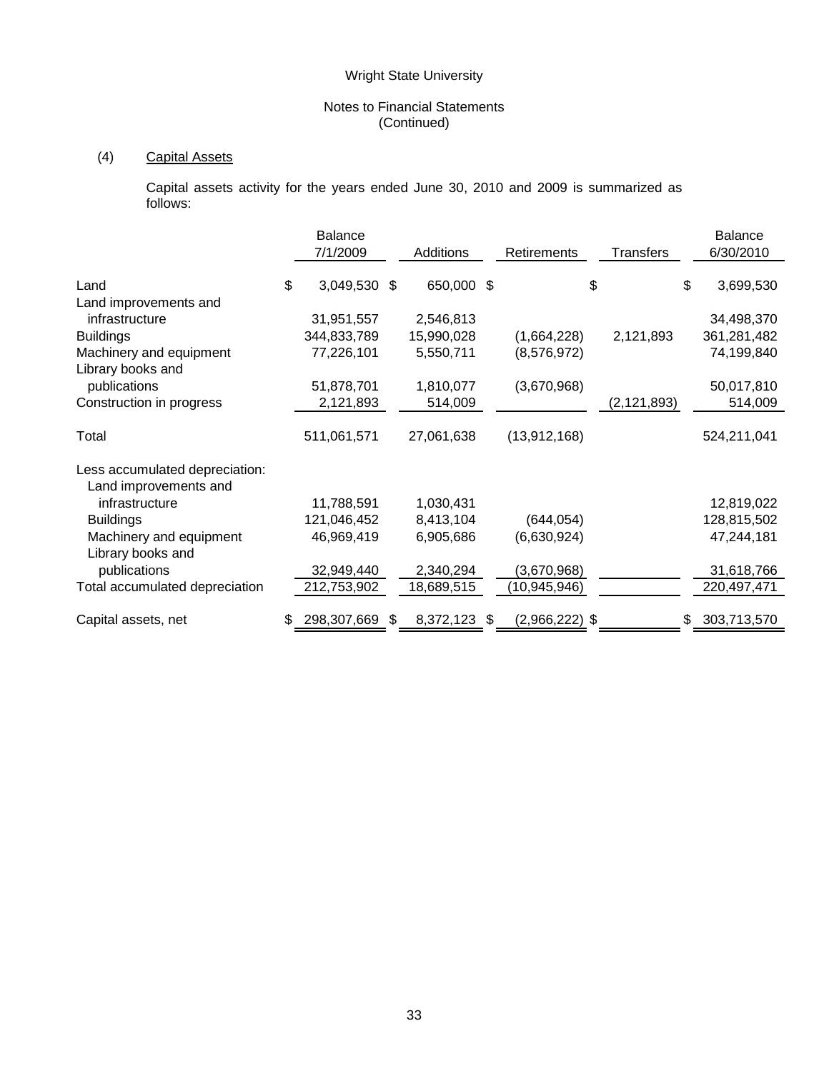Wright State University

Notes to Financial Statements
(Continued)

## (4) Capital Assets

Capital assets activity for the years ended June 30, 2010 and 2009 is summarized as follows:

| | Balance 7/1/2009 | Additions | Retirements | Transfers | Balance 6/30/2010 |
|---|---|---|---|---|---|
| Land | $ 3,049,530 | $ 650,000 | $ | $ | $ 3,699,530 |
| Land improvements and infrastructure | 31,951,557 | 2,546,813 | | | 34,498,370 |
| Buildings | 344,833,789 | 15,990,028 | (1,664,228) | 2,121,893 | 361,281,482 |
| Machinery and equipment | 77,226,101 | 5,550,711 | (8,576,972) | | 74,199,840 |
| Library books and publications | 51,878,701 | 1,810,077 | (3,670,968) | | 50,017,810 |
| Construction in progress | 2,121,893 | 514,009 | | (2,121,893) | 514,009 |
| Total | 511,061,571 | 27,061,638 | (13,912,168) | | 524,211,041 |
| Less accumulated depreciation: | | | | | |
| Land improvements and infrastructure | 11,788,591 | 1,030,431 | | | 12,819,022 |
| Buildings | 121,046,452 | 8,413,104 | (644,054) | | 128,815,502 |
| Machinery and equipment | 46,969,419 | 6,905,686 | (6,630,924) | | 47,244,181 |
| Library books and publications | 32,949,440 | 2,340,294 | (3,670,968) | | 31,618,766 |
| Total accumulated depreciation | 212,753,902 | 18,689,515 | (10,945,946) | | 220,497,471 |
| Capital assets, net | $ 298,307,669 | $ 8,372,123 | $ (2,966,222) | $ | $ 303,713,570 |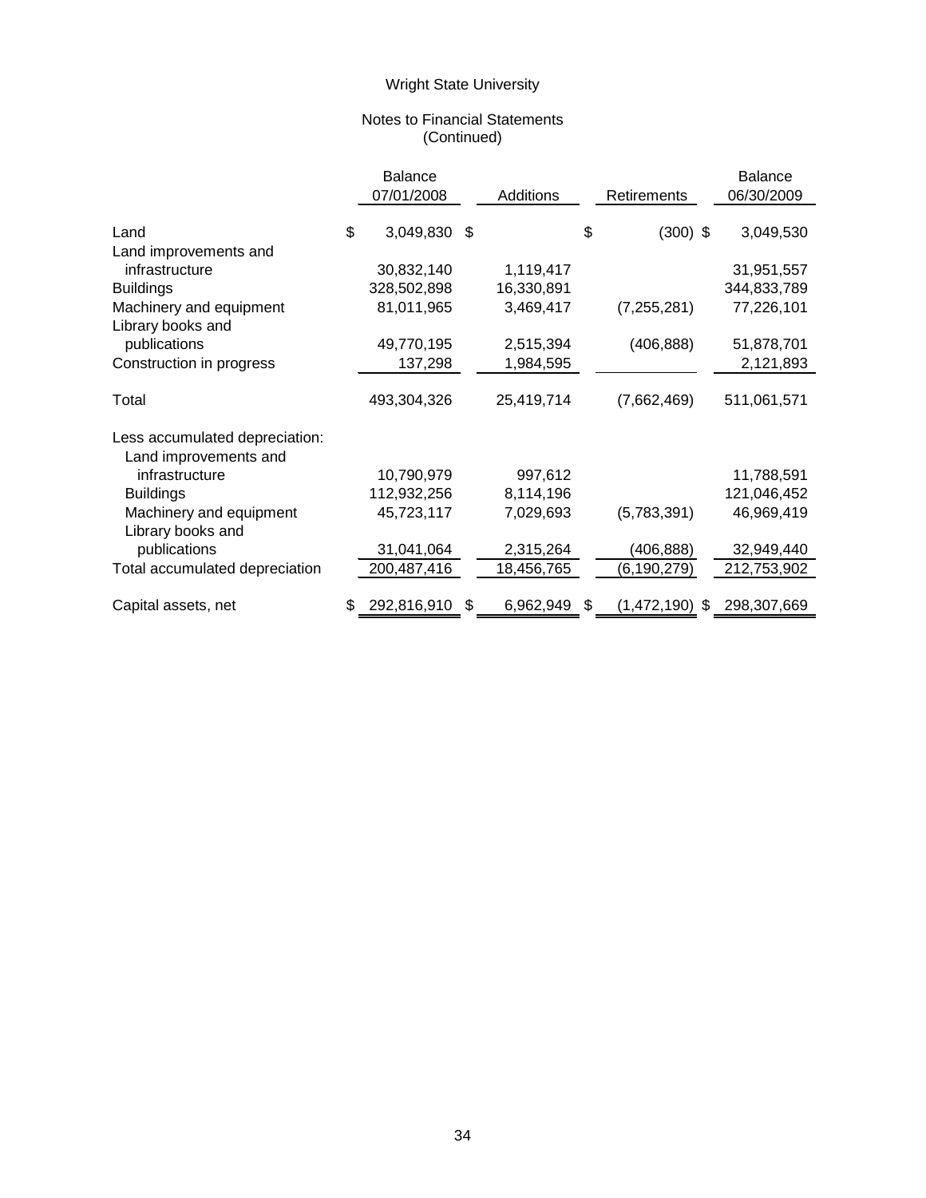Wright State University

Notes to Financial Statements
(Continued)

| | Balance 07/01/2008 | Additions | Retirements | Balance 06/30/2009 |
|---|---|---|---|---|
| Land | $ 3,049,830 | $ | $ (300) | $ 3,049,530 |
| Land improvements and infrastructure | 30,832,140 | 1,119,417 | | 31,951,557 |
| Buildings | 328,502,898 | 16,330,891 | | 344,833,789 |
| Machinery and equipment | 81,011,965 | 3,469,417 | (7,255,281) | 77,226,101 |
| Library books and publications | 49,770,195 | 2,515,394 | (406,888) | 51,878,701 |
| Construction in progress | 137,298 | 1,984,595 | | 2,121,893 |
| Total | 493,304,326 | 25,419,714 | (7,662,469) | 511,061,571 |
| Less accumulated depreciation: | | | | |
| Land improvements and infrastructure | 10,790,979 | 997,612 | | 11,788,591 |
| Buildings | 112,932,256 | 8,114,196 | | 121,046,452 |
| Machinery and equipment | 45,723,117 | 7,029,693 | (5,783,391) | 46,969,419 |
| Library books and publications | 31,041,064 | 2,315,264 | (406,888) | 32,949,440 |
| Total accumulated depreciation | 200,487,416 | 18,456,765 | (6,190,279) | 212,753,902 |
| Capital assets, net | $ 292,816,910 | $ 6,962,949 | $ (1,472,190) | $ 298,307,669 |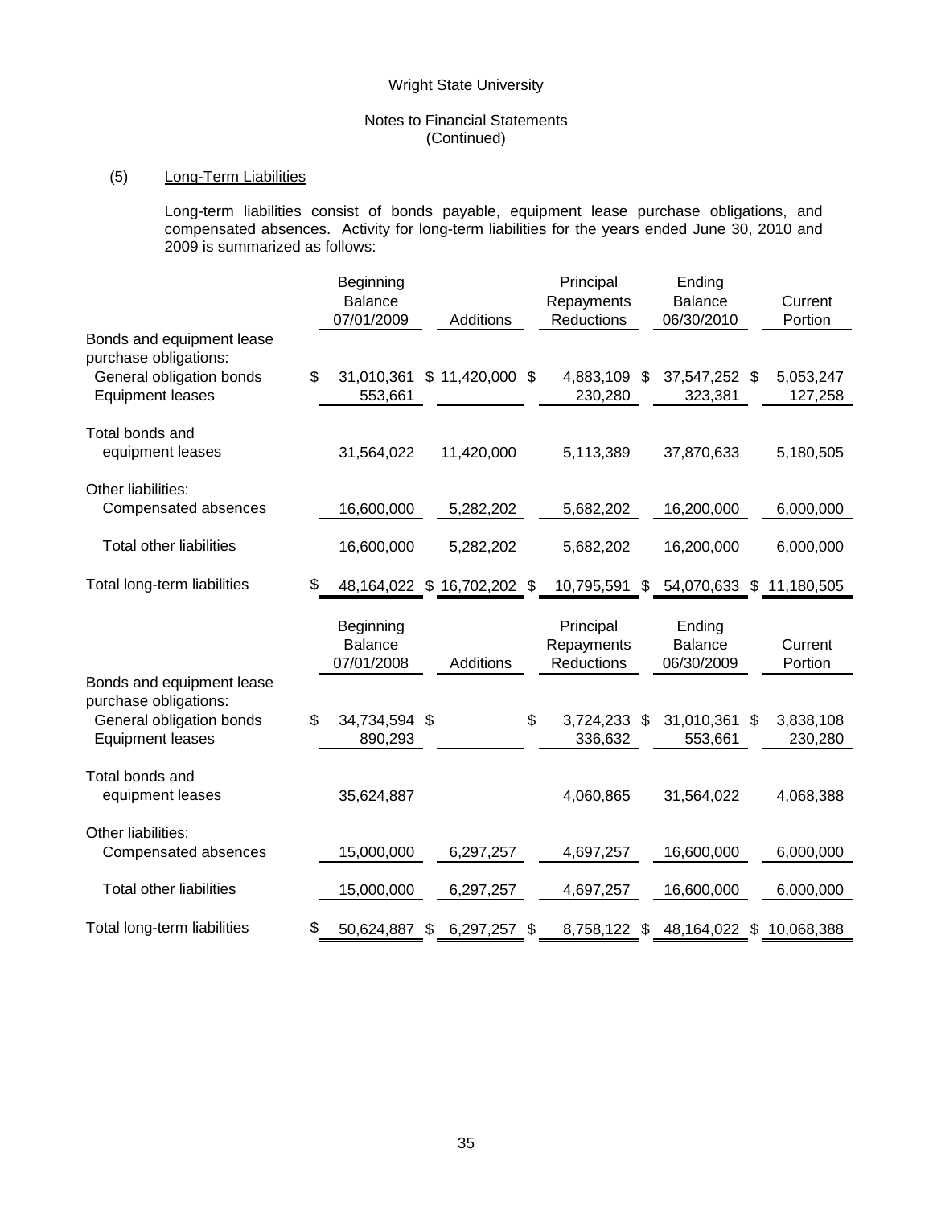Wright State University

Notes to Financial Statements
(Continued)

## (5) Long-Term Liabilities

Long-term liabilities consist of bonds payable, equipment lease purchase obligations, and compensated absences. Activity for long-term liabilities for the years ended June 30, 2010 and 2009 is summarized as follows:

| | Beginning Balance 07/01/2009 | Additions | Principal Repayments Reductions | Ending Balance 06/30/2010 | Current Portion |
|---|---|---|---|---|---|
| Bonds and equipment lease purchase obligations: | | | | | |
| General obligation bonds | $ 31,010,361 | $ 11,420,000 | $ 4,883,109 | $ 37,547,252 | $ 5,053,247 |
| Equipment leases | 553,661 | | 230,280 | 323,381 | 127,258 |
| Total bonds and equipment leases | 31,564,022 | 11,420,000 | 5,113,389 | 37,870,633 | 5,180,505 |
| Other liabilities: | | | | | |
| Compensated absences | 16,600,000 | 5,282,202 | 5,682,202 | 16,200,000 | 6,000,000 |
| Total other liabilities | 16,600,000 | 5,282,202 | 5,682,202 | 16,200,000 | 6,000,000 |
| Total long-term liabilities | $ 48,164,022 | $ 16,702,202 | $ 10,795,591 | $ 54,070,633 | $ 11,180,505 |

| | Beginning Balance 07/01/2008 | Additions | Principal Repayments Reductions | Ending Balance 06/30/2009 | Current Portion |
|---|---|---|---|---|---|
| Bonds and equipment lease purchase obligations: | | | | | |
| General obligation bonds | $ 34,734,594 | $ | $ 3,724,233 | $ 31,010,361 | $ 3,838,108 |
| Equipment leases | 890,293 | | 336,632 | 553,661 | 230,280 |
| Total bonds and equipment leases | 35,624,887 | | 4,060,865 | 31,564,022 | 4,068,388 |
| Other liabilities: | | | | | |
| Compensated absences | 15,000,000 | 6,297,257 | 4,697,257 | 16,600,000 | 6,000,000 |
| Total other liabilities | 15,000,000 | 6,297,257 | 4,697,257 | 16,600,000 | 6,000,000 |
| Total long-term liabilities | $ 50,624,887 | $ 6,297,257 | $ 8,758,122 | $ 48,164,022 | $ 10,068,388 |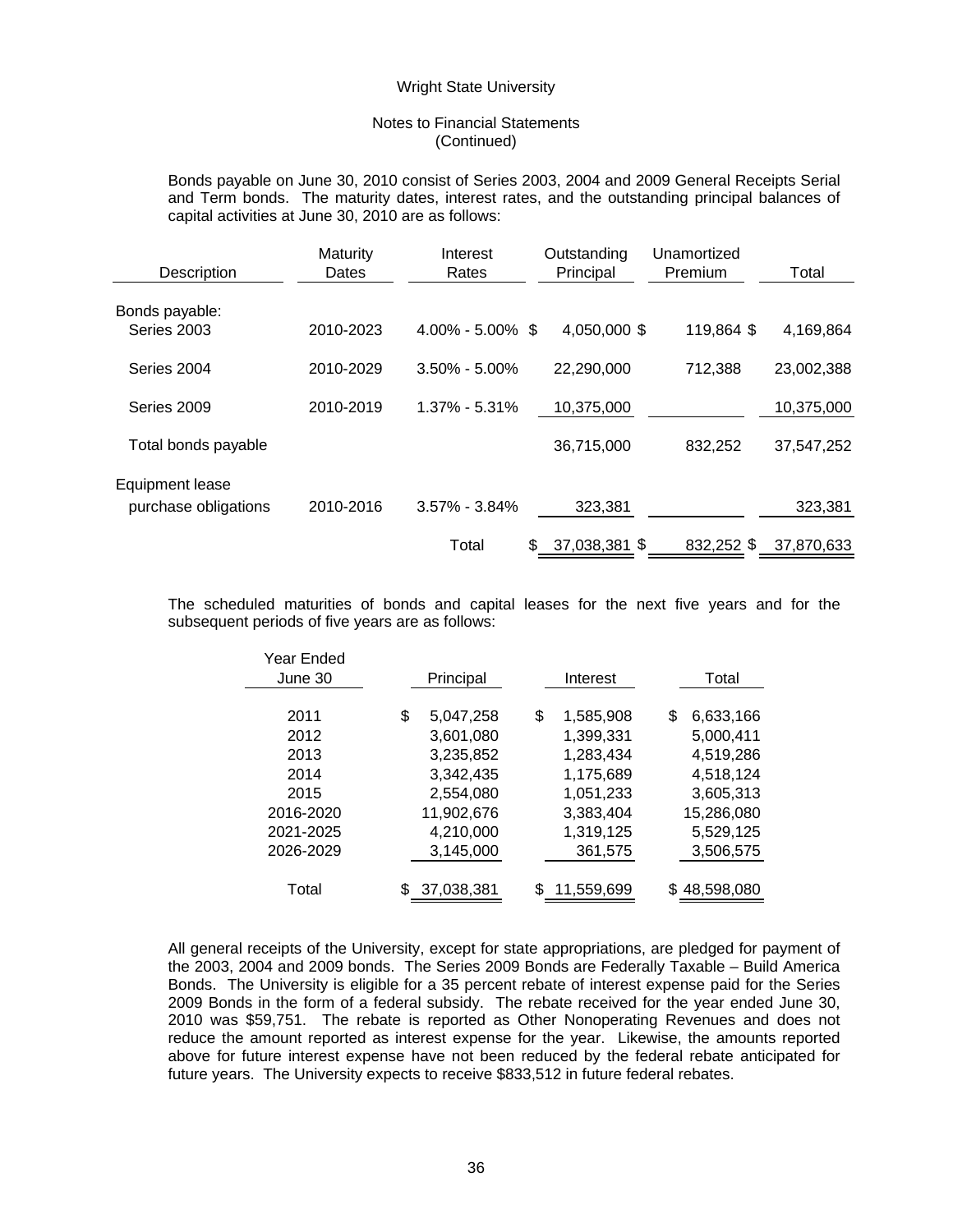Bonds payable on June 30, 2010 consist of Series 2003, 2004 and 2009 General Receipts Serial and Term bonds. The maturity dates, interest rates, and the outstanding principal balances of capital activities at June 30, 2010 are as follows:

| Description | Maturity Dates | Interest Rates | Outstanding Principal | Unamortized Premium | Total |
|---|---|---|---|---|---|
| Bonds payable: | | | | | |
| Series 2003 | 2010-2023 | 4.00% - 5.00% | $ 4,050,000 | $ 119,864 | $ 4,169,864 |
| Series 2004 | 2010-2029 | 3.50% - 5.00% | 22,290,000 | 712,388 | 23,002,388 |
| Series 2009 | 2010-2019 | 1.37% - 5.31% | 10,375,000 | | 10,375,000 |
| Total bonds payable | | | 36,715,000 | 832,252 | 37,547,252 |
| Equipment lease purchase obligations | 2010-2016 | 3.57% - 3.84% | 323,381 | | 323,381 |
| | | Total | $ 37,038,381 | $ 832,252 | $ 37,870,633 |

The scheduled maturities of bonds and capital leases for the next five years and for the subsequent periods of five years are as follows:

| Year Ended June 30 | Principal | Interest | Total |
|---|---|---|---|
| 2011 | $ 5,047,258 | $ 1,585,908 | $ 6,633,166 |
| 2012 | 3,601,080 | 1,399,331 | 5,000,411 |
| 2013 | 3,235,852 | 1,283,434 | 4,519,286 |
| 2014 | 3,342,435 | 1,175,689 | 4,518,124 |
| 2015 | 2,554,080 | 1,051,233 | 3,605,313 |
| 2016-2020 | 11,902,676 | 3,383,404 | 15,286,080 |
| 2021-2025 | 4,210,000 | 1,319,125 | 5,529,125 |
| 2026-2029 | 3,145,000 | 361,575 | 3,506,575 |
| Total | $ 37,038,381 | $ 11,559,699 | $ 48,598,080 |

All general receipts of the University, except for state appropriations, are pledged for payment of the 2003, 2004 and 2009 bonds. The Series 2009 Bonds are Federally Taxable – Build America Bonds. The University is eligible for a 35 percent rebate of interest expense paid for the Series 2009 Bonds in the form of a federal subsidy. The rebate received for the year ended June 30, 2010 was $59,751. The rebate is reported as Other Nonoperating Revenues and does not reduce the amount reported as interest expense for the year. Likewise, the amounts reported above for future interest expense have not been reduced by the federal rebate anticipated for future years. The University expects to receive $833,512 in future federal rebates.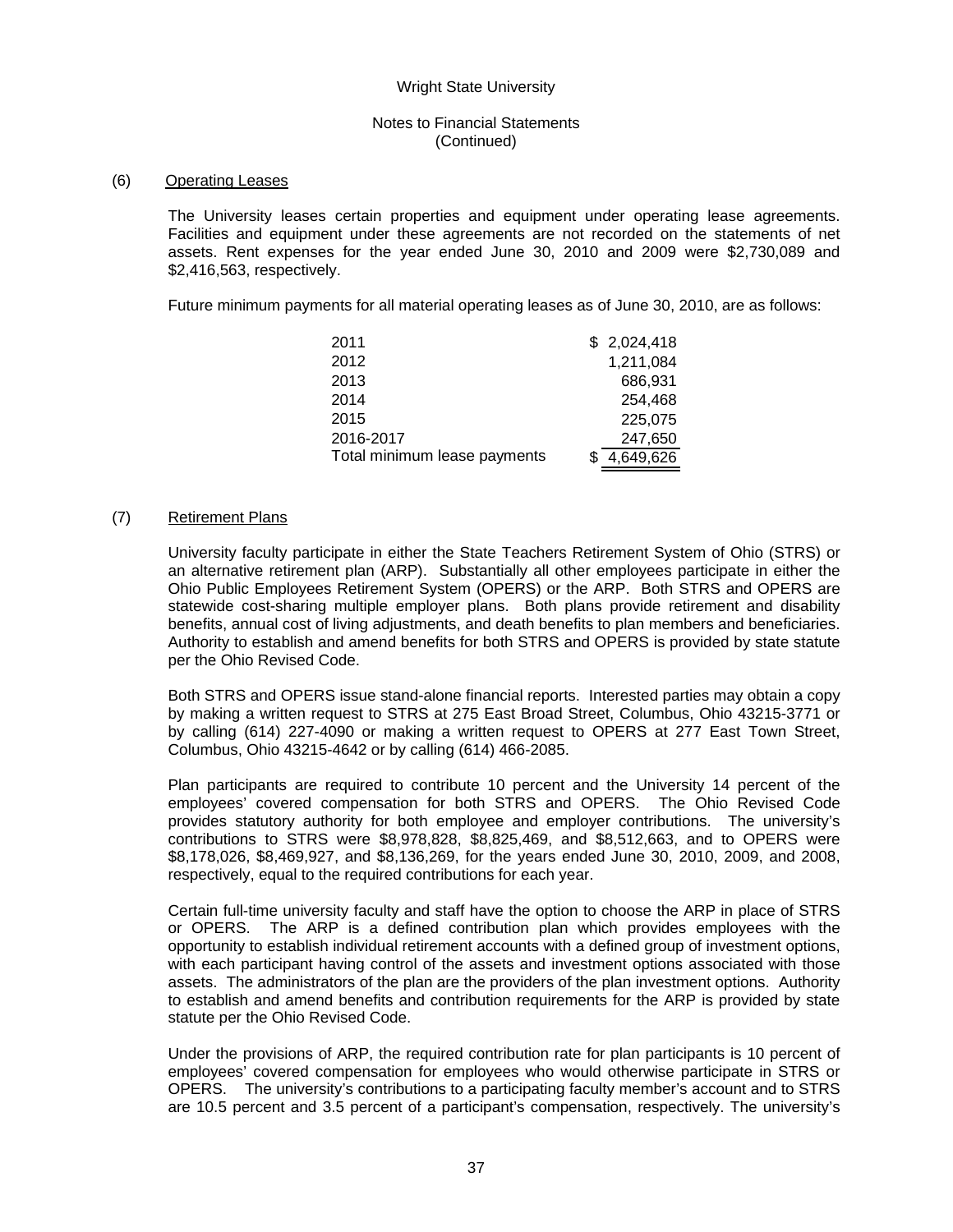(6) Operating Leases

The University leases certain properties and equipment under operating lease agreements. Facilities and equipment under these agreements are not recorded on the statements of net assets. Rent expenses for the year ended June 30, 2010 and 2009 were $2,730,089 and $2,416,563, respectively.

Future minimum payments for all material operating leases as of June 30, 2010, are as follows:

| | |
|---|---|
| 2011 | $ 2,024,418 |
| 2012 | 1,211,084 |
| 2013 | 686,931 |
| 2014 | 254,468 |
| 2015 | 225,075 |
| 2016-2017 | 247,650 |
| Total minimum lease payments | $ 4,649,626 |

(7) Retirement Plans

University faculty participate in either the State Teachers Retirement System of Ohio (STRS) or an alternative retirement plan (ARP). Substantially all other employees participate in either the Ohio Public Employees Retirement System (OPERS) or the ARP. Both STRS and OPERS are statewide cost-sharing multiple employer plans. Both plans provide retirement and disability benefits, annual cost of living adjustments, and death benefits to plan members and beneficiaries. Authority to establish and amend benefits for both STRS and OPERS is provided by state statute per the Ohio Revised Code.

Both STRS and OPERS issue stand-alone financial reports. Interested parties may obtain a copy by making a written request to STRS at 275 East Broad Street, Columbus, Ohio 43215-3771 or by calling (614) 227-4090 or making a written request to OPERS at 277 East Town Street, Columbus, Ohio 43215-4642 or by calling (614) 466-2085.

Plan participants are required to contribute 10 percent and the University 14 percent of the employees' covered compensation for both STRS and OPERS. The Ohio Revised Code provides statutory authority for both employee and employer contributions. The university's contributions to STRS were $8,978,828, $8,825,469, and $8,512,663, and to OPERS were $8,178,026, $8,469,927, and $8,136,269, for the years ended June 30, 2010, 2009, and 2008, respectively, equal to the required contributions for each year.

Certain full-time university faculty and staff have the option to choose the ARP in place of STRS or OPERS. The ARP is a defined contribution plan which provides employees with the opportunity to establish individual retirement accounts with a defined group of investment options, with each participant having control of the assets and investment options associated with those assets. The administrators of the plan are the providers of the plan investment options. Authority to establish and amend benefits and contribution requirements for the ARP is provided by state statute per the Ohio Revised Code.

Under the provisions of ARP, the required contribution rate for plan participants is 10 percent of employees' covered compensation for employees who would otherwise participate in STRS or OPERS. The university's contributions to a participating faculty member's account and to STRS are 10.5 percent and 3.5 percent of a participant's compensation, respectively. The university's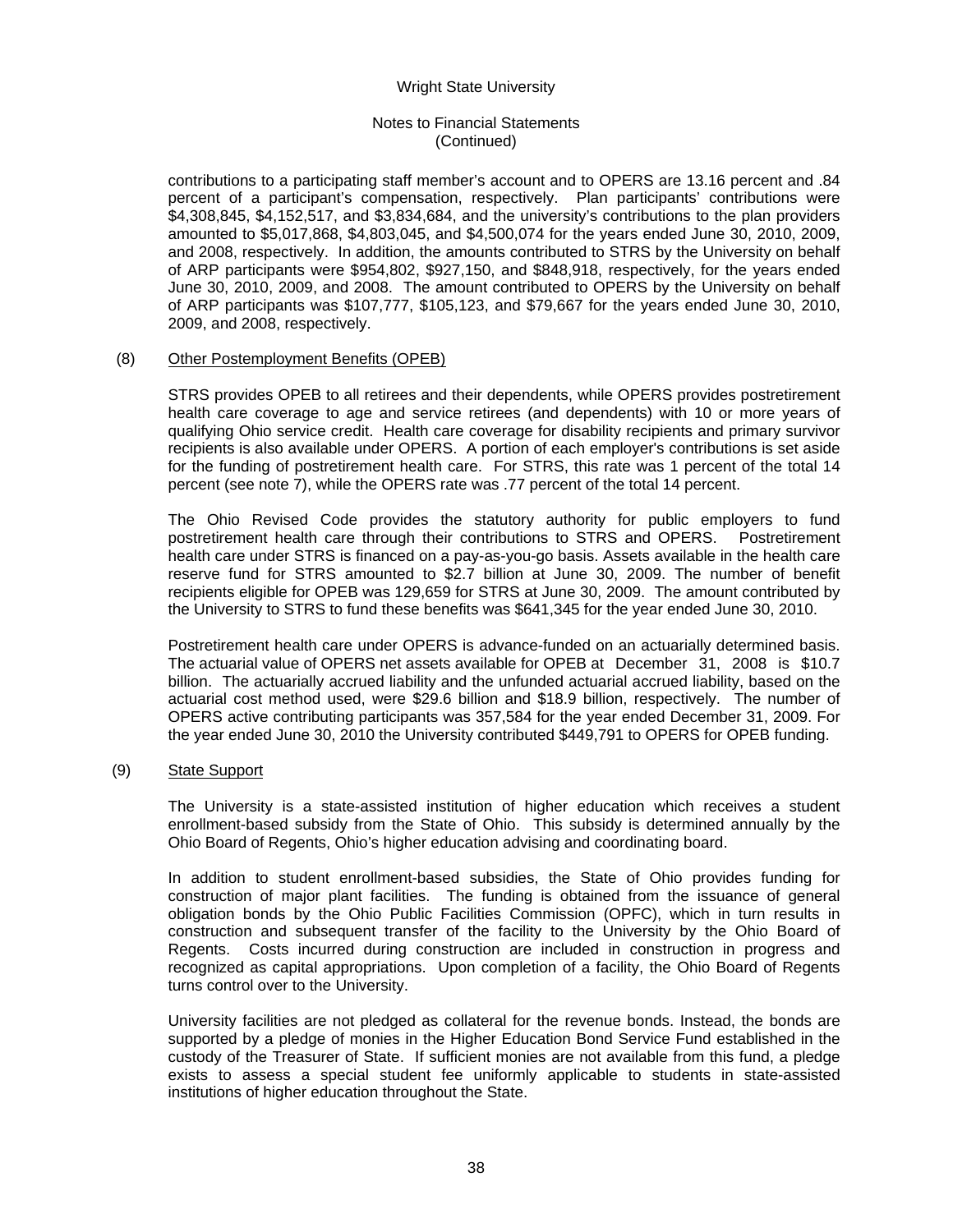contributions to a participating staff member's account and to OPERS are 13.16 percent and .84 percent of a participant's compensation, respectively. Plan participants' contributions were $4,308,845, $4,152,517, and $3,834,684, and the university's contributions to the plan providers amounted to $5,017,868, $4,803,045, and $4,500,074 for the years ended June 30, 2010, 2009, and 2008, respectively. In addition, the amounts contributed to STRS by the University on behalf of ARP participants were $954,802, $927,150, and $848,918, respectively, for the years ended June 30, 2010, 2009, and 2008. The amount contributed to OPERS by the University on behalf of ARP participants was $107,777, $105,123, and $79,667 for the years ended June 30, 2010, 2009, and 2008, respectively.

## (8) Other Postemployment Benefits (OPEB)

STRS provides OPEB to all retirees and their dependents, while OPERS provides postretirement health care coverage to age and service retirees (and dependents) with 10 or more years of qualifying Ohio service credit. Health care coverage for disability recipients and primary survivor recipients is also available under OPERS. A portion of each employer's contributions is set aside for the funding of postretirement health care. For STRS, this rate was 1 percent of the total 14 percent (see note 7), while the OPERS rate was .77 percent of the total 14 percent.

The Ohio Revised Code provides the statutory authority for public employers to fund postretirement health care through their contributions to STRS and OPERS. Postretirement health care under STRS is financed on a pay-as-you-go basis. Assets available in the health care reserve fund for STRS amounted to $2.7 billion at June 30, 2009. The number of benefit recipients eligible for OPEB was 129,659 for STRS at June 30, 2009. The amount contributed by the University to STRS to fund these benefits was $641,345 for the year ended June 30, 2010.

Postretirement health care under OPERS is advance-funded on an actuarially determined basis. The actuarial value of OPERS net assets available for OPEB at December 31, 2008 is $10.7 billion. The actuarially accrued liability and the unfunded actuarial accrued liability, based on the actuarial cost method used, were $29.6 billion and $18.9 billion, respectively. The number of OPERS active contributing participants was 357,584 for the year ended December 31, 2009. For the year ended June 30, 2010 the University contributed $449,791 to OPERS for OPEB funding.

## (9) State Support

The University is a state-assisted institution of higher education which receives a student enrollment-based subsidy from the State of Ohio. This subsidy is determined annually by the Ohio Board of Regents, Ohio's higher education advising and coordinating board.

In addition to student enrollment-based subsidies, the State of Ohio provides funding for construction of major plant facilities. The funding is obtained from the issuance of general obligation bonds by the Ohio Public Facilities Commission (OPFC), which in turn results in construction and subsequent transfer of the facility to the University by the Ohio Board of Regents. Costs incurred during construction are included in construction in progress and recognized as capital appropriations. Upon completion of a facility, the Ohio Board of Regents turns control over to the University.

University facilities are not pledged as collateral for the revenue bonds. Instead, the bonds are supported by a pledge of monies in the Higher Education Bond Service Fund established in the custody of the Treasurer of State. If sufficient monies are not available from this fund, a pledge exists to assess a special student fee uniformly applicable to students in state-assisted institutions of higher education throughout the State.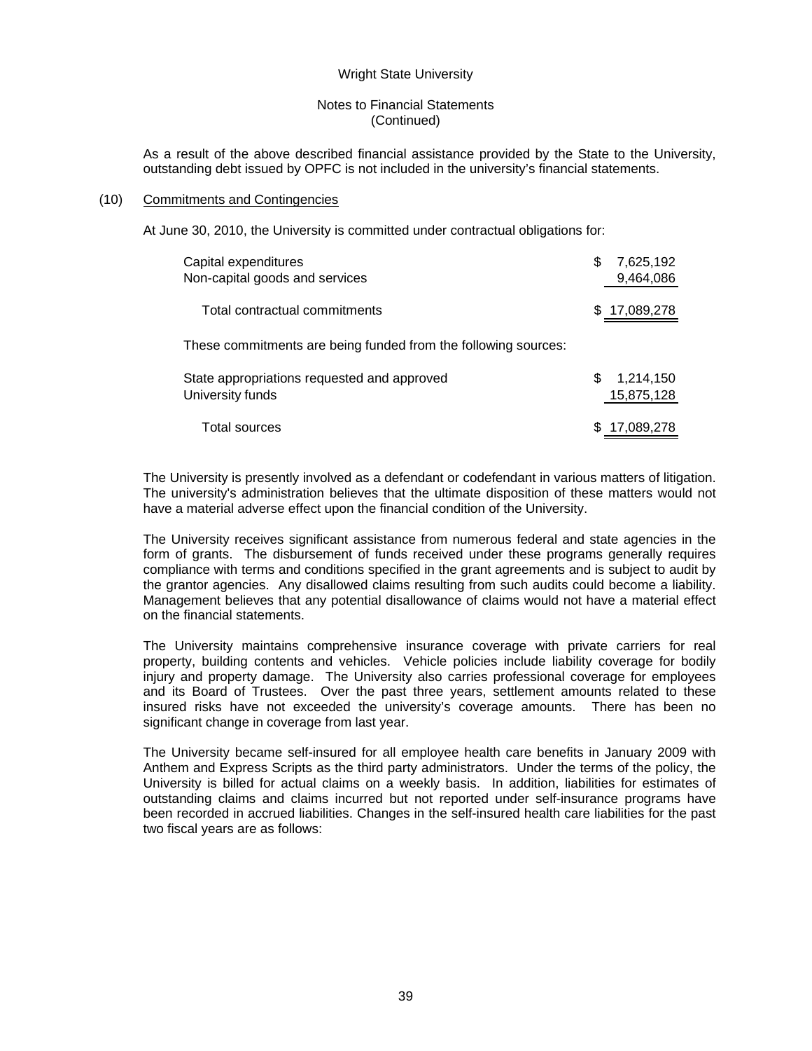As a result of the above described financial assistance provided by the State to the University, outstanding debt issued by OPFC is not included in the university's financial statements.

## (10) Commitments and Contingencies

At June 30, 2010, the University is committed under contractual obligations for:

| | |
|---|---|
| Capital expenditures | $ 7,625,192 |
| Non-capital goods and services | 9,464,086 |
| Total contractual commitments | $ 17,089,278 |

These commitments are being funded from the following sources:

| | |
|---|---|
| State appropriations requested and approved | $ 1,214,150 |
| University funds | 15,875,128 |
| Total sources | $ 17,089,278 |

The University is presently involved as a defendant or codefendant in various matters of litigation. The university's administration believes that the ultimate disposition of these matters would not have a material adverse effect upon the financial condition of the University.

The University receives significant assistance from numerous federal and state agencies in the form of grants. The disbursement of funds received under these programs generally requires compliance with terms and conditions specified in the grant agreements and is subject to audit by the grantor agencies. Any disallowed claims resulting from such audits could become a liability. Management believes that any potential disallowance of claims would not have a material effect on the financial statements.

The University maintains comprehensive insurance coverage with private carriers for real property, building contents and vehicles. Vehicle policies include liability coverage for bodily injury and property damage. The University also carries professional coverage for employees and its Board of Trustees. Over the past three years, settlement amounts related to these insured risks have not exceeded the university's coverage amounts. There has been no significant change in coverage from last year.

The University became self-insured for all employee health care benefits in January 2009 with Anthem and Express Scripts as the third party administrators. Under the terms of the policy, the University is billed for actual claims on a weekly basis. In addition, liabilities for estimates of outstanding claims and claims incurred but not reported under self-insurance programs have been recorded in accrued liabilities. Changes in the self-insured health care liabilities for the past two fiscal years are as follows: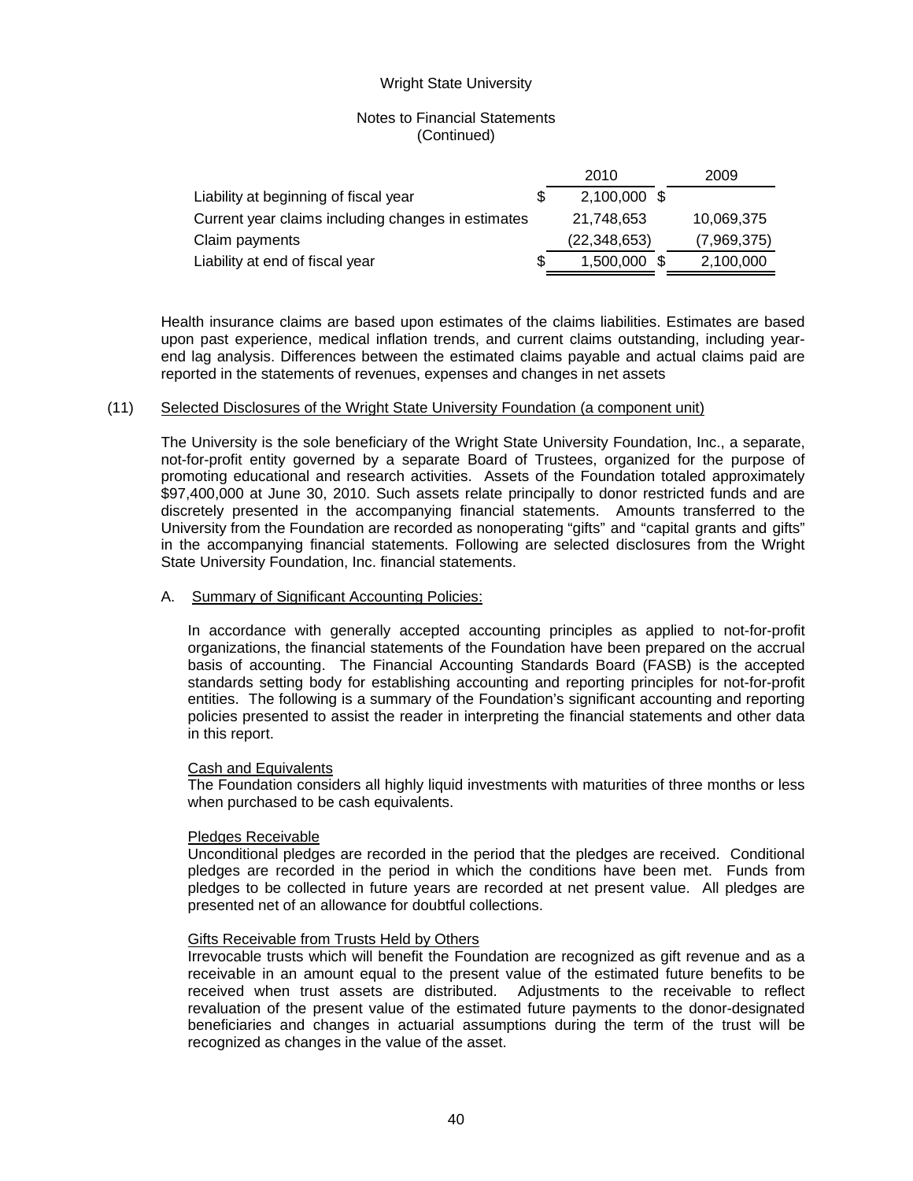|  | 2010 | 2009 |
| --- | --- | --- |
| Liability at beginning of fiscal year | $ 2,100,000 | $ |
| Current year claims including changes in estimates | 21,748,653 | 10,069,375 |
| Claim payments | (22,348,653) | (7,969,375) |
| Liability at end of fiscal year | $ 1,500,000 | $ 2,100,000 |

Health insurance claims are based upon estimates of the claims liabilities. Estimates are based upon past experience, medical inflation trends, and current claims outstanding, including year-end lag analysis. Differences between the estimated claims payable and actual claims paid are reported in the statements of revenues, expenses and changes in net assets

## (11) Selected Disclosures of the Wright State University Foundation (a component unit)

The University is the sole beneficiary of the Wright State University Foundation, Inc., a separate, not-for-profit entity governed by a separate Board of Trustees, organized for the purpose of promoting educational and research activities. Assets of the Foundation totaled approximately $97,400,000 at June 30, 2010. Such assets relate principally to donor restricted funds and are discretely presented in the accompanying financial statements. Amounts transferred to the University from the Foundation are recorded as nonoperating "gifts" and "capital grants and gifts" in the accompanying financial statements. Following are selected disclosures from the Wright State University Foundation, Inc. financial statements.

### A. Summary of Significant Accounting Policies:

In accordance with generally accepted accounting principles as applied to not-for-profit organizations, the financial statements of the Foundation have been prepared on the accrual basis of accounting. The Financial Accounting Standards Board (FASB) is the accepted standards setting body for establishing accounting and reporting principles for not-for-profit entities. The following is a summary of the Foundation's significant accounting and reporting policies presented to assist the reader in interpreting the financial statements and other data in this report.

#### Cash and Equivalents

The Foundation considers all highly liquid investments with maturities of three months or less when purchased to be cash equivalents.

#### Pledges Receivable

Unconditional pledges are recorded in the period that the pledges are received. Conditional pledges are recorded in the period in which the conditions have been met. Funds from pledges to be collected in future years are recorded at net present value. All pledges are presented net of an allowance for doubtful collections.

#### Gifts Receivable from Trusts Held by Others

Irrevocable trusts which will benefit the Foundation are recognized as gift revenue and as a receivable in an amount equal to the present value of the estimated future benefits to be received when trust assets are distributed. Adjustments to the receivable to reflect revaluation of the present value of the estimated future payments to the donor-designated beneficiaries and changes in actuarial assumptions during the term of the trust will be recognized as changes in the value of the asset.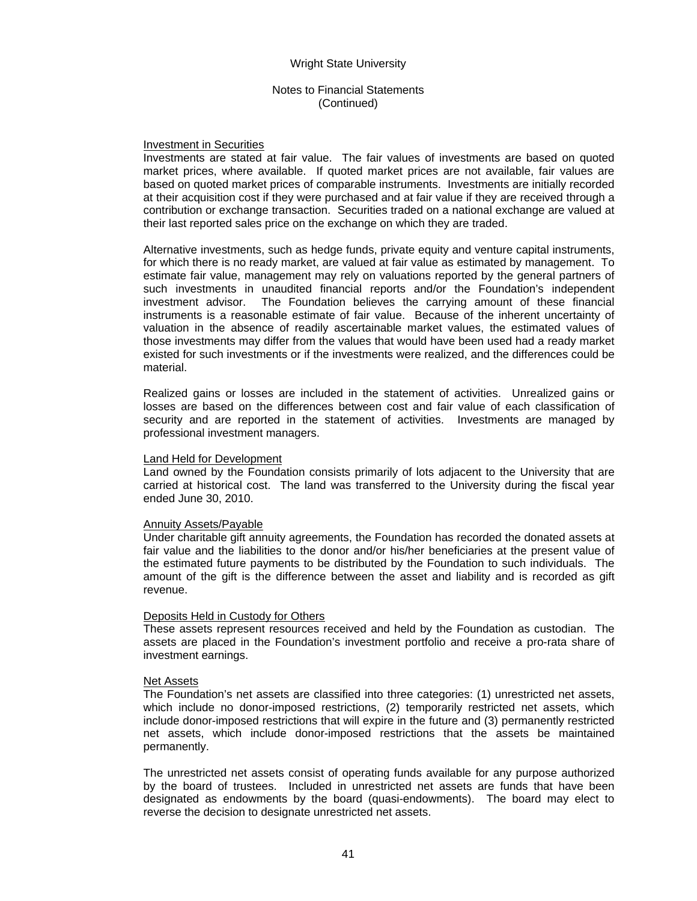Wright State University

Notes to Financial Statements
(Continued)

Investment in Securities

Investments are stated at fair value. The fair values of investments are based on quoted market prices, where available. If quoted market prices are not available, fair values are based on quoted market prices of comparable instruments. Investments are initially recorded at their acquisition cost if they were purchased and at fair value if they are received through a contribution or exchange transaction. Securities traded on a national exchange are valued at their last reported sales price on the exchange on which they are traded.

Alternative investments, such as hedge funds, private equity and venture capital instruments, for which there is no ready market, are valued at fair value as estimated by management. To estimate fair value, management may rely on valuations reported by the general partners of such investments in unaudited financial reports and/or the Foundation's independent investment advisor. The Foundation believes the carrying amount of these financial instruments is a reasonable estimate of fair value. Because of the inherent uncertainty of valuation in the absence of readily ascertainable market values, the estimated values of those investments may differ from the values that would have been used had a ready market existed for such investments or if the investments were realized, and the differences could be material.

Realized gains or losses are included in the statement of activities. Unrealized gains or losses are based on the differences between cost and fair value of each classification of security and are reported in the statement of activities. Investments are managed by professional investment managers.

Land Held for Development

Land owned by the Foundation consists primarily of lots adjacent to the University that are carried at historical cost. The land was transferred to the University during the fiscal year ended June 30, 2010.

Annuity Assets/Payable

Under charitable gift annuity agreements, the Foundation has recorded the donated assets at fair value and the liabilities to the donor and/or his/her beneficiaries at the present value of the estimated future payments to be distributed by the Foundation to such individuals. The amount of the gift is the difference between the asset and liability and is recorded as gift revenue.

Deposits Held in Custody for Others

These assets represent resources received and held by the Foundation as custodian. The assets are placed in the Foundation's investment portfolio and receive a pro-rata share of investment earnings.

Net Assets

The Foundation's net assets are classified into three categories: (1) unrestricted net assets, which include no donor-imposed restrictions, (2) temporarily restricted net assets, which include donor-imposed restrictions that will expire in the future and (3) permanently restricted net assets, which include donor-imposed restrictions that the assets be maintained permanently.

The unrestricted net assets consist of operating funds available for any purpose authorized by the board of trustees. Included in unrestricted net assets are funds that have been designated as endowments by the board (quasi-endowments). The board may elect to reverse the decision to designate unrestricted net assets.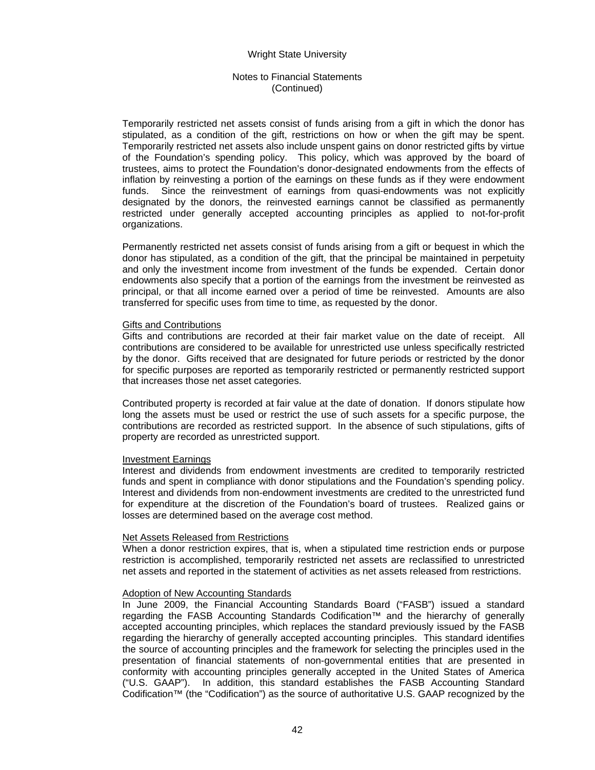Temporarily restricted net assets consist of funds arising from a gift in which the donor has stipulated, as a condition of the gift, restrictions on how or when the gift may be spent. Temporarily restricted net assets also include unspent gains on donor restricted gifts by virtue of the Foundation's spending policy. This policy, which was approved by the board of trustees, aims to protect the Foundation's donor-designated endowments from the effects of inflation by reinvesting a portion of the earnings on these funds as if they were endowment funds. Since the reinvestment of earnings from quasi-endowments was not explicitly designated by the donors, the reinvested earnings cannot be classified as permanently restricted under generally accepted accounting principles as applied to not-for-profit organizations.

Permanently restricted net assets consist of funds arising from a gift or bequest in which the donor has stipulated, as a condition of the gift, that the principal be maintained in perpetuity and only the investment income from investment of the funds be expended. Certain donor endowments also specify that a portion of the earnings from the investment be reinvested as principal, or that all income earned over a period of time be reinvested. Amounts are also transferred for specific uses from time to time, as requested by the donor.

Gifts and Contributions

Gifts and contributions are recorded at their fair market value on the date of receipt. All contributions are considered to be available for unrestricted use unless specifically restricted by the donor. Gifts received that are designated for future periods or restricted by the donor for specific purposes are reported as temporarily restricted or permanently restricted support that increases those net asset categories.

Contributed property is recorded at fair value at the date of donation. If donors stipulate how long the assets must be used or restrict the use of such assets for a specific purpose, the contributions are recorded as restricted support. In the absence of such stipulations, gifts of property are recorded as unrestricted support.

Investment Earnings

Interest and dividends from endowment investments are credited to temporarily restricted funds and spent in compliance with donor stipulations and the Foundation's spending policy. Interest and dividends from non-endowment investments are credited to the unrestricted fund for expenditure at the discretion of the Foundation's board of trustees. Realized gains or losses are determined based on the average cost method.

Net Assets Released from Restrictions

When a donor restriction expires, that is, when a stipulated time restriction ends or purpose restriction is accomplished, temporarily restricted net assets are reclassified to unrestricted net assets and reported in the statement of activities as net assets released from restrictions.

Adoption of New Accounting Standards

In June 2009, the Financial Accounting Standards Board ("FASB") issued a standard regarding the FASB Accounting Standards Codification™ and the hierarchy of generally accepted accounting principles, which replaces the standard previously issued by the FASB regarding the hierarchy of generally accepted accounting principles. This standard identifies the source of accounting principles and the framework for selecting the principles used in the presentation of financial statements of non-governmental entities that are presented in conformity with accounting principles generally accepted in the United States of America ("U.S. GAAP"). In addition, this standard establishes the FASB Accounting Standard Codification™ (the "Codification") as the source of authoritative U.S. GAAP recognized by the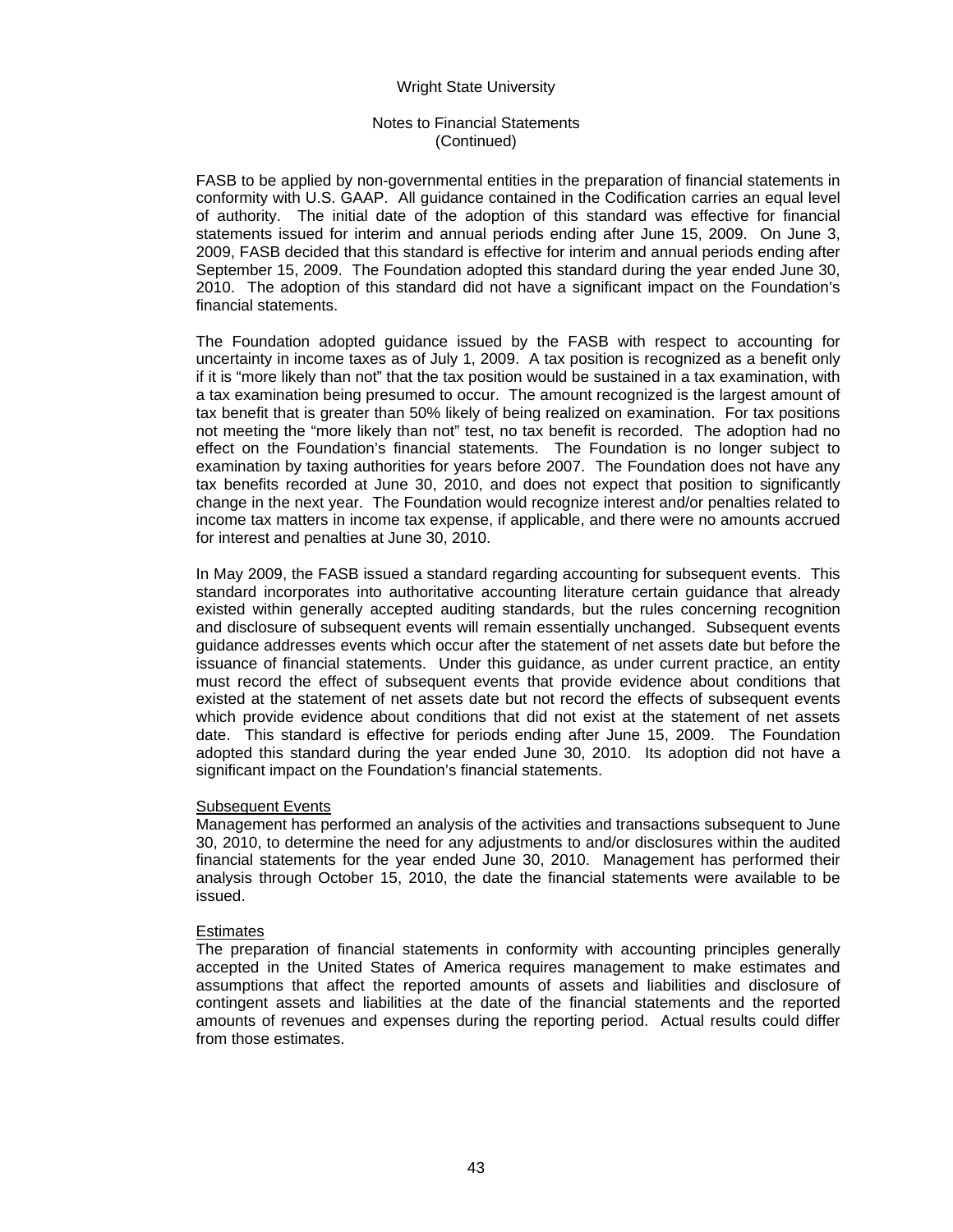FASB to be applied by non-governmental entities in the preparation of financial statements in conformity with U.S. GAAP. All guidance contained in the Codification carries an equal level of authority. The initial date of the adoption of this standard was effective for financial statements issued for interim and annual periods ending after June 15, 2009. On June 3, 2009, FASB decided that this standard is effective for interim and annual periods ending after September 15, 2009. The Foundation adopted this standard during the year ended June 30, 2010. The adoption of this standard did not have a significant impact on the Foundation's financial statements.

The Foundation adopted guidance issued by the FASB with respect to accounting for uncertainty in income taxes as of July 1, 2009. A tax position is recognized as a benefit only if it is "more likely than not" that the tax position would be sustained in a tax examination, with a tax examination being presumed to occur. The amount recognized is the largest amount of tax benefit that is greater than 50% likely of being realized on examination. For tax positions not meeting the "more likely than not" test, no tax benefit is recorded. The adoption had no effect on the Foundation's financial statements. The Foundation is no longer subject to examination by taxing authorities for years before 2007. The Foundation does not have any tax benefits recorded at June 30, 2010, and does not expect that position to significantly change in the next year. The Foundation would recognize interest and/or penalties related to income tax matters in income tax expense, if applicable, and there were no amounts accrued for interest and penalties at June 30, 2010.

In May 2009, the FASB issued a standard regarding accounting for subsequent events. This standard incorporates into authoritative accounting literature certain guidance that already existed within generally accepted auditing standards, but the rules concerning recognition and disclosure of subsequent events will remain essentially unchanged. Subsequent events guidance addresses events which occur after the statement of net assets date but before the issuance of financial statements. Under this guidance, as under current practice, an entity must record the effect of subsequent events that provide evidence about conditions that existed at the statement of net assets date but not record the effects of subsequent events which provide evidence about conditions that did not exist at the statement of net assets date. This standard is effective for periods ending after June 15, 2009. The Foundation adopted this standard during the year ended June 30, 2010. Its adoption did not have a significant impact on the Foundation's financial statements.

Subsequent Events

Management has performed an analysis of the activities and transactions subsequent to June 30, 2010, to determine the need for any adjustments to and/or disclosures within the audited financial statements for the year ended June 30, 2010. Management has performed their analysis through October 15, 2010, the date the financial statements were available to be issued.

Estimates

The preparation of financial statements in conformity with accounting principles generally accepted in the United States of America requires management to make estimates and assumptions that affect the reported amounts of assets and liabilities and disclosure of contingent assets and liabilities at the date of the financial statements and the reported amounts of revenues and expenses during the reporting period. Actual results could differ from those estimates.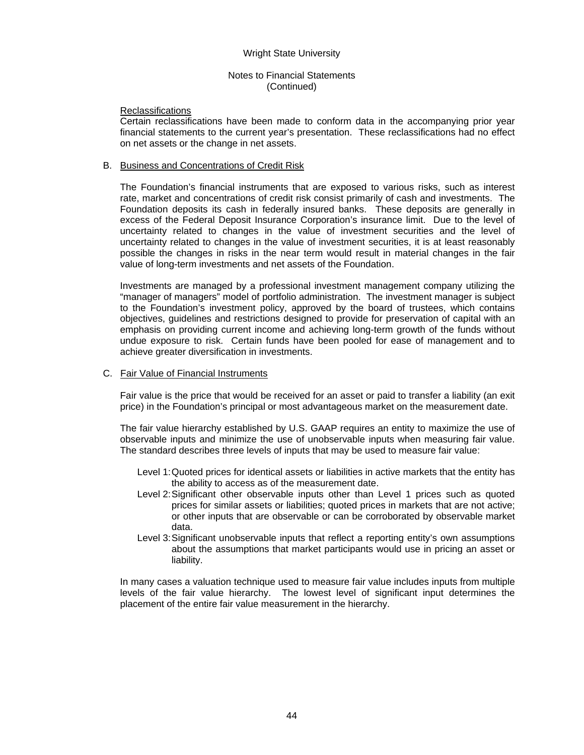Reclassifications

Certain reclassifications have been made to conform data in the accompanying prior year financial statements to the current year's presentation. These reclassifications had no effect on net assets or the change in net assets.

B. Business and Concentrations of Credit Risk

The Foundation's financial instruments that are exposed to various risks, such as interest rate, market and concentrations of credit risk consist primarily of cash and investments. The Foundation deposits its cash in federally insured banks. These deposits are generally in excess of the Federal Deposit Insurance Corporation's insurance limit. Due to the level of uncertainty related to changes in the value of investment securities and the level of uncertainty related to changes in the value of investment securities, it is at least reasonably possible the changes in risks in the near term would result in material changes in the fair value of long-term investments and net assets of the Foundation.

Investments are managed by a professional investment management company utilizing the "manager of managers" model of portfolio administration. The investment manager is subject to the Foundation's investment policy, approved by the board of trustees, which contains objectives, guidelines and restrictions designed to provide for preservation of capital with an emphasis on providing current income and achieving long-term growth of the funds without undue exposure to risk. Certain funds have been pooled for ease of management and to achieve greater diversification in investments.

C. Fair Value of Financial Instruments

Fair value is the price that would be received for an asset or paid to transfer a liability (an exit price) in the Foundation's principal or most advantageous market on the measurement date.

The fair value hierarchy established by U.S. GAAP requires an entity to maximize the use of observable inputs and minimize the use of unobservable inputs when measuring fair value. The standard describes three levels of inputs that may be used to measure fair value:

- Level 1: Quoted prices for identical assets or liabilities in active markets that the entity has the ability to access as of the measurement date.
- Level 2: Significant other observable inputs other than Level 1 prices such as quoted prices for similar assets or liabilities; quoted prices in markets that are not active; or other inputs that are observable or can be corroborated by observable market data.
- Level 3: Significant unobservable inputs that reflect a reporting entity's own assumptions about the assumptions that market participants would use in pricing an asset or liability.

In many cases a valuation technique used to measure fair value includes inputs from multiple levels of the fair value hierarchy. The lowest level of significant input determines the placement of the entire fair value measurement in the hierarchy.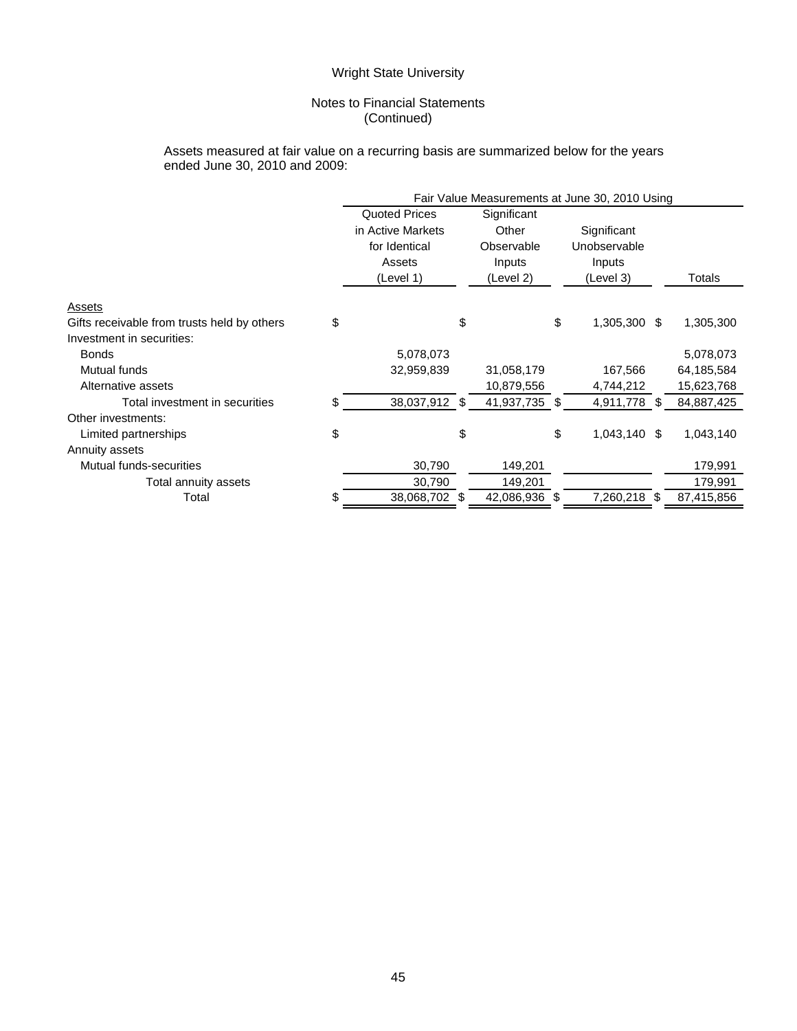Wright State University

Notes to Financial Statements
(Continued)

Assets measured at fair value on a recurring basis are summarized below for the years ended June 30, 2010 and 2009:

| | Fair Value Measurements at June 30, 2010 Using | | | |
|---|---|---|---|---|
| | Quoted Prices in Active Markets for Identical Assets (Level 1) | Significant Other Observable Inputs (Level 2) | Significant Unobservable Inputs (Level 3) | Totals |
| Assets | | | | |
| Gifts receivable from trusts held by others | $ | $ | $ 1,305,300 | $ 1,305,300 |
| Investment in securities: | | | | |
| Bonds | 5,078,073 | | | 5,078,073 |
| Mutual funds | 32,959,839 | 31,058,179 | 167,566 | 64,185,584 |
| Alternative assets | | 10,879,556 | 4,744,212 | 15,623,768 |
| Total investment in securities | $ 38,037,912 | $ 41,937,735 | $ 4,911,778 | $ 84,887,425 |
| Other investments: | | | | |
| Limited partnerships | $ | $ | $ 1,043,140 | $ 1,043,140 |
| Annuity assets | | | | |
| Mutual funds-securities | 30,790 | 149,201 | | 179,991 |
| Total annuity assets | 30,790 | 149,201 | | 179,991 |
| Total | $ 38,068,702 | $ 42,086,936 | $ 7,260,218 | $ 87,415,856 |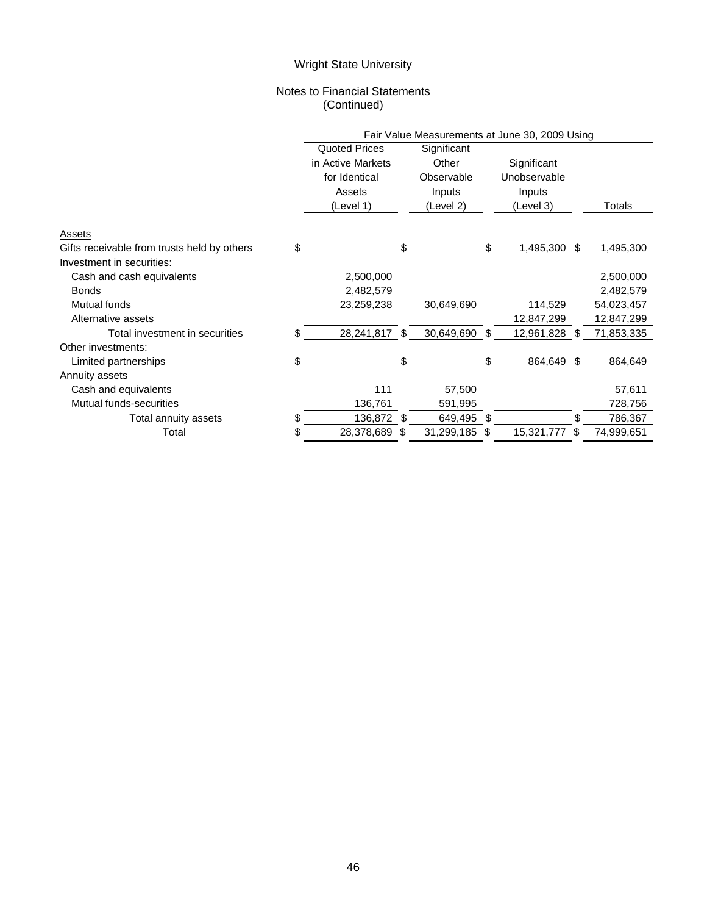Wright State University

Notes to Financial Statements
(Continued)

| | Fair Value Measurements at June 30, 2009 Using | | | |
|---|---|---|---|---|
| | Quoted Prices in Active Markets for Identical Assets (Level 1) | Significant Other Observable Inputs (Level 2) | Significant Unobservable Inputs (Level 3) | Totals |
| Assets | | | | |
| Gifts receivable from trusts held by others | $ | $ | $ 1,495,300 | $ 1,495,300 |
| Investment in securities: | | | | |
| Cash and cash equivalents | 2,500,000 | | | 2,500,000 |
| Bonds | 2,482,579 | | | 2,482,579 |
| Mutual funds | 23,259,238 | 30,649,690 | 114,529 | 54,023,457 |
| Alternative assets | | | 12,847,299 | 12,847,299 |
| Total investment in securities | $ 28,241,817 | $ 30,649,690 | $ 12,961,828 | $ 71,853,335 |
| Other investments: | | | | |
| Limited partnerships | $ | $ | $ 864,649 | $ 864,649 |
| Annuity assets | | | | |
| Cash and equivalents | 111 | 57,500 | | 57,611 |
| Mutual funds-securities | 136,761 | 591,995 | | 728,756 |
| Total annuity assets | $ 136,872 | $ 649,495 | $ | $ 786,367 |
| Total | $ 28,378,689 | $ 31,299,185 | $ 15,321,777 | $ 74,999,651 |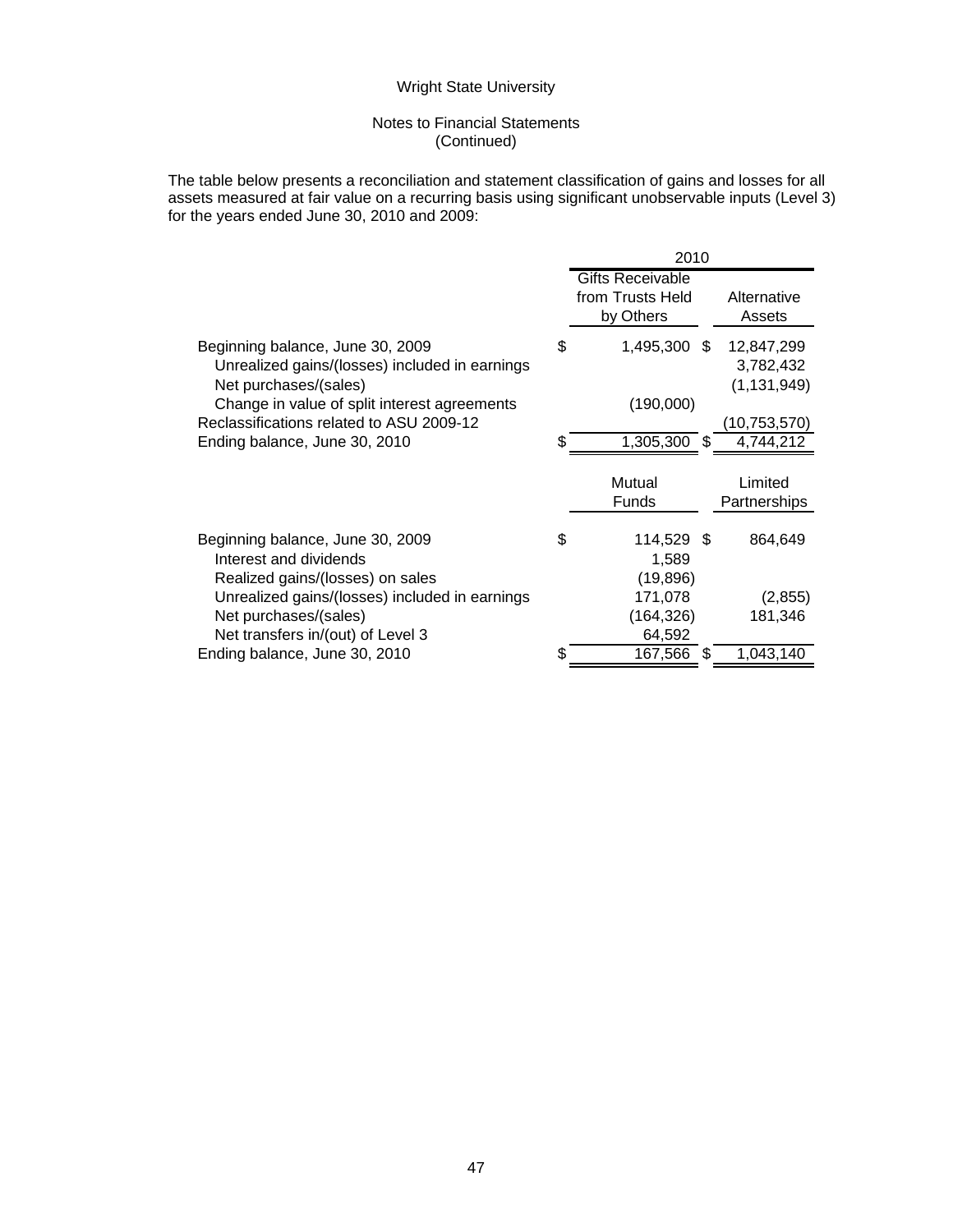Wright State University

Notes to Financial Statements
(Continued)

The table below presents a reconciliation and statement classification of gains and losses for all assets measured at fair value on a recurring basis using significant unobservable inputs (Level 3) for the years ended June 30, 2010 and 2009:

| | 2010 | |
|---|---|---|
| | Gifts Receivable from Trusts Held by Others | Alternative Assets |
| Beginning balance, June 30, 2009 | $ 1,495,300 | $ 12,847,299 |
| Unrealized gains/(losses) included in earnings | | 3,782,432 |
| Net purchases/(sales) | | (1,131,949) |
| Change in value of split interest agreements | (190,000) | |
| Reclassifications related to ASU 2009-12 | | (10,753,570) |
| Ending balance, June 30, 2010 | $ 1,305,300 | $ 4,744,212 |

| | Mutual Funds | Limited Partnerships |
|---|---|---|
| Beginning balance, June 30, 2009 | $ 114,529 | $ 864,649 |
| Interest and dividends | 1,589 | |
| Realized gains/(losses) on sales | (19,896) | |
| Unrealized gains/(losses) included in earnings | 171,078 | (2,855) |
| Net purchases/(sales) | (164,326) | 181,346 |
| Net transfers in/(out) of Level 3 | 64,592 | |
| Ending balance, June 30, 2010 | $ 167,566 | $ 1,043,140 |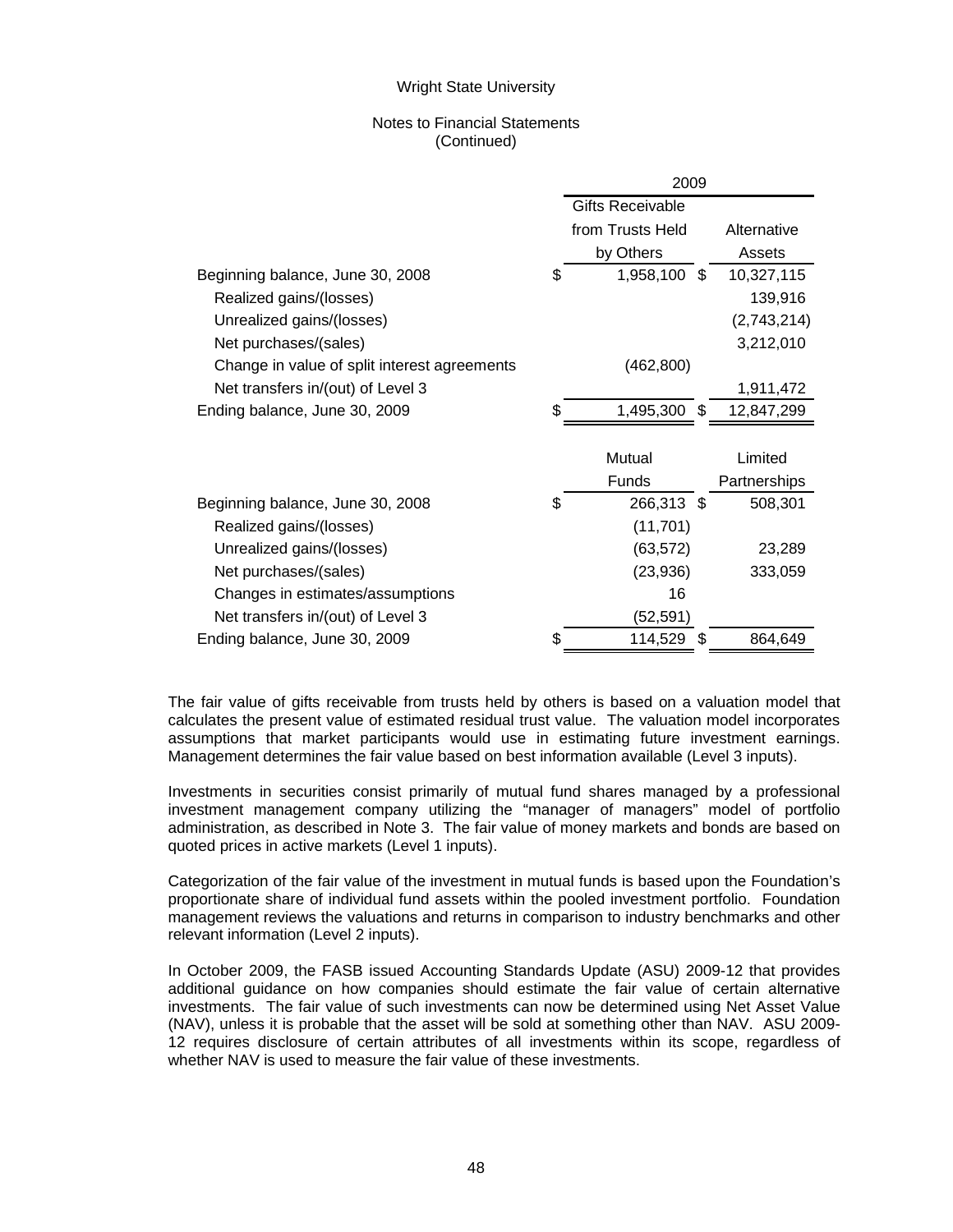Wright State University

Notes to Financial Statements
(Continued)

| | 2009 | |
|---|---|---|
| | Gifts Receivable from Trusts Held by Others | Alternative Assets |
| Beginning balance, June 30, 2008 | $ 1,958,100 | $ 10,327,115 |
| Realized gains/(losses) | | 139,916 |
| Unrealized gains/(losses) | | (2,743,214) |
| Net purchases/(sales) | | 3,212,010 |
| Change in value of split interest agreements | (462,800) | |
| Net transfers in/(out) of Level 3 | | 1,911,472 |
| Ending balance, June 30, 2009 | $ 1,495,300 | $ 12,847,299 |

| | Mutual Funds | Limited Partnerships |
|---|---|---|
| Beginning balance, June 30, 2008 | $ 266,313 | $ 508,301 |
| Realized gains/(losses) | (11,701) | |
| Unrealized gains/(losses) | (63,572) | 23,289 |
| Net purchases/(sales) | (23,936) | 333,059 |
| Changes in estimates/assumptions | 16 | |
| Net transfers in/(out) of Level 3 | (52,591) | |
| Ending balance, June 30, 2009 | $ 114,529 | $ 864,649 |

The fair value of gifts receivable from trusts held by others is based on a valuation model that calculates the present value of estimated residual trust value. The valuation model incorporates assumptions that market participants would use in estimating future investment earnings. Management determines the fair value based on best information available (Level 3 inputs).

Investments in securities consist primarily of mutual fund shares managed by a professional investment management company utilizing the "manager of managers" model of portfolio administration, as described in Note 3. The fair value of money markets and bonds are based on quoted prices in active markets (Level 1 inputs).

Categorization of the fair value of the investment in mutual funds is based upon the Foundation's proportionate share of individual fund assets within the pooled investment portfolio. Foundation management reviews the valuations and returns in comparison to industry benchmarks and other relevant information (Level 2 inputs).

In October 2009, the FASB issued Accounting Standards Update (ASU) 2009-12 that provides additional guidance on how companies should estimate the fair value of certain alternative investments. The fair value of such investments can now be determined using Net Asset Value (NAV), unless it is probable that the asset will be sold at something other than NAV. ASU 2009-12 requires disclosure of certain attributes of all investments within its scope, regardless of whether NAV is used to measure the fair value of these investments.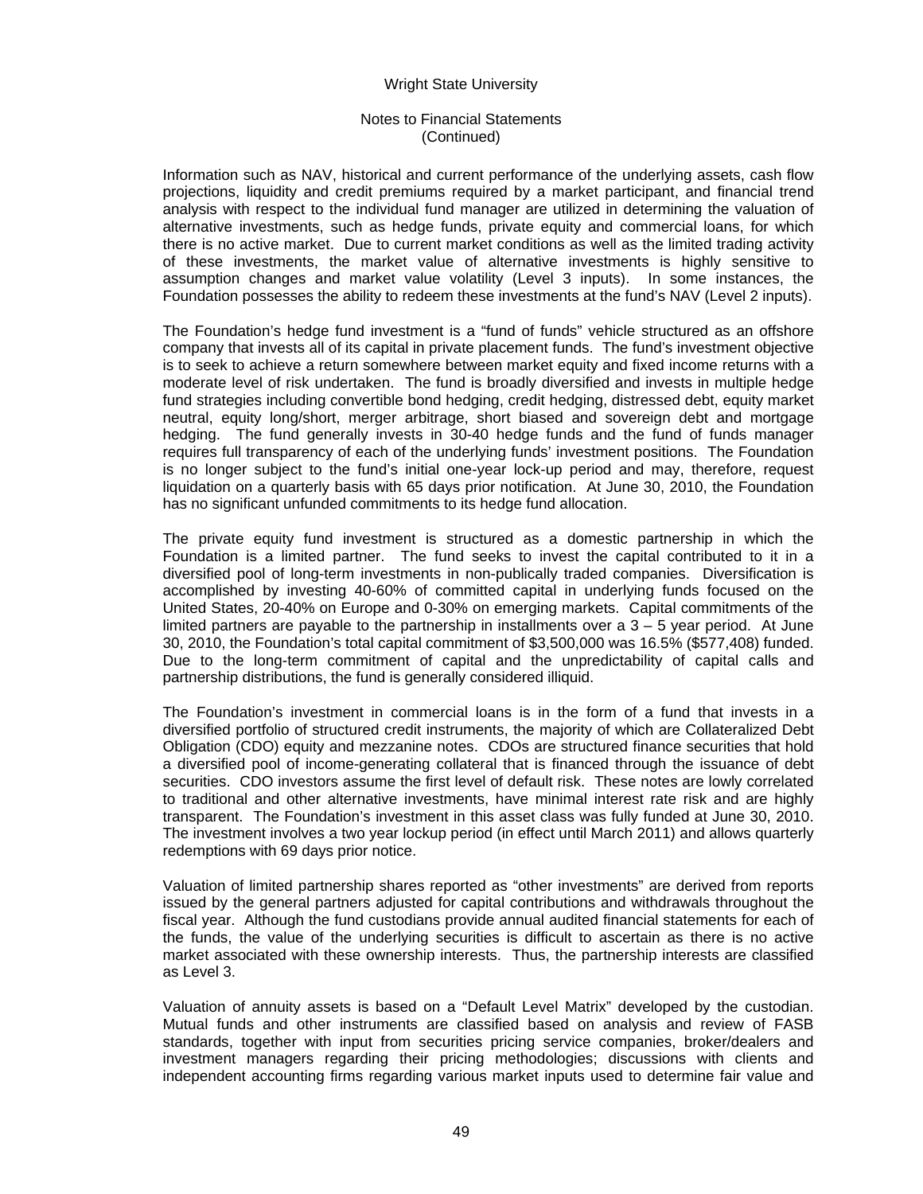Information such as NAV, historical and current performance of the underlying assets, cash flow projections, liquidity and credit premiums required by a market participant, and financial trend analysis with respect to the individual fund manager are utilized in determining the valuation of alternative investments, such as hedge funds, private equity and commercial loans, for which there is no active market. Due to current market conditions as well as the limited trading activity of these investments, the market value of alternative investments is highly sensitive to assumption changes and market value volatility (Level 3 inputs). In some instances, the Foundation possesses the ability to redeem these investments at the fund's NAV (Level 2 inputs).

The Foundation's hedge fund investment is a "fund of funds" vehicle structured as an offshore company that invests all of its capital in private placement funds. The fund's investment objective is to seek to achieve a return somewhere between market equity and fixed income returns with a moderate level of risk undertaken. The fund is broadly diversified and invests in multiple hedge fund strategies including convertible bond hedging, credit hedging, distressed debt, equity market neutral, equity long/short, merger arbitrage, short biased and sovereign debt and mortgage hedging. The fund generally invests in 30-40 hedge funds and the fund of funds manager requires full transparency of each of the underlying funds' investment positions. The Foundation is no longer subject to the fund's initial one-year lock-up period and may, therefore, request liquidation on a quarterly basis with 65 days prior notification. At June 30, 2010, the Foundation has no significant unfunded commitments to its hedge fund allocation.

The private equity fund investment is structured as a domestic partnership in which the Foundation is a limited partner. The fund seeks to invest the capital contributed to it in a diversified pool of long-term investments in non-publically traded companies. Diversification is accomplished by investing 40-60% of committed capital in underlying funds focused on the United States, 20-40% on Europe and 0-30% on emerging markets. Capital commitments of the limited partners are payable to the partnership in installments over a 3 – 5 year period. At June 30, 2010, the Foundation's total capital commitment of $3,500,000 was 16.5% ($577,408) funded. Due to the long-term commitment of capital and the unpredictability of capital calls and partnership distributions, the fund is generally considered illiquid.

The Foundation's investment in commercial loans is in the form of a fund that invests in a diversified portfolio of structured credit instruments, the majority of which are Collateralized Debt Obligation (CDO) equity and mezzanine notes. CDOs are structured finance securities that hold a diversified pool of income-generating collateral that is financed through the issuance of debt securities. CDO investors assume the first level of default risk. These notes are lowly correlated to traditional and other alternative investments, have minimal interest rate risk and are highly transparent. The Foundation's investment in this asset class was fully funded at June 30, 2010. The investment involves a two year lockup period (in effect until March 2011) and allows quarterly redemptions with 69 days prior notice.

Valuation of limited partnership shares reported as "other investments" are derived from reports issued by the general partners adjusted for capital contributions and withdrawals throughout the fiscal year. Although the fund custodians provide annual audited financial statements for each of the funds, the value of the underlying securities is difficult to ascertain as there is no active market associated with these ownership interests. Thus, the partnership interests are classified as Level 3.

Valuation of annuity assets is based on a "Default Level Matrix" developed by the custodian. Mutual funds and other instruments are classified based on analysis and review of FASB standards, together with input from securities pricing service companies, broker/dealers and investment managers regarding their pricing methodologies; discussions with clients and independent accounting firms regarding various market inputs used to determine fair value and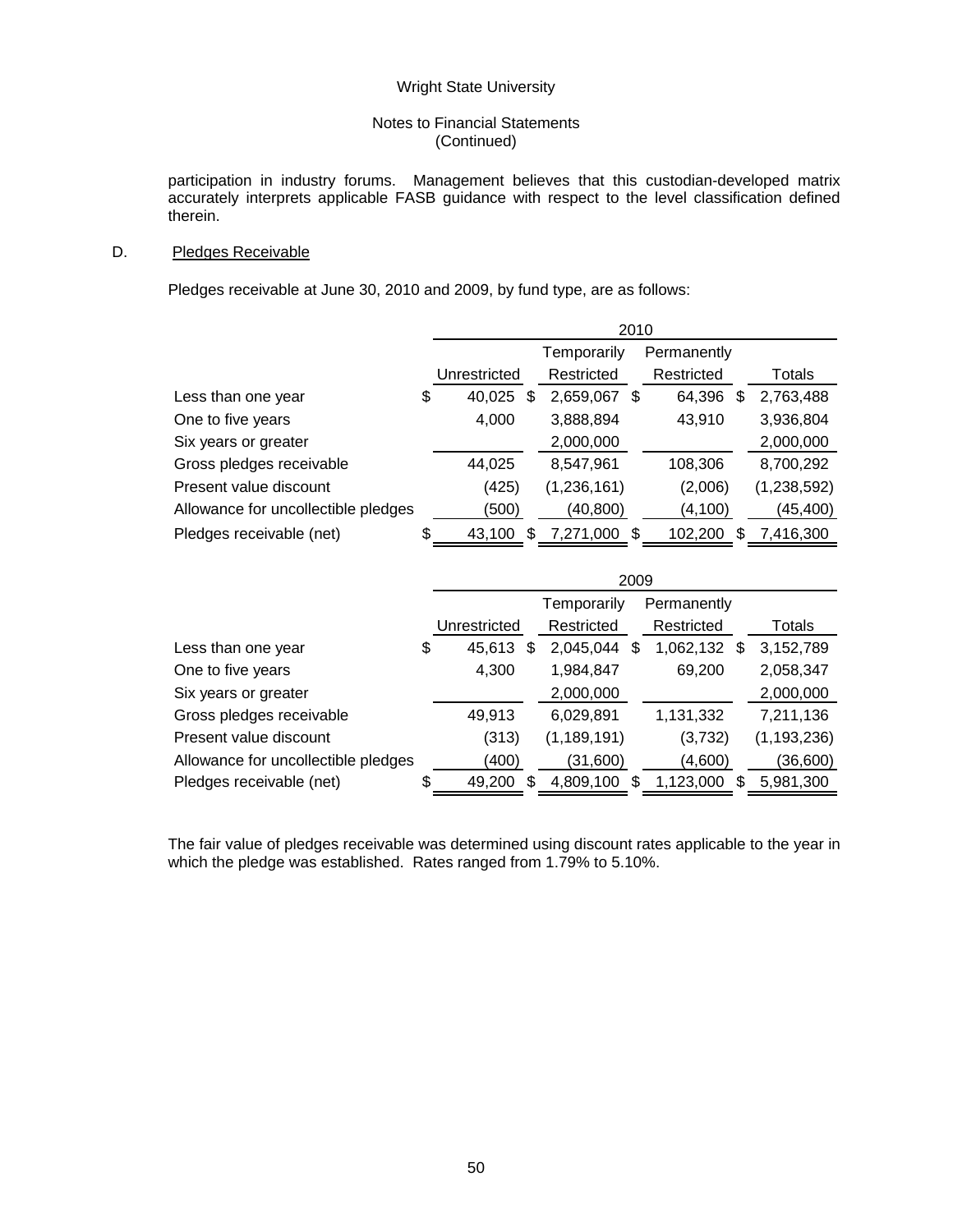participation in industry forums. Management believes that this custodian-developed matrix accurately interprets applicable FASB guidance with respect to the level classification defined therein.

D. Pledges Receivable

Pledges receivable at June 30, 2010 and 2009, by fund type, are as follows:

| | 2010 | | | |
|---|---|---|---|---|
| | Unrestricted | Temporarily Restricted | Permanently Restricted | Totals |
| Less than one year | $ 40,025 | $ 2,659,067 | $ 64,396 | $ 2,763,488 |
| One to five years | 4,000 | 3,888,894 | 43,910 | 3,936,804 |
| Six years or greater | | 2,000,000 | | 2,000,000 |
| Gross pledges receivable | 44,025 | 8,547,961 | 108,306 | 8,700,292 |
| Present value discount | (425) | (1,236,161) | (2,006) | (1,238,592) |
| Allowance for uncollectible pledges | (500) | (40,800) | (4,100) | (45,400) |
| Pledges receivable (net) | $ 43,100 | $ 7,271,000 | $ 102,200 | $ 7,416,300 |

| | 2009 | | | |
|---|---|---|---|---|
| | Unrestricted | Temporarily Restricted | Permanently Restricted | Totals |
| Less than one year | $ 45,613 | $ 2,045,044 | $ 1,062,132 | $ 3,152,789 |
| One to five years | 4,300 | 1,984,847 | 69,200 | 2,058,347 |
| Six years or greater | | 2,000,000 | | 2,000,000 |
| Gross pledges receivable | 49,913 | 6,029,891 | 1,131,332 | 7,211,136 |
| Present value discount | (313) | (1,189,191) | (3,732) | (1,193,236) |
| Allowance for uncollectible pledges | (400) | (31,600) | (4,600) | (36,600) |
| Pledges receivable (net) | $ 49,200 | $ 4,809,100 | $ 1,123,000 | $ 5,981,300 |

The fair value of pledges receivable was determined using discount rates applicable to the year in which the pledge was established. Rates ranged from 1.79% to 5.10%.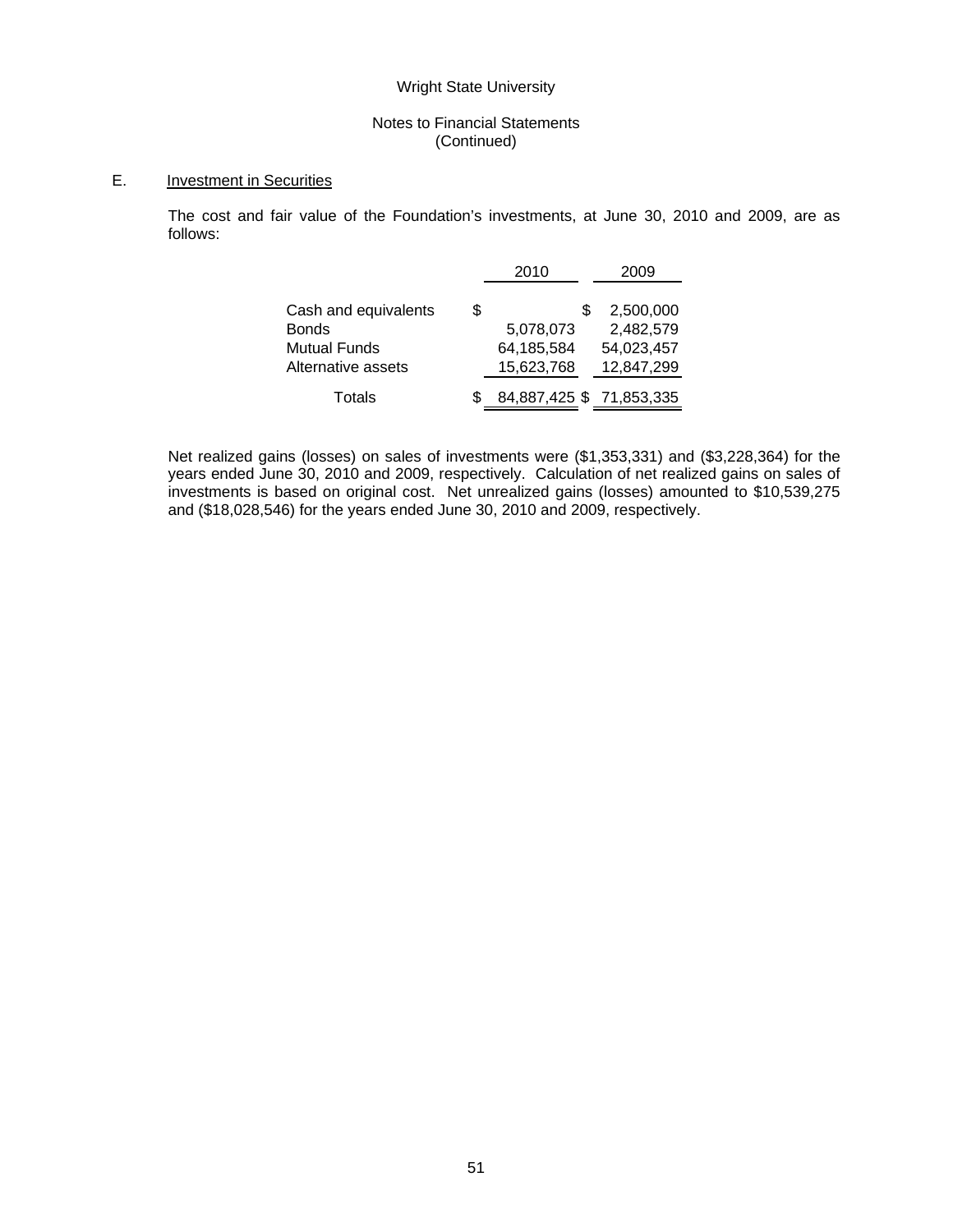Wright State University

Notes to Financial Statements
(Continued)

E. Investment in Securities

The cost and fair value of the Foundation's investments, at June 30, 2010 and 2009, are as follows:

| | 2010 | 2009 |
|---|---|---|
| Cash and equivalents | $ | $ 2,500,000 |
| Bonds | 5,078,073 | 2,482,579 |
| Mutual Funds | 64,185,584 | 54,023,457 |
| Alternative assets | 15,623,768 | 12,847,299 |
| Totals | $ 84,887,425 | $ 71,853,335 |

Net realized gains (losses) on sales of investments were ($1,353,331) and ($3,228,364) for the years ended June 30, 2010 and 2009, respectively. Calculation of net realized gains on sales of investments is based on original cost. Net unrealized gains (losses) amounted to $10,539,275 and ($18,028,546) for the years ended June 30, 2010 and 2009, respectively.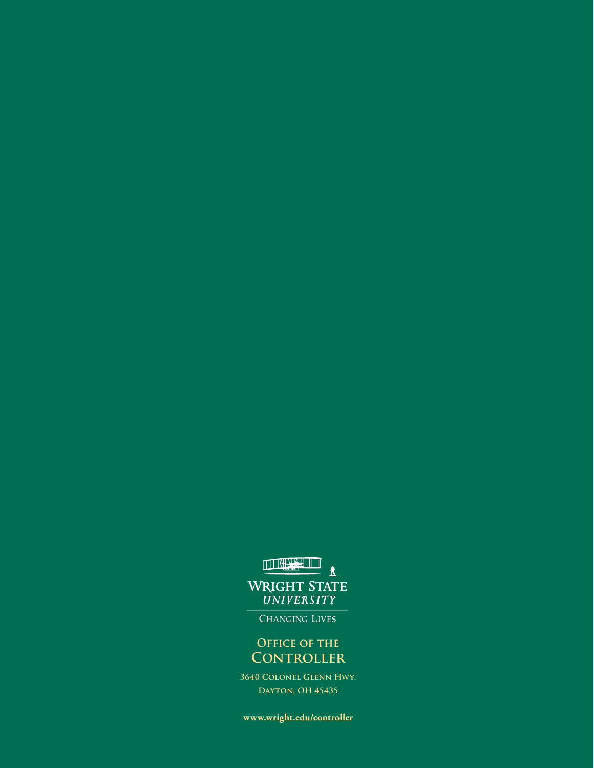WRIGHT STATE
*UNIVERSITY*

CHANGING LIVES

**OFFICE OF THE**
**CONTROLLER**

**3640 COLONEL GLENN HWY.**
**DAYTON, OH 45435**

**www.wright.edu/controller**